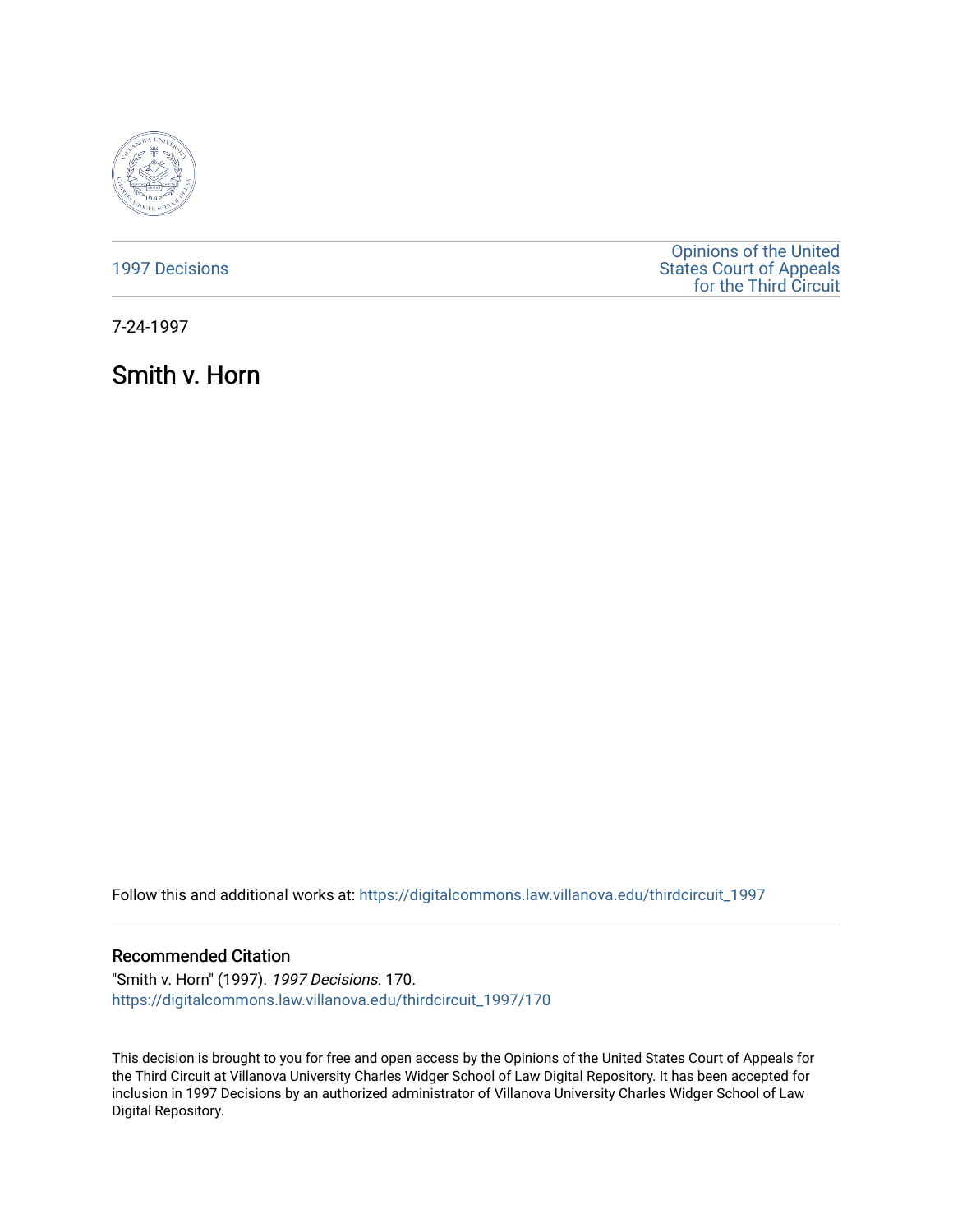1997 Decisions

Opinions of the United States Court of Appeals for the Third Circuit

7-24-1997

# Smith v. Horn

Follow this and additional works at: https://digitalcommons.law.villanova.edu/thirdcircuit_1997

## Recommended Citation

"Smith v. Horn" (1997). *1997 Decisions*. 170.
https://digitalcommons.law.villanova.edu/thirdcircuit_1997/170

This decision is brought to you for free and open access by the Opinions of the United States Court of Appeals for the Third Circuit at Villanova University Charles Widger School of Law Digital Repository. It has been accepted for inclusion in 1997 Decisions by an authorized administrator of Villanova University Charles Widger School of Law Digital Repository.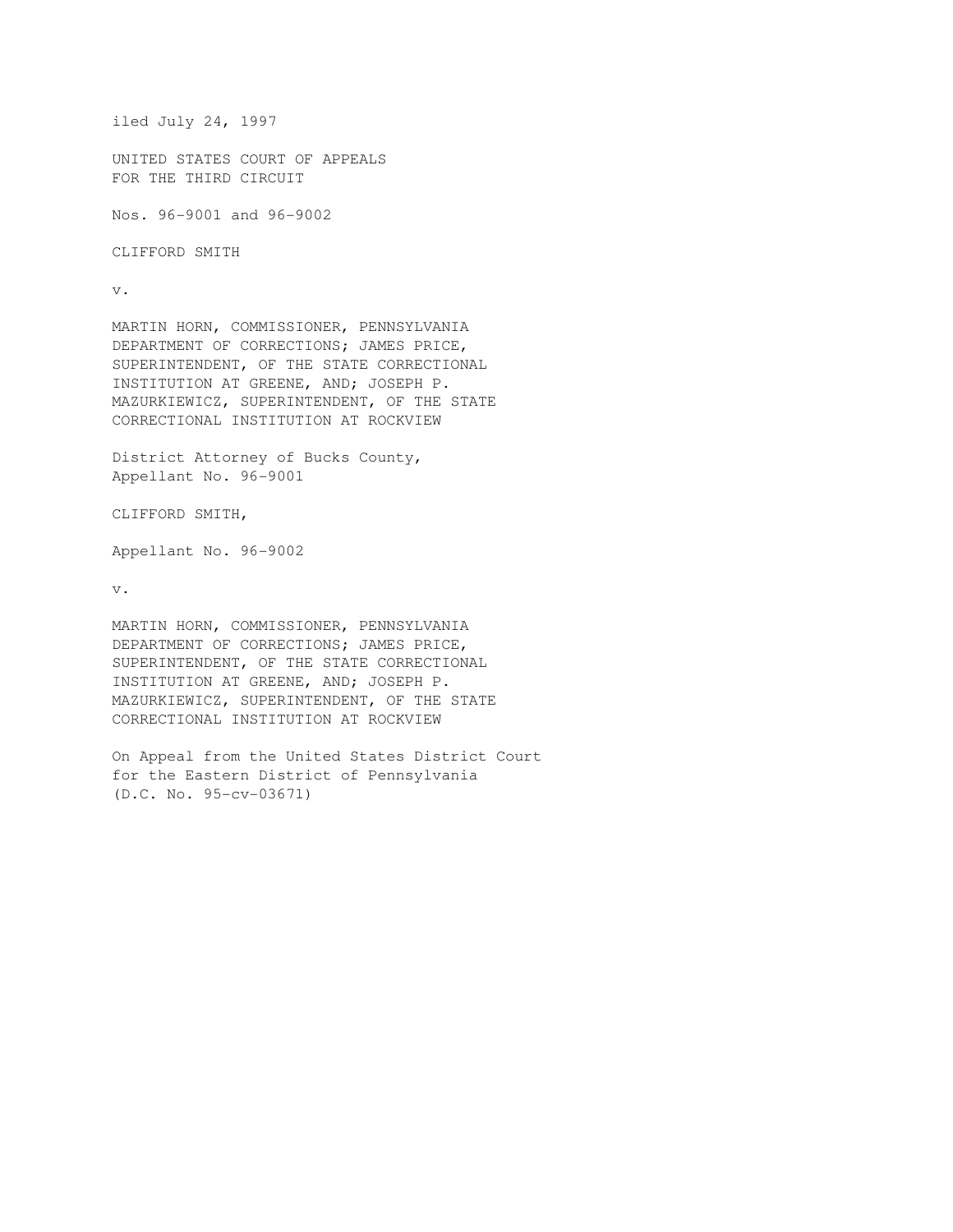iled July 24, 1997

UNITED STATES COURT OF APPEALS
FOR THE THIRD CIRCUIT

Nos. 96-9001 and 96-9002

CLIFFORD SMITH

v.

MARTIN HORN, COMMISSIONER, PENNSYLVANIA
DEPARTMENT OF CORRECTIONS; JAMES PRICE,
SUPERINTENDENT, OF THE STATE CORRECTIONAL
INSTITUTION AT GREENE, AND; JOSEPH P.
MAZURKIEWICZ, SUPERINTENDENT, OF THE STATE
CORRECTIONAL INSTITUTION AT ROCKVIEW

District Attorney of Bucks County,
Appellant No. 96-9001

CLIFFORD SMITH,

Appellant No. 96-9002

v.

MARTIN HORN, COMMISSIONER, PENNSYLVANIA
DEPARTMENT OF CORRECTIONS; JAMES PRICE,
SUPERINTENDENT, OF THE STATE CORRECTIONAL
INSTITUTION AT GREENE, AND; JOSEPH P.
MAZURKIEWICZ, SUPERINTENDENT, OF THE STATE
CORRECTIONAL INSTITUTION AT ROCKVIEW

On Appeal from the United States District Court
for the Eastern District of Pennsylvania
(D.C. No. 95-cv-03671)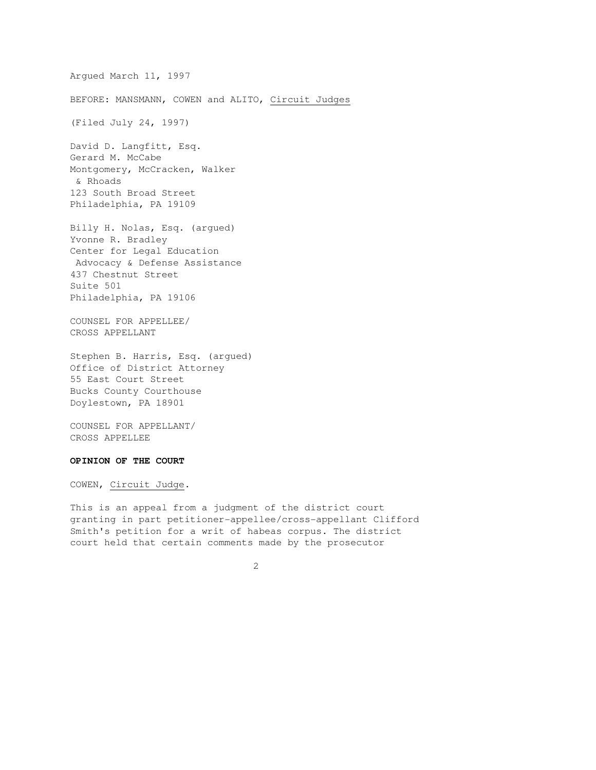Argued March 11, 1997

BEFORE: MANSMANN, COWEN and ALITO, Circuit Judges

(Filed July 24, 1997)

David D. Langfitt, Esq.
Gerard M. McCabe
Montgomery, McCracken, Walker
& Rhoads
123 South Broad Street
Philadelphia, PA 19109

Billy H. Nolas, Esq. (argued)
Yvonne R. Bradley
Center for Legal Education
Advocacy & Defense Assistance
437 Chestnut Street
Suite 501
Philadelphia, PA 19106

COUNSEL FOR APPELLEE/
CROSS APPELLANT

Stephen B. Harris, Esq. (argued)
Office of District Attorney
55 East Court Street
Bucks County Courthouse
Doylestown, PA 18901

COUNSEL FOR APPELLANT/
CROSS APPELLEE

**OPINION OF THE COURT**

COWEN, Circuit Judge.

This is an appeal from a judgment of the district court granting in part petitioner-appellee/cross-appellant Clifford Smith's petition for a writ of habeas corpus. The district court held that certain comments made by the prosecutor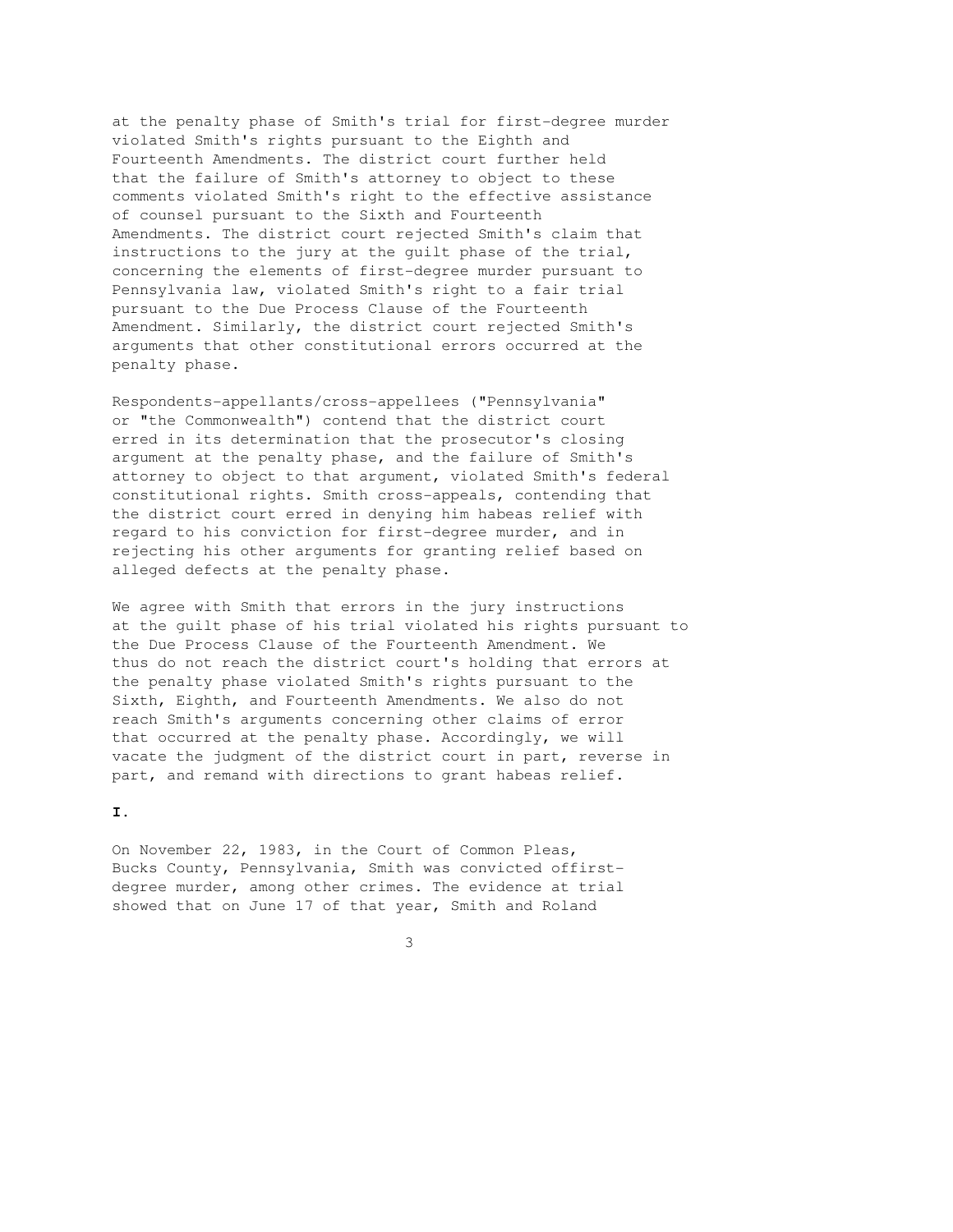at the penalty phase of Smith's trial for first-degree murder violated Smith's rights pursuant to the Eighth and Fourteenth Amendments. The district court further held that the failure of Smith's attorney to object to these comments violated Smith's right to the effective assistance of counsel pursuant to the Sixth and Fourteenth Amendments. The district court rejected Smith's claim that instructions to the jury at the guilt phase of the trial, concerning the elements of first-degree murder pursuant to Pennsylvania law, violated Smith's right to a fair trial pursuant to the Due Process Clause of the Fourteenth Amendment. Similarly, the district court rejected Smith's arguments that other constitutional errors occurred at the penalty phase.

Respondents-appellants/cross-appellees ("Pennsylvania" or "the Commonwealth") contend that the district court erred in its determination that the prosecutor's closing argument at the penalty phase, and the failure of Smith's attorney to object to that argument, violated Smith's federal constitutional rights. Smith cross-appeals, contending that the district court erred in denying him habeas relief with regard to his conviction for first-degree murder, and in rejecting his other arguments for granting relief based on alleged defects at the penalty phase.

We agree with Smith that errors in the jury instructions at the guilt phase of his trial violated his rights pursuant to the Due Process Clause of the Fourteenth Amendment. We thus do not reach the district court's holding that errors at the penalty phase violated Smith's rights pursuant to the Sixth, Eighth, and Fourteenth Amendments. We also do not reach Smith's arguments concerning other claims of error that occurred at the penalty phase. Accordingly, we will vacate the judgment of the district court in part, reverse in part, and remand with directions to grant habeas relief.

**I.**

On November 22, 1983, in the Court of Common Pleas, Bucks County, Pennsylvania, Smith was convicted offirst-degree murder, among other crimes. The evidence at trial showed that on June 17 of that year, Smith and Roland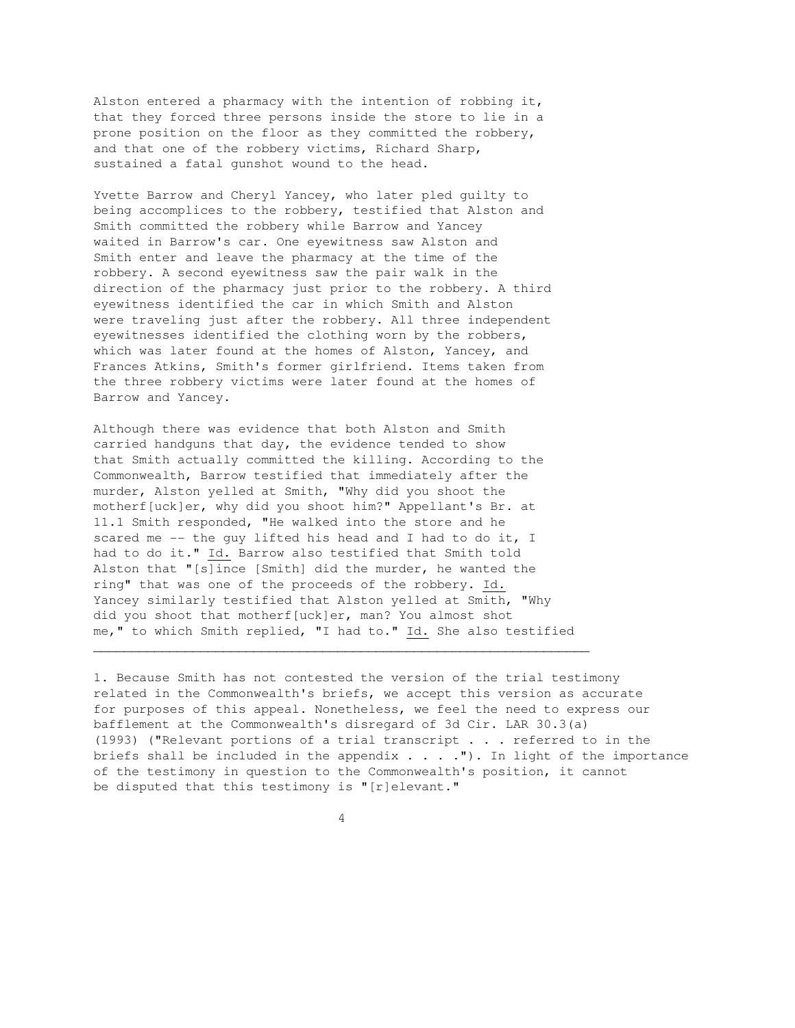Alston entered a pharmacy with the intention of robbing it, that they forced three persons inside the store to lie in a prone position on the floor as they committed the robbery, and that one of the robbery victims, Richard Sharp, sustained a fatal gunshot wound to the head.

Yvette Barrow and Cheryl Yancey, who later pled guilty to being accomplices to the robbery, testified that Alston and Smith committed the robbery while Barrow and Yancey waited in Barrow's car. One eyewitness saw Alston and Smith enter and leave the pharmacy at the time of the robbery. A second eyewitness saw the pair walk in the direction of the pharmacy just prior to the robbery. A third eyewitness identified the car in which Smith and Alston were traveling just after the robbery. All three independent eyewitnesses identified the clothing worn by the robbers, which was later found at the homes of Alston, Yancey, and Frances Atkins, Smith's former girlfriend. Items taken from the three robbery victims were later found at the homes of Barrow and Yancey.

Although there was evidence that both Alston and Smith carried handguns that day, the evidence tended to show that Smith actually committed the killing. According to the Commonwealth, Barrow testified that immediately after the murder, Alston yelled at Smith, "Why did you shoot the motherf[uck]er, why did you shoot him?" Appellant's Br. at 11.[1] Smith responded, "He walked into the store and he scared me -- the guy lifted his head and I had to do it, I had to do it." Id. Barrow also testified that Smith told Alston that "[s]ince [Smith] did the murder, he wanted the ring" that was one of the proceeds of the robbery. Id. Yancey similarly testified that Alston yelled at Smith, "Why did you shoot that motherf[uck]er, man? You almost shot me," to which Smith replied, "I had to." Id. She also testified

---

1. Because Smith has not contested the version of the trial testimony related in the Commonwealth's briefs, we accept this version as accurate for purposes of this appeal. Nonetheless, we feel the need to express our bafflement at the Commonwealth's disregard of 3d Cir. LAR 30.3(a) (1993) ("Relevant portions of a trial transcript . . . referred to in the briefs shall be included in the appendix . . . ."). In light of the importance of the testimony in question to the Commonwealth's position, it cannot be disputed that this testimony is "[r]elevant."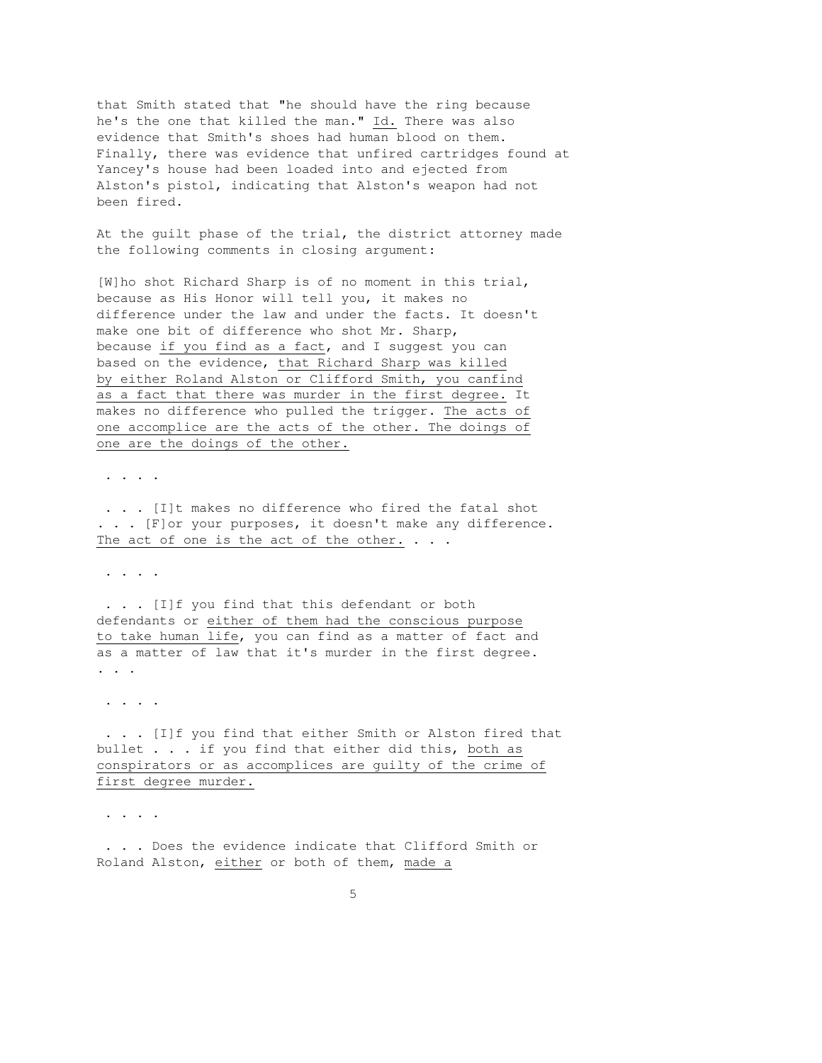that Smith stated that "he should have the ring because he's the one that killed the man." Id. There was also evidence that Smith's shoes had human blood on them. Finally, there was evidence that unfired cartridges found at Yancey's house had been loaded into and ejected from Alston's pistol, indicating that Alston's weapon had not been fired.

At the guilt phase of the trial, the district attorney made the following comments in closing argument:

> [W]ho shot Richard Sharp is of no moment in this trial, because as His Honor will tell you, it makes no difference under the law and under the facts. It doesn't make one bit of difference who shot Mr. Sharp, because if you find as a fact, and I suggest you can based on the evidence, that Richard Sharp was killed by either Roland Alston or Clifford Smith, you canfind as a fact that there was murder in the first degree. It makes no difference who pulled the trigger. The acts of one accomplice are the acts of the other. The doings of one are the doings of the other.
>
> . . . .
>
> . . . [I]t makes no difference who fired the fatal shot . . . [F]or your purposes, it doesn't make any difference. The act of one is the act of the other. . . .
>
> . . . .
>
> . . . [I]f you find that this defendant or both defendants or either of them had the conscious purpose to take human life, you can find as a matter of fact and as a matter of law that it's murder in the first degree. . . .
>
> . . . .
>
> . . . [I]f you find that either Smith or Alston fired that bullet . . . if you find that either did this, both as conspirators or as accomplices are guilty of the crime of first degree murder.
>
> . . . .
>
> . . . Does the evidence indicate that Clifford Smith or Roland Alston, either or both of them, made a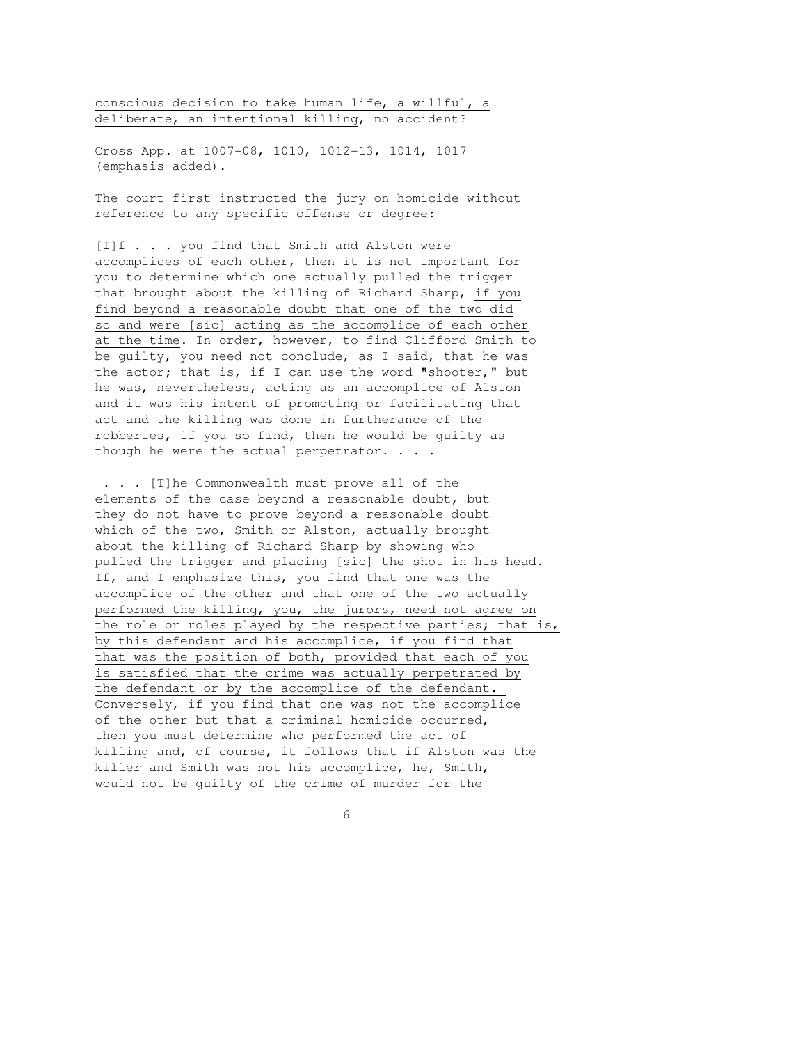<u>conscious decision to take human life, a willful, a deliberate, an intentional killing</u>, no accident?

Cross App. at 1007-08, 1010, 1012-13, 1014, 1017 (emphasis added).

The court first instructed the jury on homicide without reference to any specific offense or degree:

> [I]f . . . you find that Smith and Alston were accomplices of each other, then it is not important for you to determine which one actually pulled the trigger that brought about the killing of Richard Sharp, <u>if you find beyond a reasonable doubt that one of the two did so and were [sic] acting as the accomplice of each other at the time</u>. In order, however, to find Clifford Smith to be guilty, you need not conclude, as I said, that he was the actor; that is, if I can use the word "shooter," but he was, nevertheless, <u>acting as an accomplice of Alston</u> and it was his intent of promoting or facilitating that act and the killing was done in furtherance of the robberies, if you so find, then he would be guilty as though he were the actual perpetrator. . . .
>
> . . . [T]he Commonwealth must prove all of the elements of the case beyond a reasonable doubt, but they do not have to prove beyond a reasonable doubt which of the two, Smith or Alston, actually brought about the killing of Richard Sharp by showing who pulled the trigger and placing [sic] the shot in his head. <u>If, and I emphasize this, you find that one was the accomplice of the other and that one of the two actually performed the killing, you, the jurors, need not agree on the role or roles played by the respective parties; that is, by this defendant and his accomplice, if you find that that was the position of both, provided that each of you is satisfied that the crime was actually perpetrated by the defendant or by the accomplice of the defendant.</u> Conversely, if you find that one was not the accomplice of the other but that a criminal homicide occurred, then you must determine who performed the act of killing and, of course, it follows that if Alston was the killer and Smith was not his accomplice, he, Smith, would not be guilty of the crime of murder for the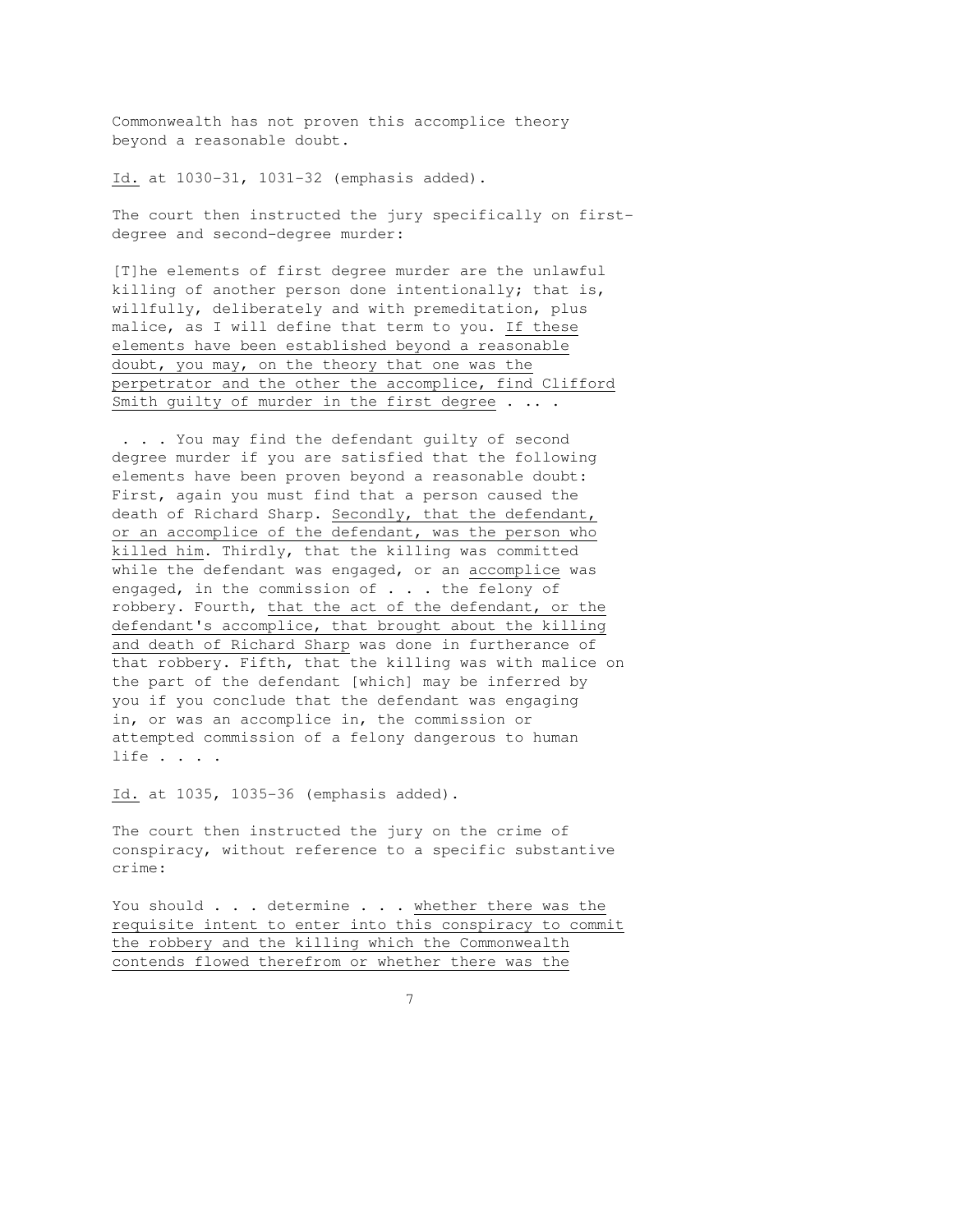Commonwealth has not proven this accomplice theory beyond a reasonable doubt.

<u>Id.</u> at 1030-31, 1031-32 (emphasis added).

The court then instructed the jury specifically on first-degree and second-degree murder:

> [T]he elements of first degree murder are the unlawful killing of another person done intentionally; that is, willfully, deliberately and with premeditation, plus malice, as I will define that term to you. <u>If these elements have been established beyond a reasonable doubt, you may, on the theory that one was the perpetrator and the other the accomplice, find Clifford Smith guilty of murder in the first degree</u> . . . .
>
> . . . You may find the defendant guilty of second degree murder if you are satisfied that the following elements have been proven beyond a reasonable doubt: First, again you must find that a person caused the death of Richard Sharp. <u>Secondly, that the defendant, or an accomplice of the defendant, was the person who killed him</u>. Thirdly, that the killing was committed while the defendant was engaged, or an <u>accomplice</u> was engaged, in the commission of . . . the felony of robbery. Fourth, <u>that the act of the defendant, or the defendant's accomplice, that brought about the killing and death of Richard Sharp</u> was done in furtherance of that robbery. Fifth, that the killing was with malice on the part of the defendant [which] may be inferred by you if you conclude that the defendant was engaging in, or was an accomplice in, the commission or attempted commission of a felony dangerous to human life . . . .

<u>Id.</u> at 1035, 1035-36 (emphasis added).

The court then instructed the jury on the crime of conspiracy, without reference to a specific substantive crime:

> You should . . . determine . . . <u>whether there was the requisite intent to enter into this conspiracy to commit the robbery and the killing which the Commonwealth contends flowed therefrom or whether there was the</u>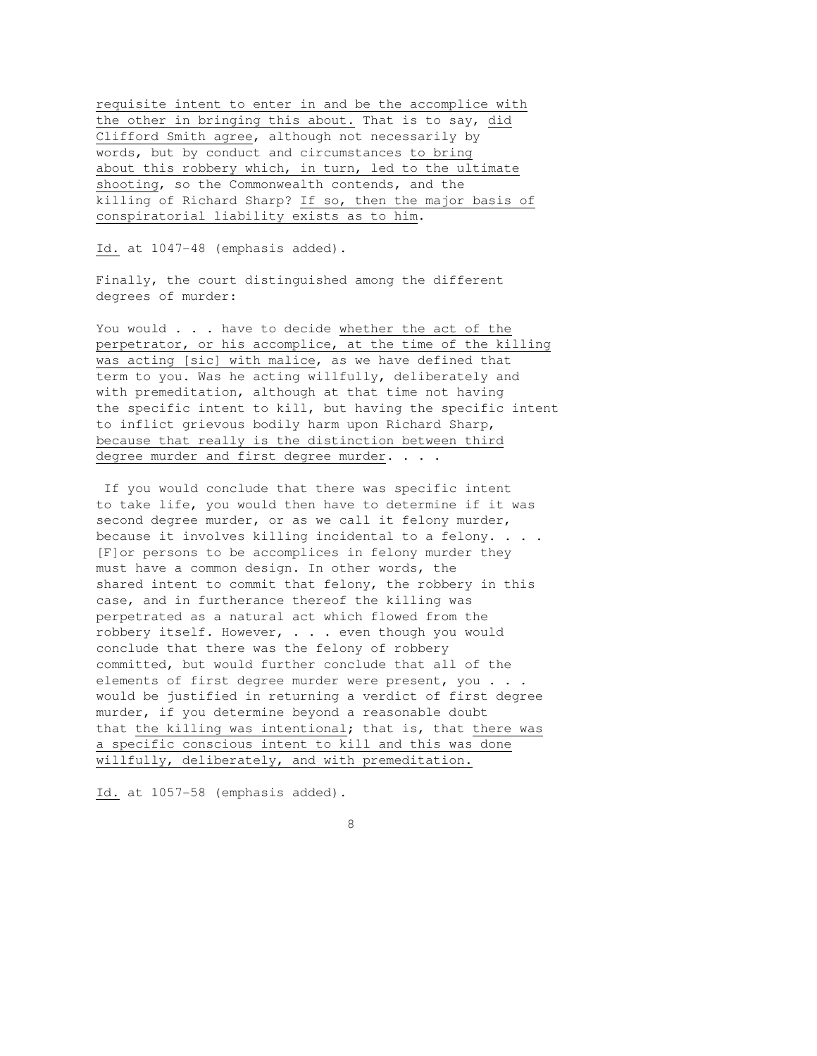requisite intent to enter in and be the accomplice with the other in bringing this about. That is to say, did Clifford Smith agree, although not necessarily by words, but by conduct and circumstances to bring about this robbery which, in turn, led to the ultimate shooting, so the Commonwealth contends, and the killing of Richard Sharp? If so, then the major basis of conspiratorial liability exists as to him.

Id. at 1047-48 (emphasis added).

Finally, the court distinguished among the different degrees of murder:

You would . . . have to decide whether the act of the perpetrator, or his accomplice, at the time of the killing was acting [sic] with malice, as we have defined that term to you. Was he acting willfully, deliberately and with premeditation, although at that time not having the specific intent to kill, but having the specific intent to inflict grievous bodily harm upon Richard Sharp, because that really is the distinction between third degree murder and first degree murder. . . .

If you would conclude that there was specific intent to take life, you would then have to determine if it was second degree murder, or as we call it felony murder, because it involves killing incidental to a felony. . . . [F]or persons to be accomplices in felony murder they must have a common design. In other words, the shared intent to commit that felony, the robbery in this case, and in furtherance thereof the killing was perpetrated as a natural act which flowed from the robbery itself. However, . . . even though you would conclude that there was the felony of robbery committed, but would further conclude that all of the elements of first degree murder were present, you . . . would be justified in returning a verdict of first degree murder, if you determine beyond a reasonable doubt that the killing was intentional; that is, that there was a specific conscious intent to kill and this was done willfully, deliberately, and with premeditation.

Id. at 1057-58 (emphasis added).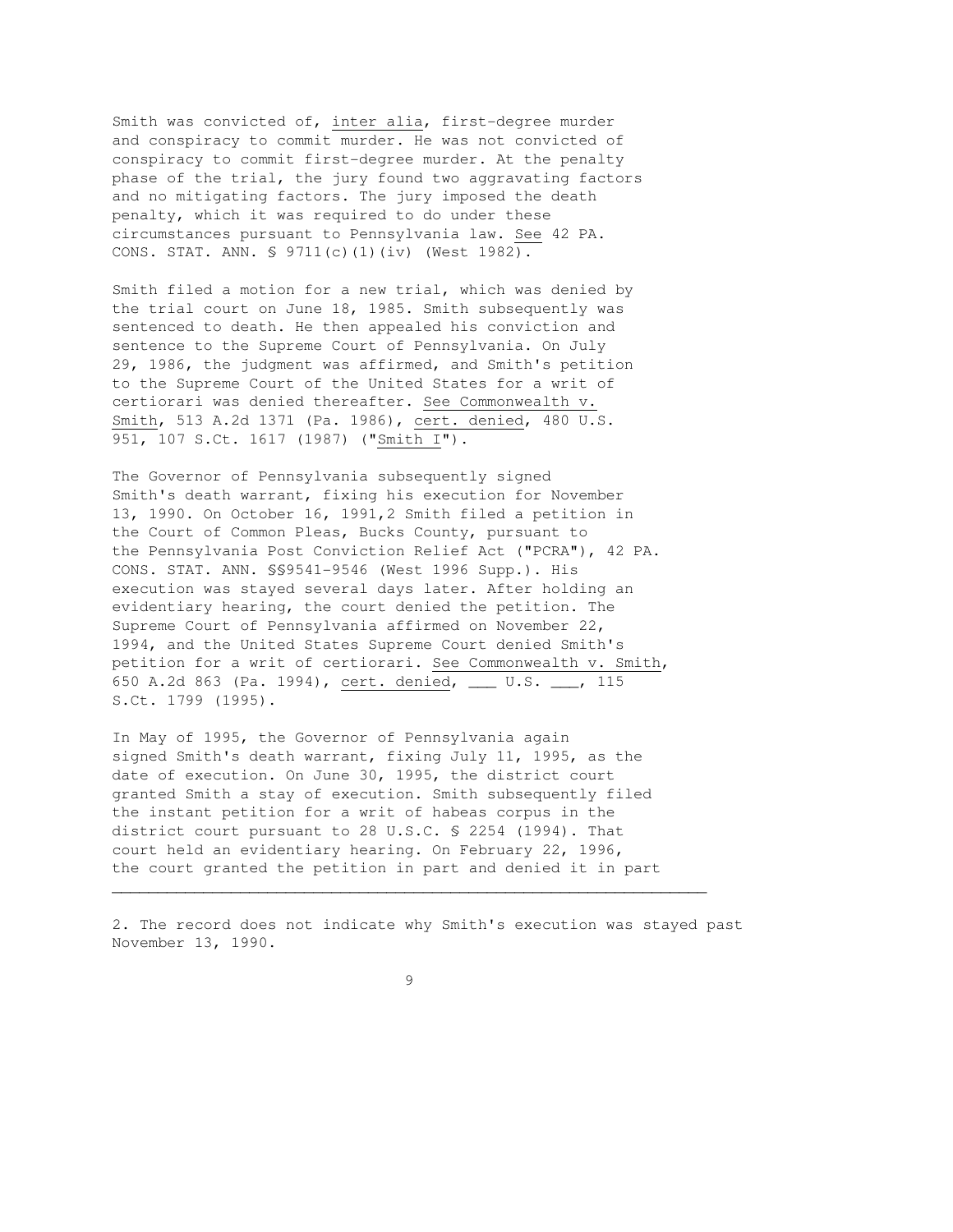Smith was convicted of, *inter alia*, first-degree murder and conspiracy to commit murder. He was not convicted of conspiracy to commit first-degree murder. At the penalty phase of the trial, the jury found two aggravating factors and no mitigating factors. The jury imposed the death penalty, which it was required to do under these circumstances pursuant to Pennsylvania law. *See* 42 PA. CONS. STAT. ANN. § 9711(c)(1)(iv) (West 1982).

Smith filed a motion for a new trial, which was denied by the trial court on June 18, 1985. Smith subsequently was sentenced to death. He then appealed his conviction and sentence to the Supreme Court of Pennsylvania. On July 29, 1986, the judgment was affirmed, and Smith's petition to the Supreme Court of the United States for a writ of certiorari was denied thereafter. *See Commonwealth v. Smith*, 513 A.2d 1371 (Pa. 1986), *cert. denied*, 480 U.S. 951, 107 S.Ct. 1617 (1987) ("*Smith I*").

The Governor of Pennsylvania subsequently signed Smith's death warrant, fixing his execution for November 13, 1990. On October 16, 1991,[2] Smith filed a petition in the Court of Common Pleas, Bucks County, pursuant to the Pennsylvania Post Conviction Relief Act ("PCRA"), 42 PA. CONS. STAT. ANN. §§9541-9546 (West 1996 Supp.). His execution was stayed several days later. After holding an evidentiary hearing, the court denied the petition. The Supreme Court of Pennsylvania affirmed on November 22, 1994, and the United States Supreme Court denied Smith's petition for a writ of certiorari. *See Commonwealth v. Smith*, 650 A.2d 863 (Pa. 1994), *cert. denied*, ___ U.S. ___, 115 S.Ct. 1799 (1995).

In May of 1995, the Governor of Pennsylvania again signed Smith's death warrant, fixing July 11, 1995, as the date of execution. On June 30, 1995, the district court granted Smith a stay of execution. Smith subsequently filed the instant petition for a writ of habeas corpus in the district court pursuant to 28 U.S.C. § 2254 (1994). That court held an evidentiary hearing. On February 22, 1996, the court granted the petition in part and denied it in part

---

2. The record does not indicate why Smith's execution was stayed past November 13, 1990.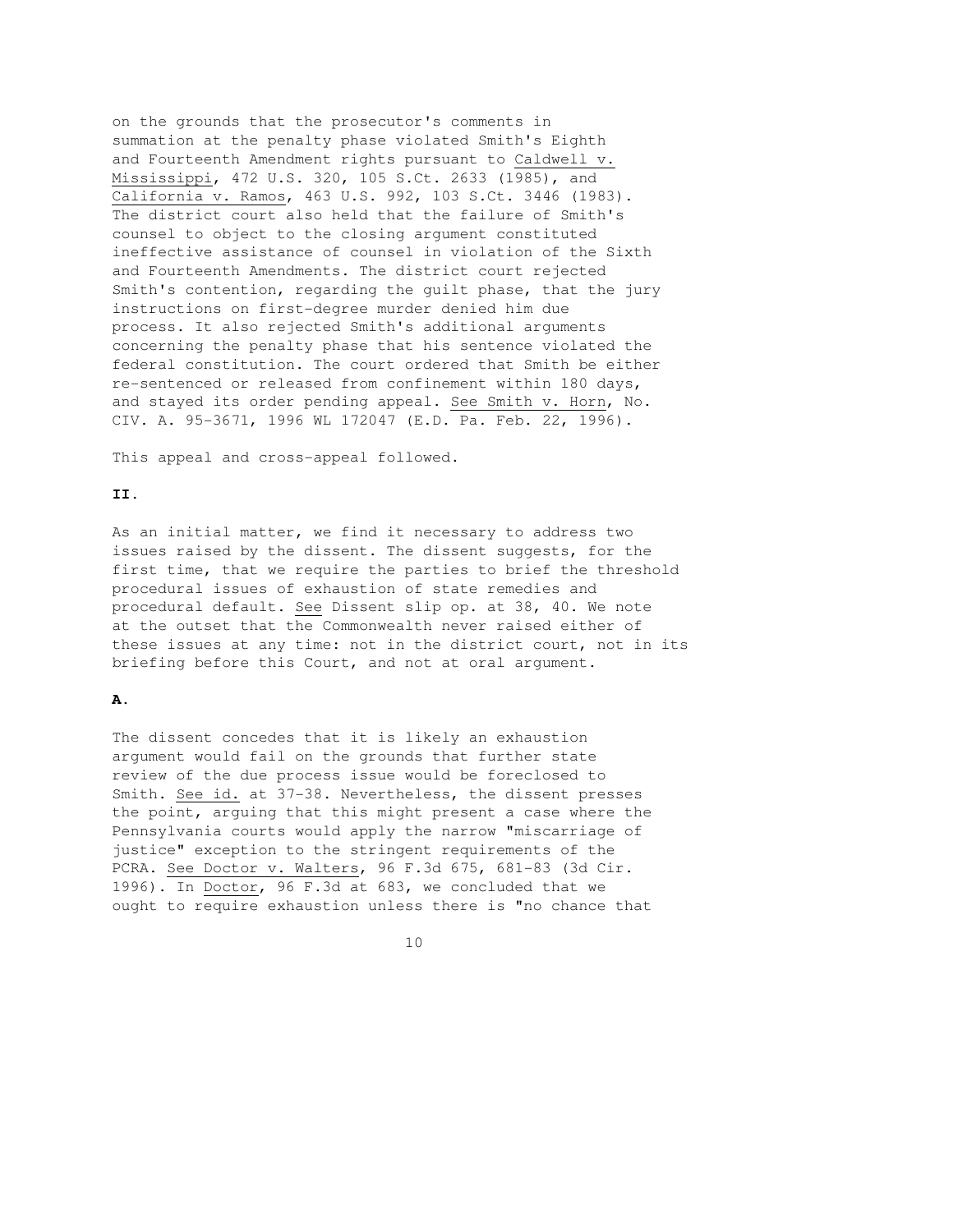on the grounds that the prosecutor's comments in summation at the penalty phase violated Smith's Eighth and Fourteenth Amendment rights pursuant to Caldwell v. Mississippi, 472 U.S. 320, 105 S.Ct. 2633 (1985), and California v. Ramos, 463 U.S. 992, 103 S.Ct. 3446 (1983). The district court also held that the failure of Smith's counsel to object to the closing argument constituted ineffective assistance of counsel in violation of the Sixth and Fourteenth Amendments. The district court rejected Smith's contention, regarding the guilt phase, that the jury instructions on first-degree murder denied him due process. It also rejected Smith's additional arguments concerning the penalty phase that his sentence violated the federal constitution. The court ordered that Smith be either re-sentenced or released from confinement within 180 days, and stayed its order pending appeal. See Smith v. Horn, No. CIV. A. 95-3671, 1996 WL 172047 (E.D. Pa. Feb. 22, 1996).

This appeal and cross-appeal followed.

**II.**

As an initial matter, we find it necessary to address two issues raised by the dissent. The dissent suggests, for the first time, that we require the parties to brief the threshold procedural issues of exhaustion of state remedies and procedural default. See Dissent slip op. at 38, 40. We note at the outset that the Commonwealth never raised either of these issues at any time: not in the district court, not in its briefing before this Court, and not at oral argument.

**A.**

The dissent concedes that it is likely an exhaustion argument would fail on the grounds that further state review of the due process issue would be foreclosed to Smith. See id. at 37-38. Nevertheless, the dissent presses the point, arguing that this might present a case where the Pennsylvania courts would apply the narrow "miscarriage of justice" exception to the stringent requirements of the PCRA. See Doctor v. Walters, 96 F.3d 675, 681-83 (3d Cir. 1996). In Doctor, 96 F.3d at 683, we concluded that we ought to require exhaustion unless there is "no chance that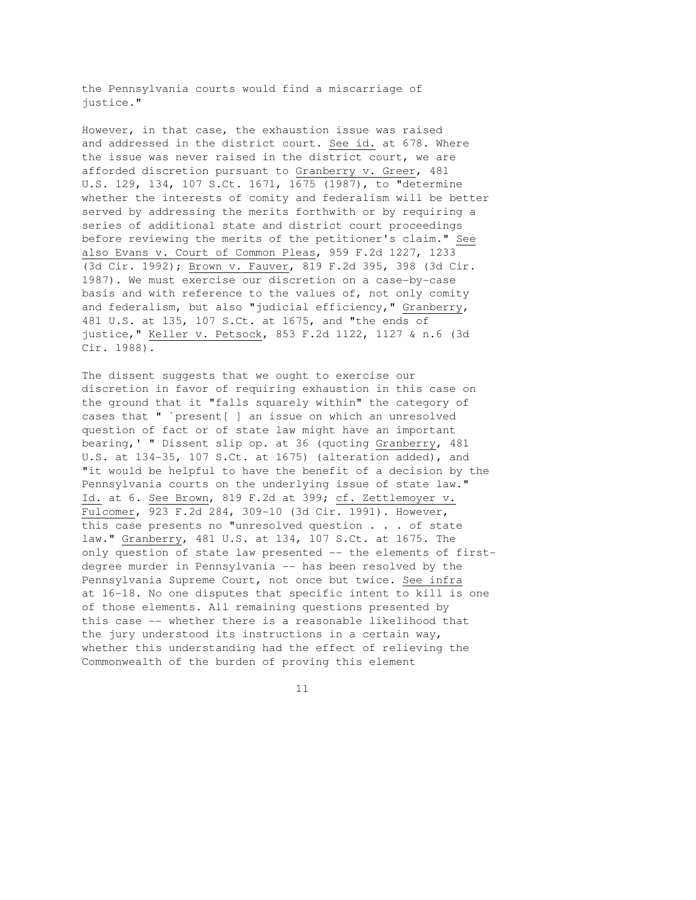the Pennsylvania courts would find a miscarriage of justice."

However, in that case, the exhaustion issue was raised and addressed in the district court. See id. at 678. Where the issue was never raised in the district court, we are afforded discretion pursuant to Granberry v. Greer, 481 U.S. 129, 134, 107 S.Ct. 1671, 1675 (1987), to "determine whether the interests of comity and federalism will be better served by addressing the merits forthwith or by requiring a series of additional state and district court proceedings before reviewing the merits of the petitioner's claim." See also Evans v. Court of Common Pleas, 959 F.2d 1227, 1233 (3d Cir. 1992); Brown v. Fauver, 819 F.2d 395, 398 (3d Cir. 1987). We must exercise our discretion on a case-by-case basis and with reference to the values of, not only comity and federalism, but also "judicial efficiency," Granberry, 481 U.S. at 135, 107 S.Ct. at 1675, and "the ends of justice," Keller v. Petsock, 853 F.2d 1122, 1127 & n.6 (3d Cir. 1988).

The dissent suggests that we ought to exercise our discretion in favor of requiring exhaustion in this case on the ground that it "falls squarely within" the category of cases that " `present[ ] an issue on which an unresolved question of fact or of state law might have an important bearing,' " Dissent slip op. at 36 (quoting Granberry, 481 U.S. at 134-35, 107 S.Ct. at 1675) (alteration added), and "it would be helpful to have the benefit of a decision by the Pennsylvania courts on the underlying issue of state law." Id. at 6. See Brown, 819 F.2d at 399; cf. Zettlemoyer v. Fulcomer, 923 F.2d 284, 309-10 (3d Cir. 1991). However, this case presents no "unresolved question . . . of state law." Granberry, 481 U.S. at 134, 107 S.Ct. at 1675. The only question of state law presented -- the elements of first-degree murder in Pennsylvania -- has been resolved by the Pennsylvania Supreme Court, not once but twice. See infra at 16-18. No one disputes that specific intent to kill is one of those elements. All remaining questions presented by this case -- whether there is a reasonable likelihood that the jury understood its instructions in a certain way, whether this understanding had the effect of relieving the Commonwealth of the burden of proving this element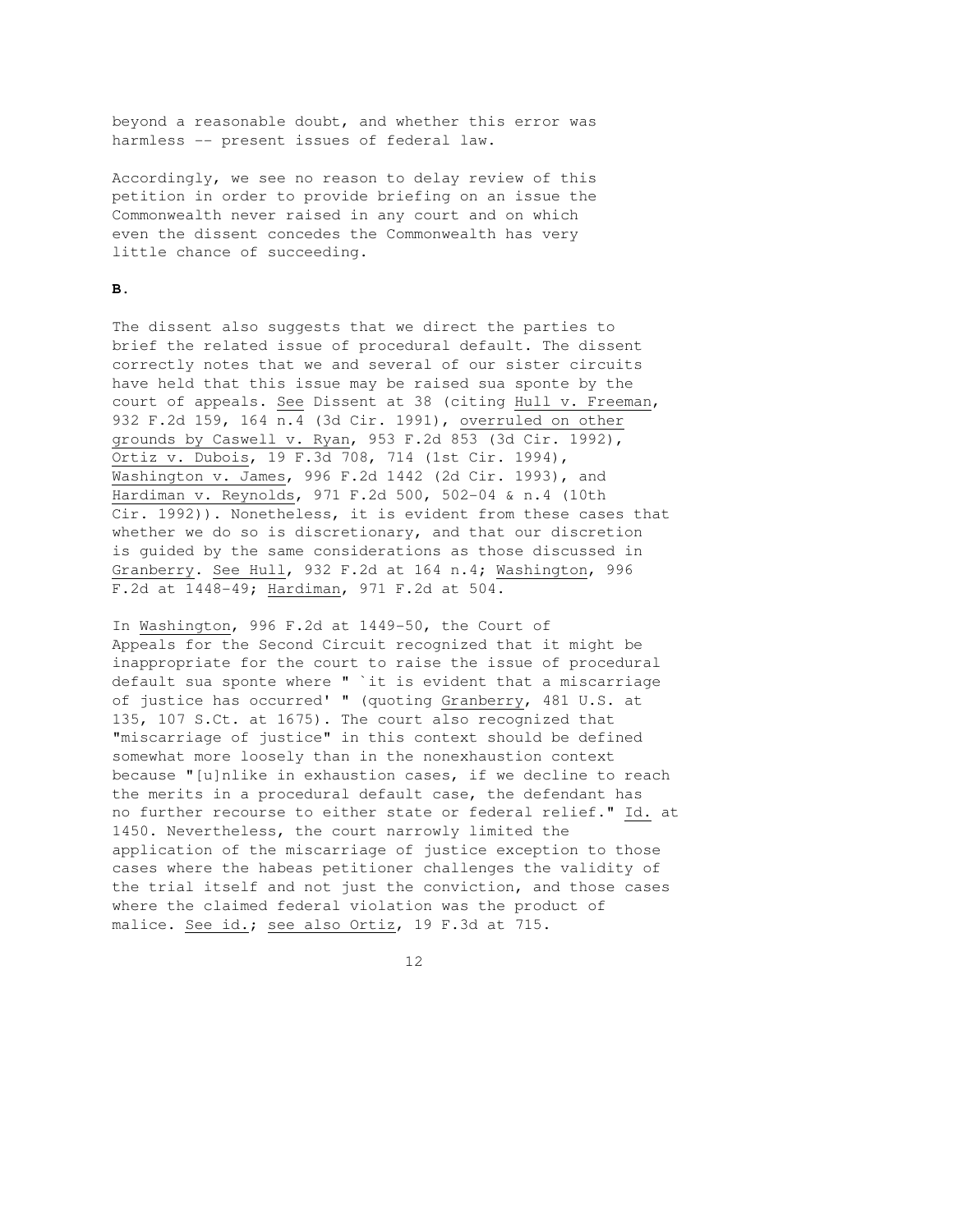beyond a reasonable doubt, and whether this error was harmless -- present issues of federal law.

Accordingly, we see no reason to delay review of this petition in order to provide briefing on an issue the Commonwealth never raised in any court and on which even the dissent concedes the Commonwealth has very little chance of succeeding.

**B.**

The dissent also suggests that we direct the parties to brief the related issue of procedural default. The dissent correctly notes that we and several of our sister circuits have held that this issue may be raised sua sponte by the court of appeals. See Dissent at 38 (citing Hull v. Freeman, 932 F.2d 159, 164 n.4 (3d Cir. 1991), overruled on other grounds by Caswell v. Ryan, 953 F.2d 853 (3d Cir. 1992), Ortiz v. Dubois, 19 F.3d 708, 714 (1st Cir. 1994), Washington v. James, 996 F.2d 1442 (2d Cir. 1993), and Hardiman v. Reynolds, 971 F.2d 500, 502-04 & n.4 (10th Cir. 1992)). Nonetheless, it is evident from these cases that whether we do so is discretionary, and that our discretion is guided by the same considerations as those discussed in Granberry. See Hull, 932 F.2d at 164 n.4; Washington, 996 F.2d at 1448-49; Hardiman, 971 F.2d at 504.

In Washington, 996 F.2d at 1449-50, the Court of Appeals for the Second Circuit recognized that it might be inappropriate for the court to raise the issue of procedural default sua sponte where " `it is evident that a miscarriage of justice has occurred' " (quoting Granberry, 481 U.S. at 135, 107 S.Ct. at 1675). The court also recognized that "miscarriage of justice" in this context should be defined somewhat more loosely than in the nonexhaustion context because "[u]nlike in exhaustion cases, if we decline to reach the merits in a procedural default case, the defendant has no further recourse to either state or federal relief." Id. at 1450. Nevertheless, the court narrowly limited the application of the miscarriage of justice exception to those cases where the habeas petitioner challenges the validity of the trial itself and not just the conviction, and those cases where the claimed federal violation was the product of malice. See id.; see also Ortiz, 19 F.3d at 715.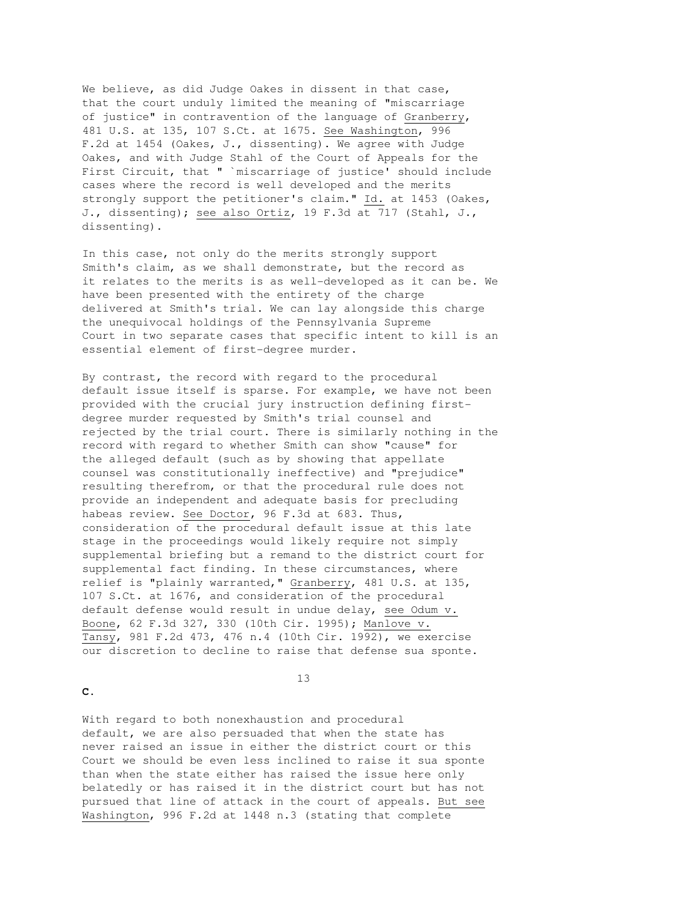We believe, as did Judge Oakes in dissent in that case, that the court unduly limited the meaning of "miscarriage of justice" in contravention of the language of Granberry, 481 U.S. at 135, 107 S.Ct. at 1675. See Washington, 996 F.2d at 1454 (Oakes, J., dissenting). We agree with Judge Oakes, and with Judge Stahl of the Court of Appeals for the First Circuit, that " `miscarriage of justice' should include cases where the record is well developed and the merits strongly support the petitioner's claim." Id. at 1453 (Oakes, J., dissenting); see also Ortiz, 19 F.3d at 717 (Stahl, J., dissenting).

In this case, not only do the merits strongly support Smith's claim, as we shall demonstrate, but the record as it relates to the merits is as well-developed as it can be. We have been presented with the entirety of the charge delivered at Smith's trial. We can lay alongside this charge the unequivocal holdings of the Pennsylvania Supreme Court in two separate cases that specific intent to kill is an essential element of first-degree murder.

By contrast, the record with regard to the procedural default issue itself is sparse. For example, we have not been provided with the crucial jury instruction defining first-degree murder requested by Smith's trial counsel and rejected by the trial court. There is similarly nothing in the record with regard to whether Smith can show "cause" for the alleged default (such as by showing that appellate counsel was constitutionally ineffective) and "prejudice" resulting therefrom, or that the procedural rule does not provide an independent and adequate basis for precluding habeas review. See Doctor, 96 F.3d at 683. Thus, consideration of the procedural default issue at this late stage in the proceedings would likely require not simply supplemental briefing but a remand to the district court for supplemental fact finding. In these circumstances, where relief is "plainly warranted," Granberry, 481 U.S. at 135, 107 S.Ct. at 1676, and consideration of the procedural default defense would result in undue delay, see Odum v. Boone, 62 F.3d 327, 330 (10th Cir. 1995); Manlove v. Tansy, 981 F.2d 473, 476 n.4 (10th Cir. 1992), we exercise our discretion to decline to raise that defense sua sponte.

**C.**

With regard to both nonexhaustion and procedural default, we are also persuaded that when the state has never raised an issue in either the district court or this Court we should be even less inclined to raise it sua sponte than when the state either has raised the issue here only belatedly or has raised it in the district court but has not pursued that line of attack in the court of appeals. But see Washington, 996 F.2d at 1448 n.3 (stating that complete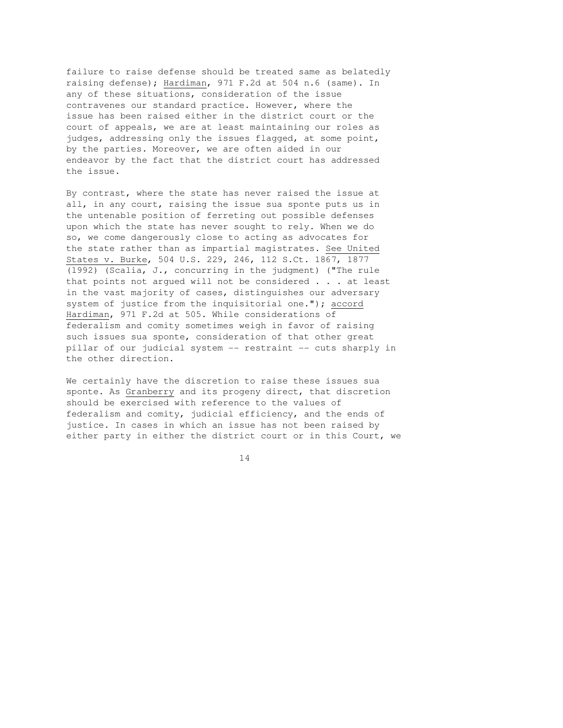failure to raise defense should be treated same as belatedly raising defense); Hardiman, 971 F.2d at 504 n.6 (same). In any of these situations, consideration of the issue contravenes our standard practice. However, where the issue has been raised either in the district court or the court of appeals, we are at least maintaining our roles as judges, addressing only the issues flagged, at some point, by the parties. Moreover, we are often aided in our endeavor by the fact that the district court has addressed the issue.

By contrast, where the state has never raised the issue at all, in any court, raising the issue sua sponte puts us in the untenable position of ferreting out possible defenses upon which the state has never sought to rely. When we do so, we come dangerously close to acting as advocates for the state rather than as impartial magistrates. See United States v. Burke, 504 U.S. 229, 246, 112 S.Ct. 1867, 1877 (1992) (Scalia, J., concurring in the judgment) ("The rule that points not argued will not be considered . . . at least in the vast majority of cases, distinguishes our adversary system of justice from the inquisitorial one."); accord Hardiman, 971 F.2d at 505. While considerations of federalism and comity sometimes weigh in favor of raising such issues sua sponte, consideration of that other great pillar of our judicial system -- restraint -- cuts sharply in the other direction.

We certainly have the discretion to raise these issues sua sponte. As Granberry and its progeny direct, that discretion should be exercised with reference to the values of federalism and comity, judicial efficiency, and the ends of justice. In cases in which an issue has not been raised by either party in either the district court or in this Court, we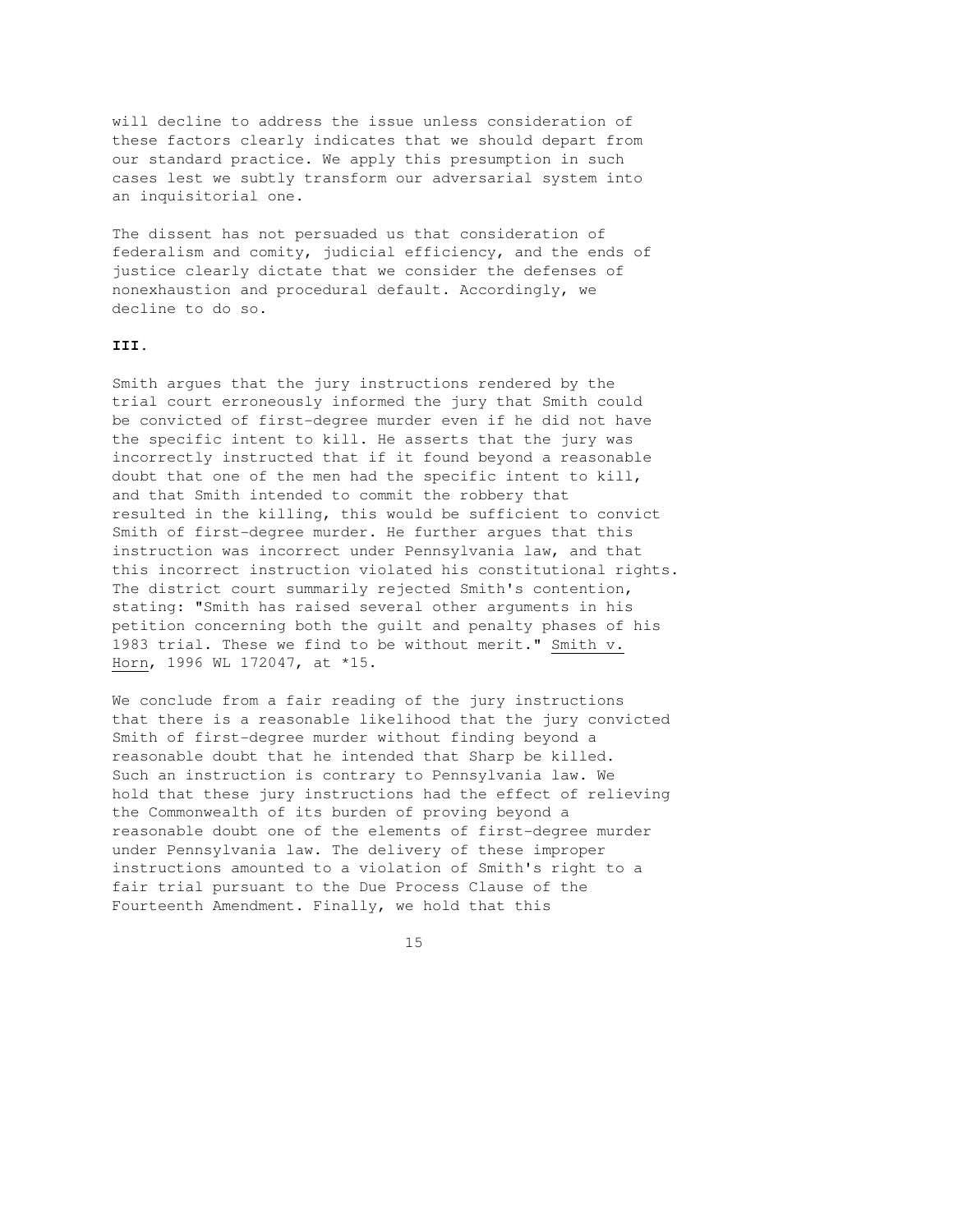will decline to address the issue unless consideration of these factors clearly indicates that we should depart from our standard practice. We apply this presumption in such cases lest we subtly transform our adversarial system into an inquisitorial one.

The dissent has not persuaded us that consideration of federalism and comity, judicial efficiency, and the ends of justice clearly dictate that we consider the defenses of nonexhaustion and procedural default. Accordingly, we decline to do so.

**III.**

Smith argues that the jury instructions rendered by the trial court erroneously informed the jury that Smith could be convicted of first-degree murder even if he did not have the specific intent to kill. He asserts that the jury was incorrectly instructed that if it found beyond a reasonable doubt that one of the men had the specific intent to kill, and that Smith intended to commit the robbery that resulted in the killing, this would be sufficient to convict Smith of first-degree murder. He further argues that this instruction was incorrect under Pennsylvania law, and that this incorrect instruction violated his constitutional rights. The district court summarily rejected Smith's contention, stating: "Smith has raised several other arguments in his petition concerning both the guilt and penalty phases of his 1983 trial. These we find to be without merit." Smith v. Horn, 1996 WL 172047, at *15.

We conclude from a fair reading of the jury instructions that there is a reasonable likelihood that the jury convicted Smith of first-degree murder without finding beyond a reasonable doubt that he intended that Sharp be killed. Such an instruction is contrary to Pennsylvania law. We hold that these jury instructions had the effect of relieving the Commonwealth of its burden of proving beyond a reasonable doubt one of the elements of first-degree murder under Pennsylvania law. The delivery of these improper instructions amounted to a violation of Smith's right to a fair trial pursuant to the Due Process Clause of the Fourteenth Amendment. Finally, we hold that this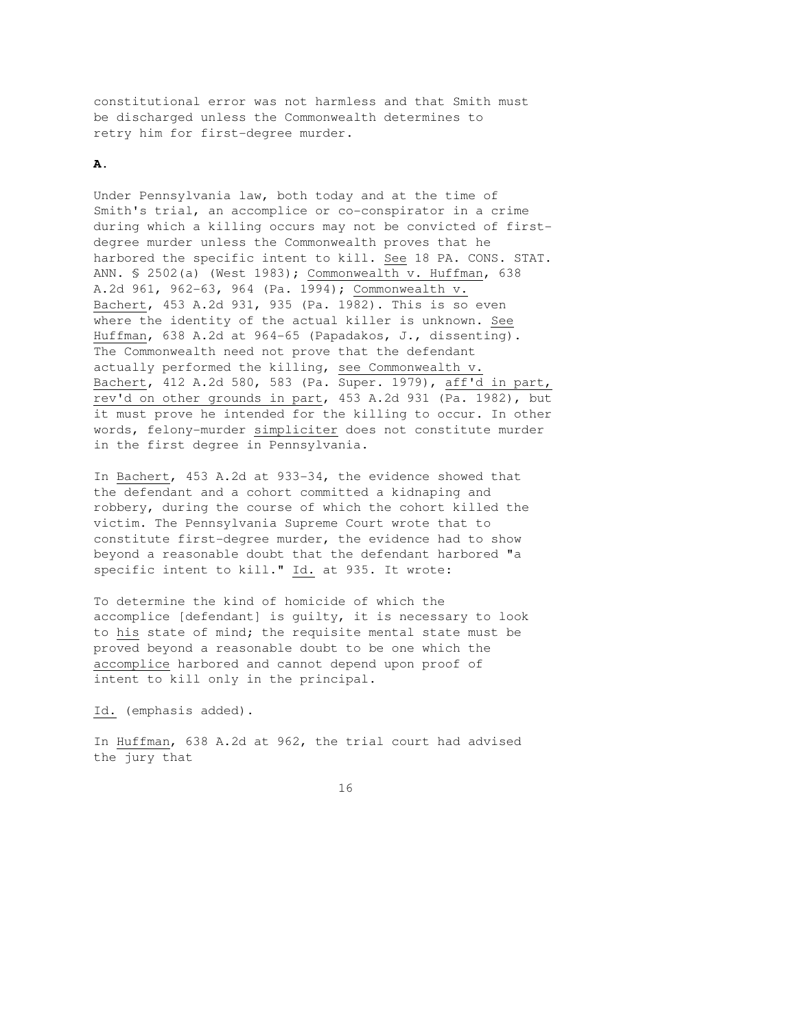constitutional error was not harmless and that Smith must be discharged unless the Commonwealth determines to retry him for first-degree murder.

**A.**

Under Pennsylvania law, both today and at the time of Smith's trial, an accomplice or co-conspirator in a crime during which a killing occurs may not be convicted of first-degree murder unless the Commonwealth proves that he harbored the specific intent to kill. See 18 PA. CONS. STAT. ANN. § 2502(a) (West 1983); Commonwealth v. Huffman, 638 A.2d 961, 962-63, 964 (Pa. 1994); Commonwealth v. Bachert, 453 A.2d 931, 935 (Pa. 1982). This is so even where the identity of the actual killer is unknown. See Huffman, 638 A.2d at 964-65 (Papadakos, J., dissenting). The Commonwealth need not prove that the defendant actually performed the killing, see Commonwealth v. Bachert, 412 A.2d 580, 583 (Pa. Super. 1979), aff'd in part, rev'd on other grounds in part, 453 A.2d 931 (Pa. 1982), but it must prove he intended for the killing to occur. In other words, felony-murder simpliciter does not constitute murder in the first degree in Pennsylvania.

In Bachert, 453 A.2d at 933-34, the evidence showed that the defendant and a cohort committed a kidnaping and robbery, during the course of which the cohort killed the victim. The Pennsylvania Supreme Court wrote that to constitute first-degree murder, the evidence had to show beyond a reasonable doubt that the defendant harbored "a specific intent to kill." Id. at 935. It wrote:

> To determine the kind of homicide of which the accomplice [defendant] is guilty, it is necessary to look to *his* state of mind; the requisite mental state must be proved beyond a reasonable doubt to be one which the *accomplice* harbored and cannot depend upon proof of intent to kill only in the principal.

Id. (emphasis added).

In Huffman, 638 A.2d at 962, the trial court had advised the jury that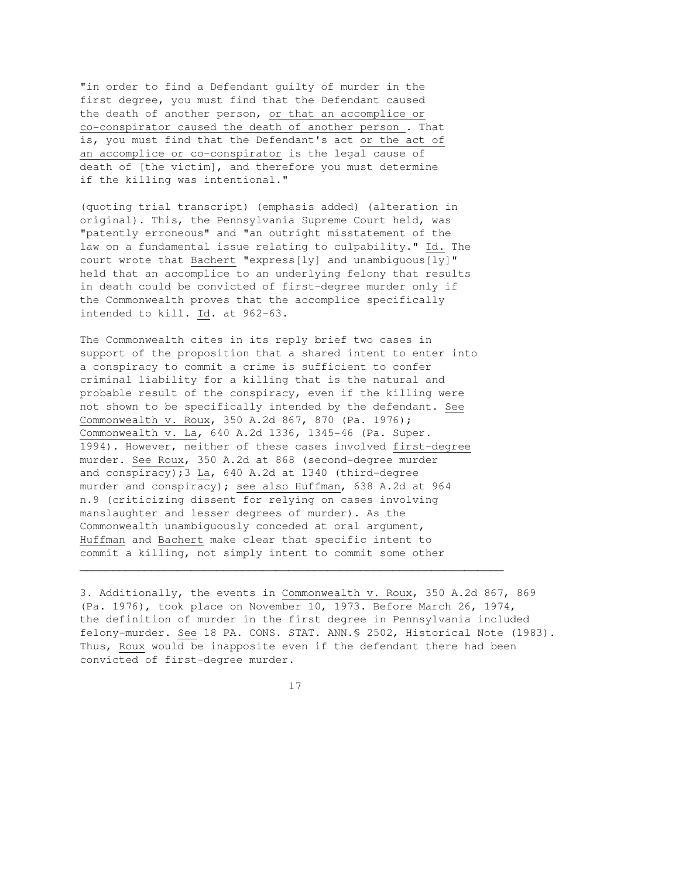"in order to find a Defendant guilty of murder in the first degree, you must find that the Defendant caused the death of another person, <u>or that an accomplice or co-conspirator caused the death of another person</u>. That is, you must find that the Defendant's act <u>or the act of an accomplice or co-conspirator</u> is the legal cause of death of [the victim], and therefore you must determine if the killing was intentional."

(quoting trial transcript) (emphasis added) (alteration in original). This, the Pennsylvania Supreme Court held, was "patently erroneous" and "an outright misstatement of the law on a fundamental issue relating to culpability." Id. The court wrote that Bachert "express[ly] and unambiguous[ly]" held that an accomplice to an underlying felony that results in death could be convicted of first-degree murder only if the Commonwealth proves that the accomplice specifically intended to kill. Id. at 962-63.

The Commonwealth cites in its reply brief two cases in support of the proposition that a shared intent to enter into a conspiracy to commit a crime is sufficient to confer criminal liability for a killing that is the natural and probable result of the conspiracy, even if the killing were not shown to be specifically intended by the defendant. See Commonwealth v. Roux, 350 A.2d 867, 870 (Pa. 1976); Commonwealth v. La, 640 A.2d 1336, 1345-46 (Pa. Super. 1994). However, neither of these cases involved first-degree murder. See Roux, 350 A.2d at 868 (second-degree murder and conspiracy);[3] La, 640 A.2d at 1340 (third-degree murder and conspiracy); see also Huffman, 638 A.2d at 964 n.9 (criticizing dissent for relying on cases involving manslaughter and lesser degrees of murder). As the Commonwealth unambiguously conceded at oral argument, Huffman and Bachert make clear that specific intent to commit a killing, not simply intent to commit some other

---

3. Additionally, the events in Commonwealth v. Roux, 350 A.2d 867, 869 (Pa. 1976), took place on November 10, 1973. Before March 26, 1974, the definition of murder in the first degree in Pennsylvania included felony-murder. See 18 PA. CONS. STAT. ANN.§ 2502, Historical Note (1983). Thus, Roux would be inapposite even if the defendant there had been convicted of first-degree murder.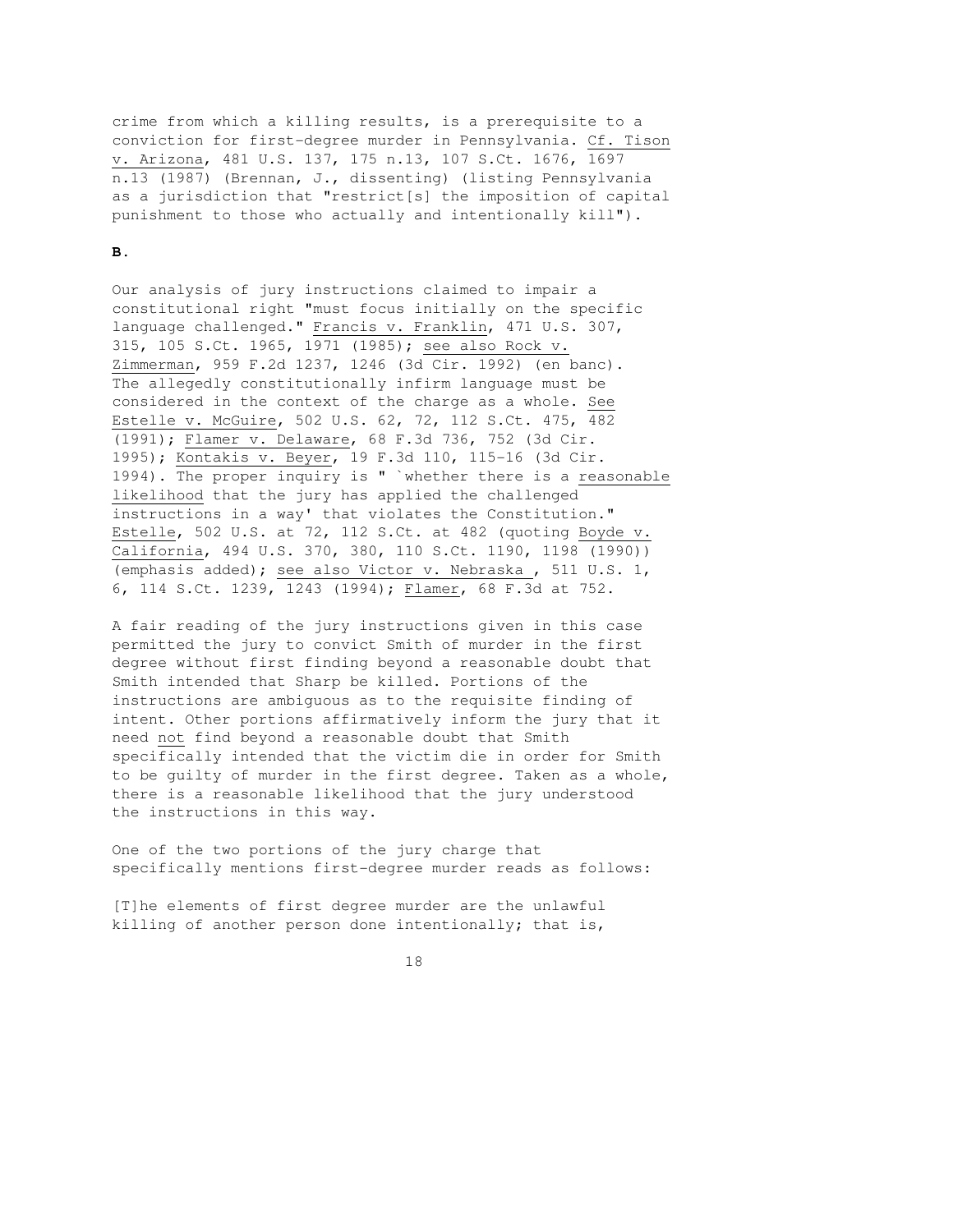crime from which a killing results, is a prerequisite to a conviction for first-degree murder in Pennsylvania. Cf. Tison v. Arizona, 481 U.S. 137, 175 n.13, 107 S.Ct. 1676, 1697 n.13 (1987) (Brennan, J., dissenting) (listing Pennsylvania as a jurisdiction that "restrict[s] the imposition of capital punishment to those who actually and intentionally kill").

**B.**

Our analysis of jury instructions claimed to impair a constitutional right "must focus initially on the specific language challenged." Francis v. Franklin, 471 U.S. 307, 315, 105 S.Ct. 1965, 1971 (1985); see also Rock v. Zimmerman, 959 F.2d 1237, 1246 (3d Cir. 1992) (en banc). The allegedly constitutionally infirm language must be considered in the context of the charge as a whole. See Estelle v. McGuire, 502 U.S. 62, 72, 112 S.Ct. 475, 482 (1991); Flamer v. Delaware, 68 F.3d 736, 752 (3d Cir. 1995); Kontakis v. Beyer, 19 F.3d 110, 115-16 (3d Cir. 1994). The proper inquiry is " `whether there is a reasonable likelihood that the jury has applied the challenged instructions in a way' that violates the Constitution." Estelle, 502 U.S. at 72, 112 S.Ct. at 482 (quoting Boyde v. California, 494 U.S. 370, 380, 110 S.Ct. 1190, 1198 (1990)) (emphasis added); see also Victor v. Nebraska , 511 U.S. 1, 6, 114 S.Ct. 1239, 1243 (1994); Flamer, 68 F.3d at 752.

A fair reading of the jury instructions given in this case permitted the jury to convict Smith of murder in the first degree without first finding beyond a reasonable doubt that Smith intended that Sharp be killed. Portions of the instructions are ambiguous as to the requisite finding of intent. Other portions affirmatively inform the jury that it need not find beyond a reasonable doubt that Smith specifically intended that the victim die in order for Smith to be guilty of murder in the first degree. Taken as a whole, there is a reasonable likelihood that the jury understood the instructions in this way.

One of the two portions of the jury charge that specifically mentions first-degree murder reads as follows:

[T]he elements of first degree murder are the unlawful killing of another person done intentionally; that is,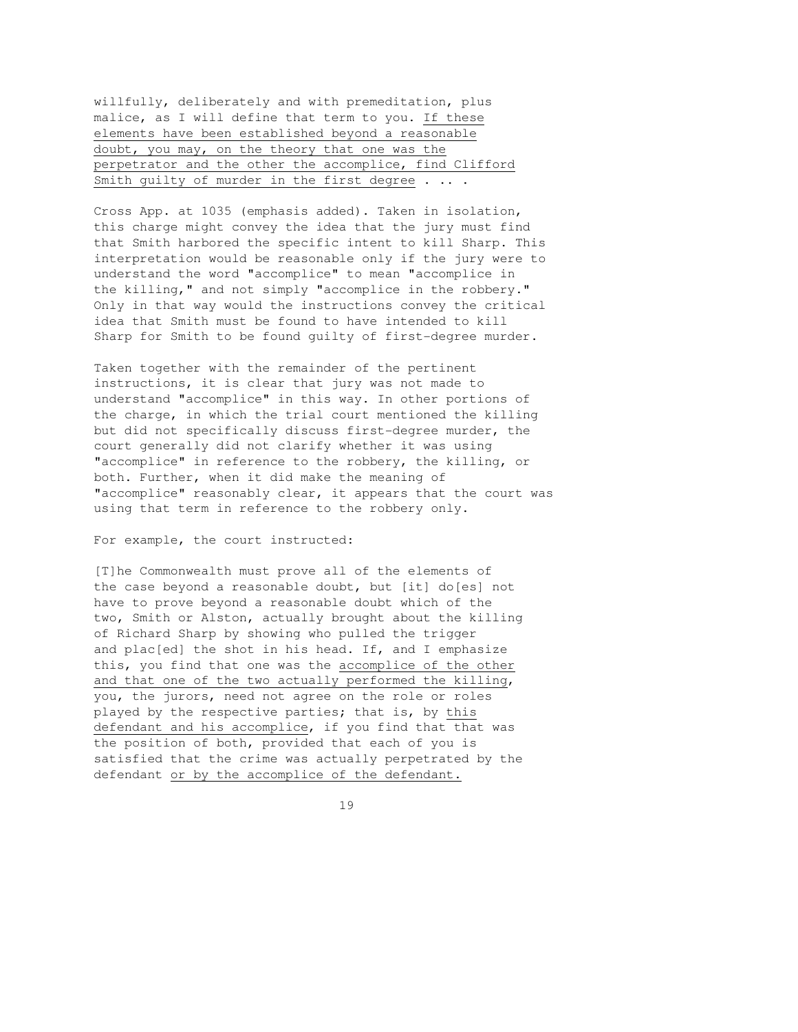willfully, deliberately and with premeditation, plus malice, as I will define that term to you. <u>If these elements have been established beyond a reasonable doubt, you may, on the theory that one was the perpetrator and the other the accomplice, find Clifford Smith guilty of murder in the first degree</u> . ... .

Cross App. at 1035 (emphasis added). Taken in isolation, this charge might convey the idea that the jury must find that Smith harbored the specific intent to kill Sharp. This interpretation would be reasonable only if the jury were to understand the word "accomplice" to mean "accomplice in the killing," and not simply "accomplice in the robbery." Only in that way would the instructions convey the critical idea that Smith must be found to have intended to kill Sharp for Smith to be found guilty of first-degree murder.

Taken together with the remainder of the pertinent instructions, it is clear that jury was not made to understand "accomplice" in this way. In other portions of the charge, in which the trial court mentioned the killing but did not specifically discuss first-degree murder, the court generally did not clarify whether it was using "accomplice" in reference to the robbery, the killing, or both. Further, when it did make the meaning of "accomplice" reasonably clear, it appears that the court was using that term in reference to the robbery only.

For example, the court instructed:

[T]he Commonwealth must prove all of the elements of the case beyond a reasonable doubt, but [it] do[es] not have to prove beyond a reasonable doubt which of the two, Smith or Alston, actually brought about the killing of Richard Sharp by showing who pulled the trigger and plac[ed] the shot in his head. If, and I emphasize this, you find that one was the <u>accomplice of the other and that one of the two actually performed the killing</u>, you, the jurors, need not agree on the role or roles played by the respective parties; that is, by <u>this defendant and his accomplice</u>, if you find that that was the position of both, provided that each of you is satisfied that the crime was actually perpetrated by the defendant <u>or by the accomplice of the defendant.</u>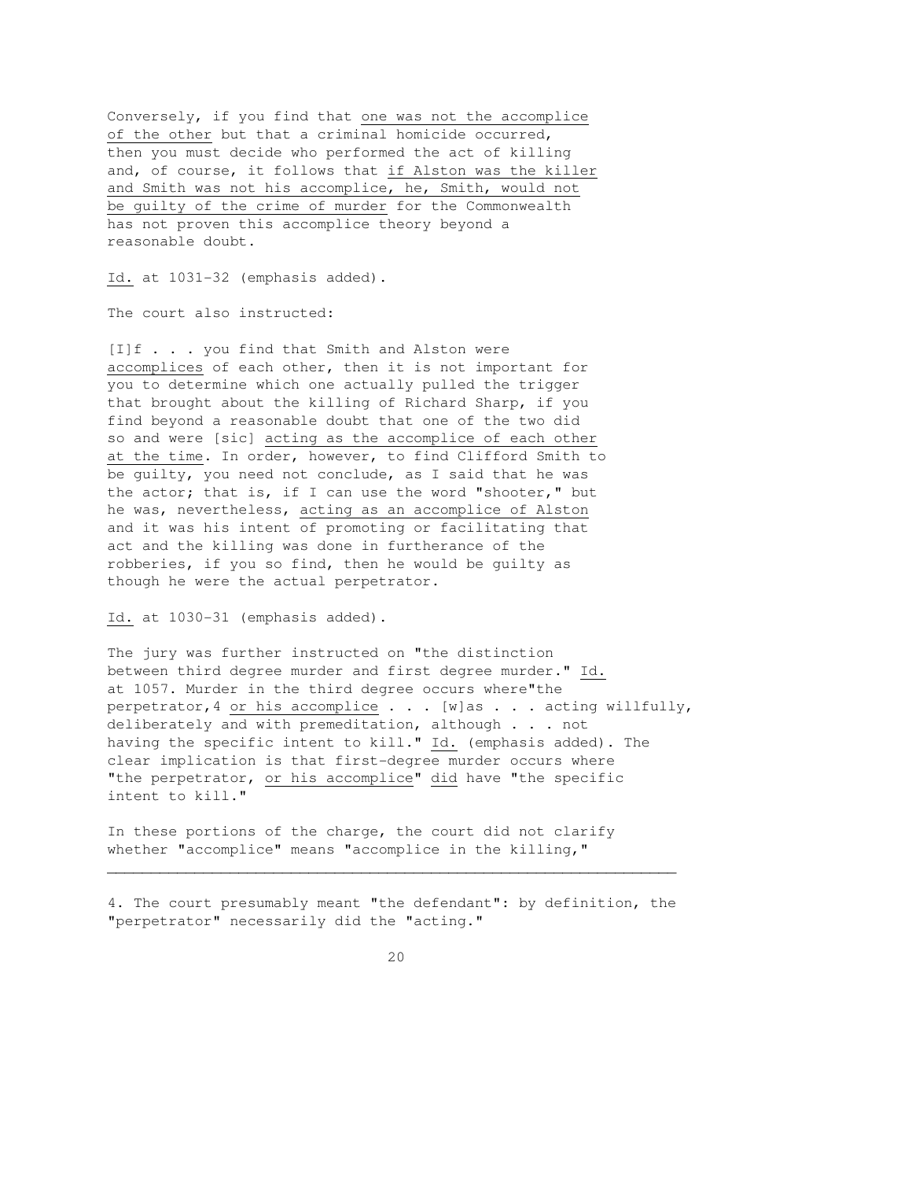> Conversely, if you find that one was not the accomplice of the other but that a criminal homicide occurred, then you must decide who performed the act of killing and, of course, it follows that if Alston was the killer and Smith was not his accomplice, he, Smith, would not be guilty of the crime of murder for the Commonwealth has not proven this accomplice theory beyond a reasonable doubt.

Id. at 1031-32 (emphasis added).

The court also instructed:

> [I]f . . . you find that Smith and Alston were accomplices of each other, then it is not important for you to determine which one actually pulled the trigger that brought about the killing of Richard Sharp, if you find beyond a reasonable doubt that one of the two did so and were [sic] acting as the accomplice of each other at the time. In order, however, to find Clifford Smith to be guilty, you need not conclude, as I said that he was the actor; that is, if I can use the word "shooter," but he was, nevertheless, acting as an accomplice of Alston and it was his intent of promoting or facilitating that act and the killing was done in furtherance of the robberies, if you so find, then he would be guilty as though he were the actual perpetrator.

Id. at 1030-31 (emphasis added).

The jury was further instructed on "the distinction between third degree murder and first degree murder." Id. at 1057. Murder in the third degree occurs where "the perpetrator,[4] or his accomplice . . . [w]as . . . acting willfully, deliberately and with premeditation, although . . . not having the specific intent to kill." Id. (emphasis added). The clear implication is that first-degree murder occurs where "the perpetrator, or his accomplice" did have "the specific intent to kill."

In these portions of the charge, the court did not clarify whether "accomplice" means "accomplice in the killing,"

---

4. The court presumably meant "the defendant": by definition, the "perpetrator" necessarily did the "acting."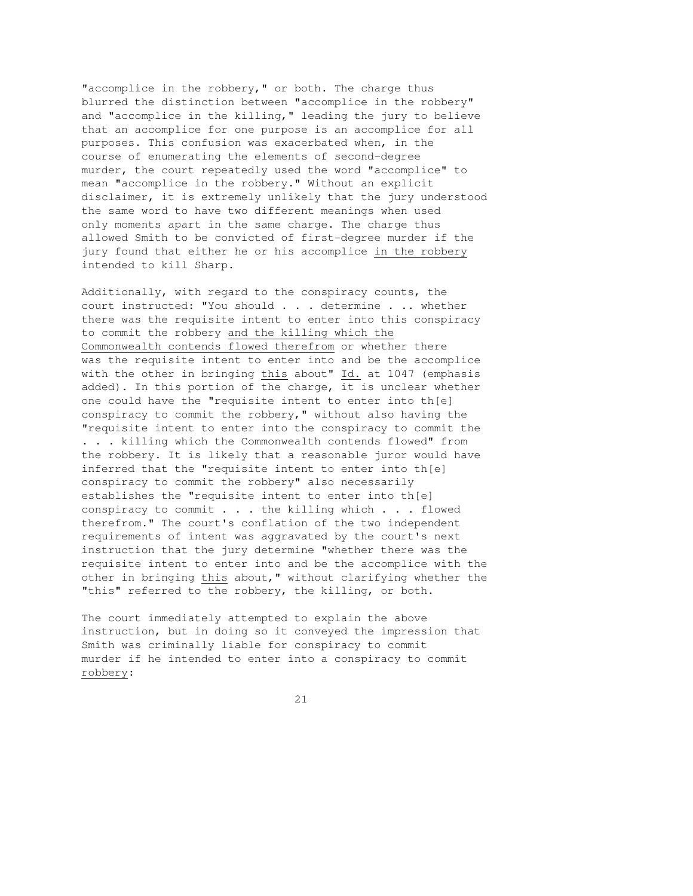"accomplice in the robbery," or both. The charge thus blurred the distinction between "accomplice in the robbery" and "accomplice in the killing," leading the jury to believe that an accomplice for one purpose is an accomplice for all purposes. This confusion was exacerbated when, in the course of enumerating the elements of second-degree murder, the court repeatedly used the word "accomplice" to mean "accomplice in the robbery." Without an explicit disclaimer, it is extremely unlikely that the jury understood the same word to have two different meanings when used only moments apart in the same charge. The charge thus allowed Smith to be convicted of first-degree murder if the jury found that either he or his accomplice <u>in the robbery</u> intended to kill Sharp.

Additionally, with regard to the conspiracy counts, the court instructed: "You should . . . determine . .. whether there was the requisite intent to enter into this conspiracy to commit the robbery <u>and the killing which the Commonwealth contends flowed therefrom</u> or whether there was the requisite intent to enter into and be the accomplice with the other in bringing <u>this</u> about" <u>Id.</u> at 1047 (emphasis added). In this portion of the charge, it is unclear whether one could have the "requisite intent to enter into th[e] conspiracy to commit the robbery," without also having the "requisite intent to enter into the conspiracy to commit the . . . killing which the Commonwealth contends flowed" from the robbery. It is likely that a reasonable juror would have inferred that the "requisite intent to enter into th[e] conspiracy to commit the robbery" also necessarily establishes the "requisite intent to enter into th[e] conspiracy to commit . . . the killing which . . . flowed therefrom." The court's conflation of the two independent requirements of intent was aggravated by the court's next instruction that the jury determine "whether there was the requisite intent to enter into and be the accomplice with the other in bringing <u>this</u> about," without clarifying whether the "this" referred to the robbery, the killing, or both.

The court immediately attempted to explain the above instruction, but in doing so it conveyed the impression that Smith was criminally liable for conspiracy to commit murder if he intended to enter into a conspiracy to commit <u>robbery</u>: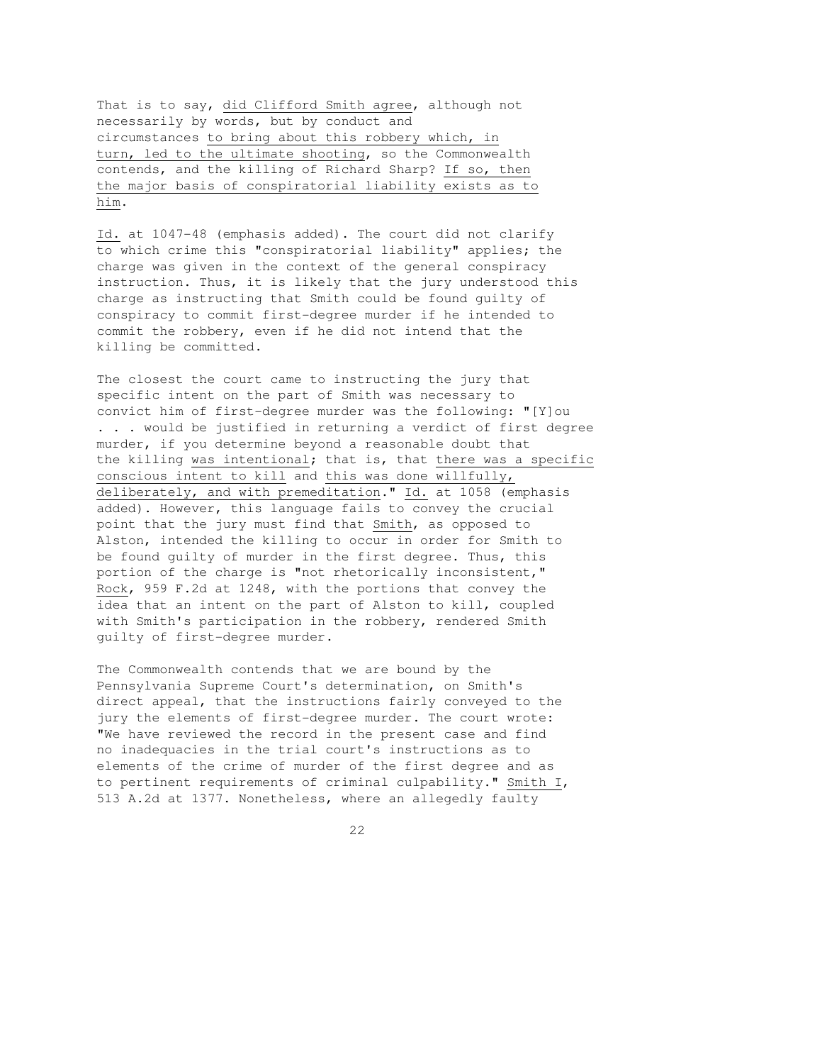> That is to say, <u>did Clifford Smith agree</u>, although not necessarily by words, but by conduct and circumstances <u>to bring about this robbery which, in turn, led to the ultimate shooting</u>, so the Commonwealth contends, and the killing of Richard Sharp? <u>If so, then the major basis of conspiratorial liability exists as to him</u>.

<u>Id.</u> at 1047-48 (emphasis added). The court did not clarify to which crime this "conspiratorial liability" applies; the charge was given in the context of the general conspiracy instruction. Thus, it is likely that the jury understood this charge as instructing that Smith could be found guilty of conspiracy to commit first-degree murder if he intended to commit the robbery, even if he did not intend that the killing be committed.

The closest the court came to instructing the jury that specific intent on the part of Smith was necessary to convict him of first-degree murder was the following: "[Y]ou . . . would be justified in returning a verdict of first degree murder, if you determine beyond a reasonable doubt that the killing <u>was intentional</u>; that is, that <u>there was a specific conscious intent to kill</u> and <u>this was done willfully, deliberately, and with premeditation</u>." <u>Id.</u> at 1058 (emphasis added). However, this language fails to convey the crucial point that the jury must find that <u>Smith</u>, as opposed to Alston, intended the killing to occur in order for Smith to be found guilty of murder in the first degree. Thus, this portion of the charge is "not rhetorically inconsistent," <u>Rock</u>, 959 F.2d at 1248, with the portions that convey the idea that an intent on the part of Alston to kill, coupled with Smith's participation in the robbery, rendered Smith guilty of first-degree murder.

The Commonwealth contends that we are bound by the Pennsylvania Supreme Court's determination, on Smith's direct appeal, that the instructions fairly conveyed to the jury the elements of first-degree murder. The court wrote: "We have reviewed the record in the present case and find no inadequacies in the trial court's instructions as to elements of the crime of murder of the first degree and as to pertinent requirements of criminal culpability." <u>Smith I</u>, 513 A.2d at 1377. Nonetheless, where an allegedly faulty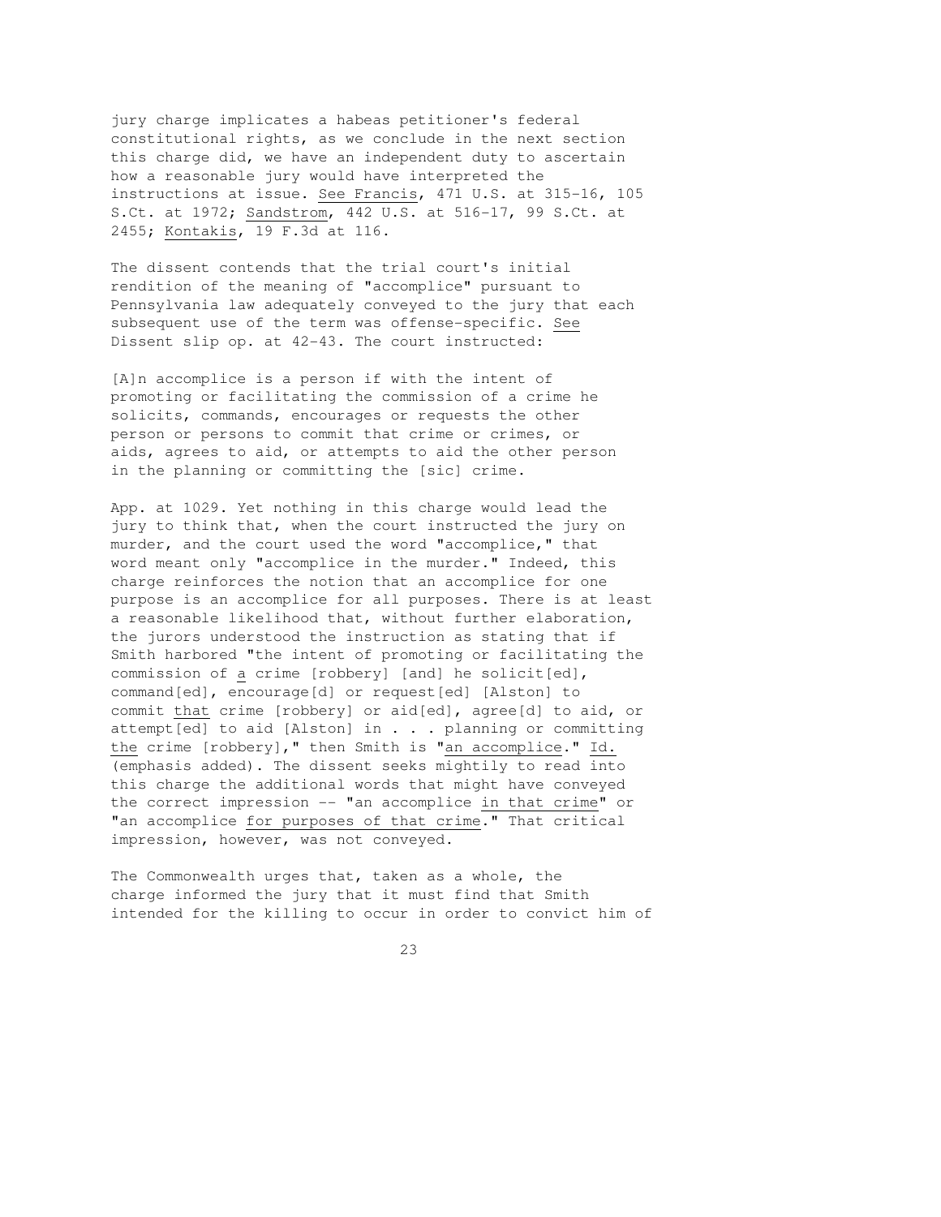jury charge implicates a habeas petitioner's federal constitutional rights, as we conclude in the next section this charge did, we have an independent duty to ascertain how a reasonable jury would have interpreted the instructions at issue. See Francis, 471 U.S. at 315-16, 105 S.Ct. at 1972; Sandstrom, 442 U.S. at 516-17, 99 S.Ct. at 2455; Kontakis, 19 F.3d at 116.

The dissent contends that the trial court's initial rendition of the meaning of "accomplice" pursuant to Pennsylvania law adequately conveyed to the jury that each subsequent use of the term was offense-specific. See Dissent slip op. at 42-43. The court instructed:

> [A]n accomplice is a person if with the intent of promoting or facilitating the commission of a crime he solicits, commands, encourages or requests the other person or persons to commit that crime or crimes, or aids, agrees to aid, or attempts to aid the other person in the planning or committing the [sic] crime.

App. at 1029. Yet nothing in this charge would lead the jury to think that, when the court instructed the jury on murder, and the court used the word "accomplice," that word meant only "accomplice in the murder." Indeed, this charge reinforces the notion that an accomplice for one purpose is an accomplice for all purposes. There is at least a reasonable likelihood that, without further elaboration, the jurors understood the instruction as stating that if Smith harbored "the intent of promoting or facilitating the commission of a crime [robbery] [and] he solicit[ed], command[ed], encourage[d] or request[ed] [Alston] to commit that crime [robbery] or aid[ed], agree[d] to aid, or attempt[ed] to aid [Alston] in . . . planning or committing the crime [robbery]," then Smith is "an accomplice." Id. (emphasis added). The dissent seeks mightily to read into this charge the additional words that might have conveyed the correct impression -- "an accomplice in that crime" or "an accomplice for purposes of that crime." That critical impression, however, was not conveyed.

The Commonwealth urges that, taken as a whole, the charge informed the jury that it must find that Smith intended for the killing to occur in order to convict him of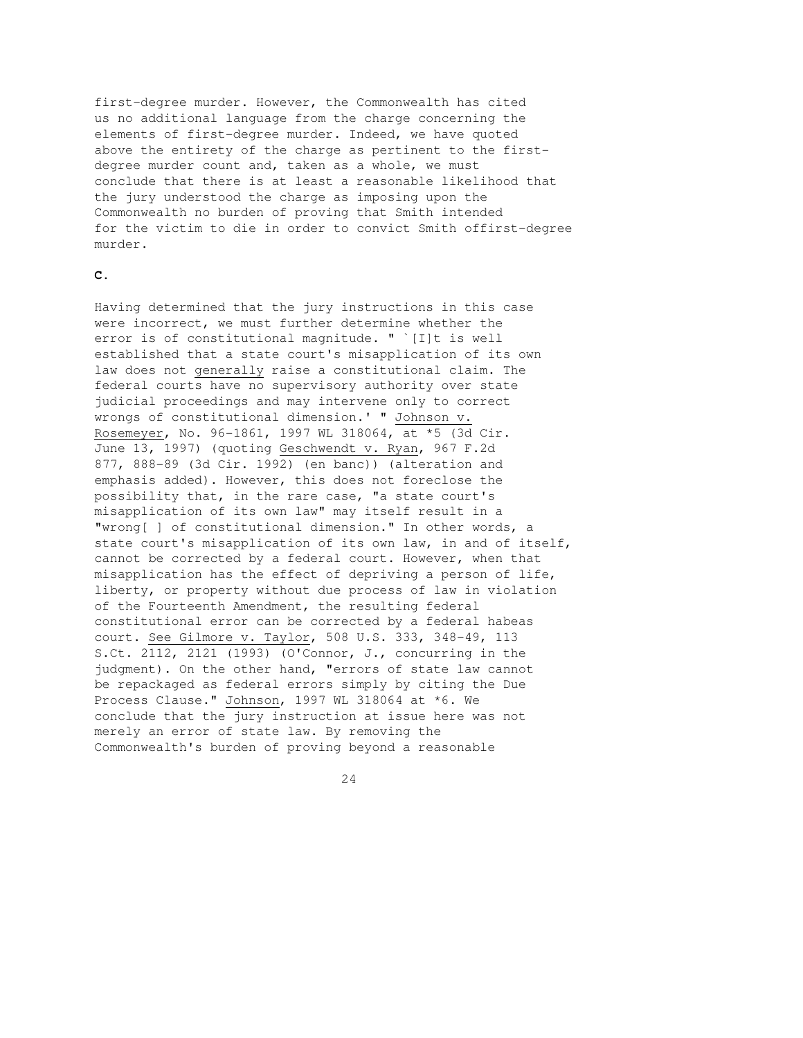first-degree murder. However, the Commonwealth has cited us no additional language from the charge concerning the elements of first-degree murder. Indeed, we have quoted above the entirety of the charge as pertinent to the first-degree murder count and, taken as a whole, we must conclude that there is at least a reasonable likelihood that the jury understood the charge as imposing upon the Commonwealth no burden of proving that Smith intended for the victim to die in order to convict Smith offirst-degree murder.

**C.**

Having determined that the jury instructions in this case were incorrect, we must further determine whether the error is of constitutional magnitude. " `[I]t is well established that a state court's misapplication of its own law does not _generally_ raise a constitutional claim. The federal courts have no supervisory authority over state judicial proceedings and may intervene only to correct wrongs of constitutional dimension.' " _Johnson v. Rosemeyer_, No. 96-1861, 1997 WL 318064, at *5 (3d Cir. June 13, 1997) (quoting _Geschwendt v. Ryan_, 967 F.2d 877, 888-89 (3d Cir. 1992) (en banc)) (alteration and emphasis added). However, this does not foreclose the possibility that, in the rare case, "a state court's misapplication of its own law" may itself result in a "wrong[ ] of constitutional dimension." In other words, a state court's misapplication of its own law, in and of itself, cannot be corrected by a federal court. However, when that misapplication has the effect of depriving a person of life, liberty, or property without due process of law in violation of the Fourteenth Amendment, the resulting federal constitutional error can be corrected by a federal habeas court. _See Gilmore v. Taylor_, 508 U.S. 333, 348-49, 113 S.Ct. 2112, 2121 (1993) (O'Connor, J., concurring in the judgment). On the other hand, "errors of state law cannot be repackaged as federal errors simply by citing the Due Process Clause." _Johnson_, 1997 WL 318064 at *6. We conclude that the jury instruction at issue here was not merely an error of state law. By removing the Commonwealth's burden of proving beyond a reasonable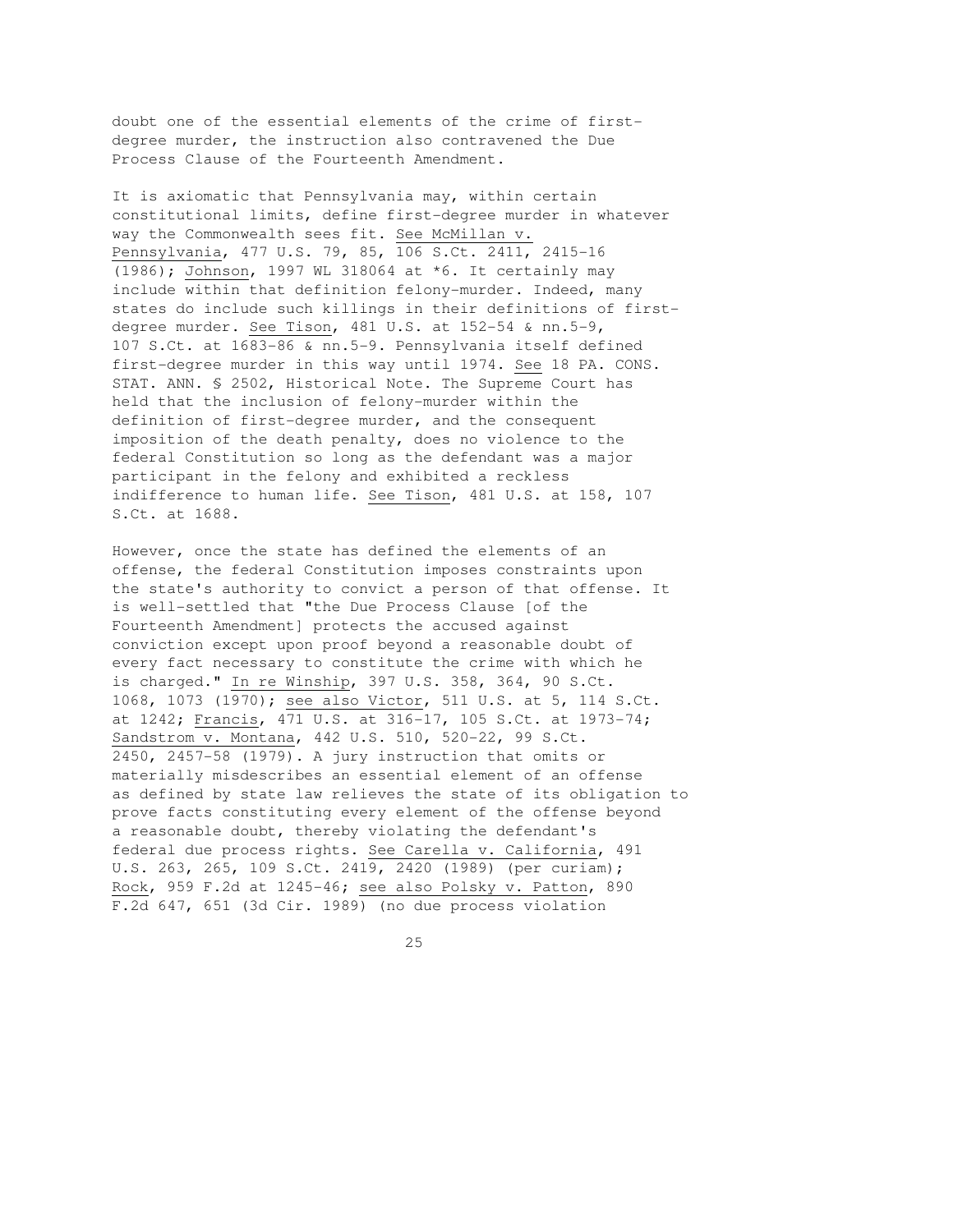doubt one of the essential elements of the crime of first-degree murder, the instruction also contravened the Due Process Clause of the Fourteenth Amendment.

It is axiomatic that Pennsylvania may, within certain constitutional limits, define first-degree murder in whatever way the Commonwealth sees fit. See McMillan v. Pennsylvania, 477 U.S. 79, 85, 106 S.Ct. 2411, 2415-16 (1986); Johnson, 1997 WL 318064 at *6. It certainly may include within that definition felony-murder. Indeed, many states do include such killings in their definitions of first-degree murder. See Tison, 481 U.S. at 152-54 & nn.5-9, 107 S.Ct. at 1683-86 & nn.5-9. Pennsylvania itself defined first-degree murder in this way until 1974. See 18 PA. CONS. STAT. ANN. § 2502, Historical Note. The Supreme Court has held that the inclusion of felony-murder within the definition of first-degree murder, and the consequent imposition of the death penalty, does no violence to the federal Constitution so long as the defendant was a major participant in the felony and exhibited a reckless indifference to human life. See Tison, 481 U.S. at 158, 107 S.Ct. at 1688.

However, once the state has defined the elements of an offense, the federal Constitution imposes constraints upon the state's authority to convict a person of that offense. It is well-settled that "the Due Process Clause [of the Fourteenth Amendment] protects the accused against conviction except upon proof beyond a reasonable doubt of every fact necessary to constitute the crime with which he is charged." In re Winship, 397 U.S. 358, 364, 90 S.Ct. 1068, 1073 (1970); see also Victor, 511 U.S. at 5, 114 S.Ct. at 1242; Francis, 471 U.S. at 316-17, 105 S.Ct. at 1973-74; Sandstrom v. Montana, 442 U.S. 510, 520-22, 99 S.Ct. 2450, 2457-58 (1979). A jury instruction that omits or materially misdescribes an essential element of an offense as defined by state law relieves the state of its obligation to prove facts constituting every element of the offense beyond a reasonable doubt, thereby violating the defendant's federal due process rights. See Carella v. California, 491 U.S. 263, 265, 109 S.Ct. 2419, 2420 (1989) (per curiam); Rock, 959 F.2d at 1245-46; see also Polsky v. Patton, 890 F.2d 647, 651 (3d Cir. 1989) (no due process violation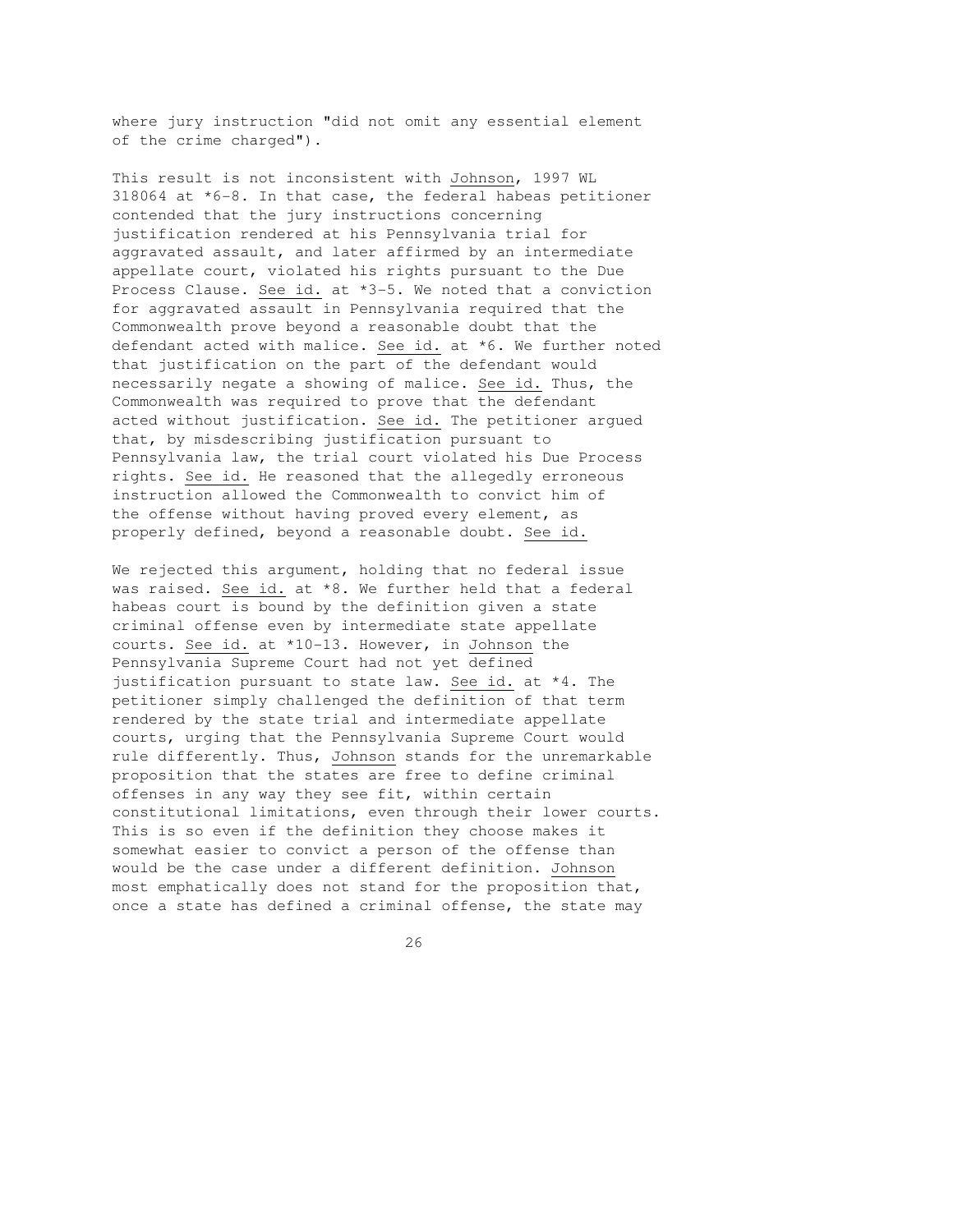where jury instruction "did not omit any essential element of the crime charged").

This result is not inconsistent with Johnson, 1997 WL 318064 at *6-8. In that case, the federal habeas petitioner contended that the jury instructions concerning justification rendered at his Pennsylvania trial for aggravated assault, and later affirmed by an intermediate appellate court, violated his rights pursuant to the Due Process Clause. See id. at *3-5. We noted that a conviction for aggravated assault in Pennsylvania required that the Commonwealth prove beyond a reasonable doubt that the defendant acted with malice. See id. at *6. We further noted that justification on the part of the defendant would necessarily negate a showing of malice. See id. Thus, the Commonwealth was required to prove that the defendant acted without justification. See id. The petitioner argued that, by misdescribing justification pursuant to Pennsylvania law, the trial court violated his Due Process rights. See id. He reasoned that the allegedly erroneous instruction allowed the Commonwealth to convict him of the offense without having proved every element, as properly defined, beyond a reasonable doubt. See id.

We rejected this argument, holding that no federal issue was raised. See id. at *8. We further held that a federal habeas court is bound by the definition given a state criminal offense even by intermediate state appellate courts. See id. at *10-13. However, in Johnson the Pennsylvania Supreme Court had not yet defined justification pursuant to state law. See id. at *4. The petitioner simply challenged the definition of that term rendered by the state trial and intermediate appellate courts, urging that the Pennsylvania Supreme Court would rule differently. Thus, Johnson stands for the unremarkable proposition that the states are free to define criminal offenses in any way they see fit, within certain constitutional limitations, even through their lower courts. This is so even if the definition they choose makes it somewhat easier to convict a person of the offense than would be the case under a different definition. Johnson most emphatically does not stand for the proposition that, once a state has defined a criminal offense, the state may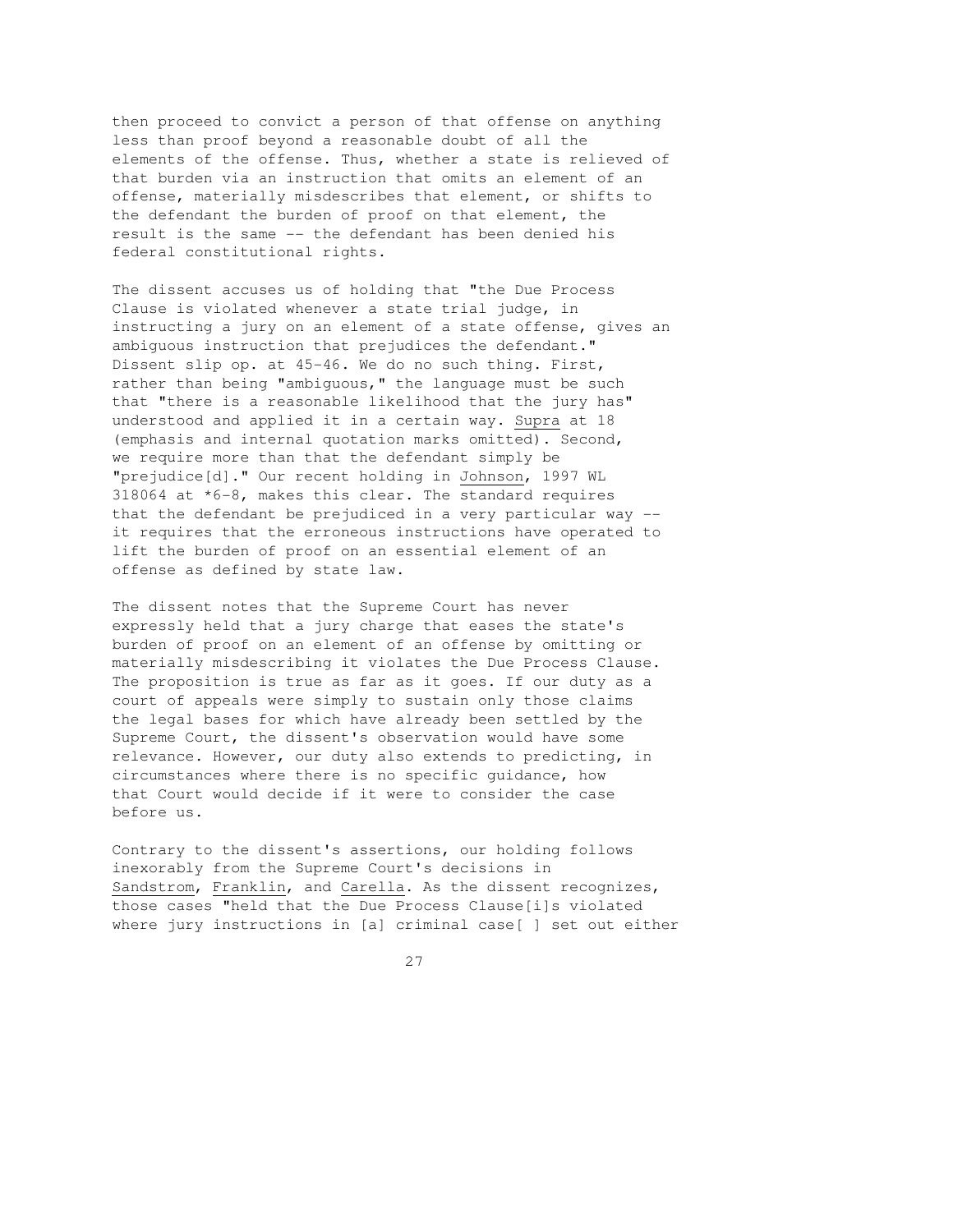then proceed to convict a person of that offense on anything less than proof beyond a reasonable doubt of all the elements of the offense. Thus, whether a state is relieved of that burden via an instruction that omits an element of an offense, materially misdescribes that element, or shifts to the defendant the burden of proof on that element, the result is the same -- the defendant has been denied his federal constitutional rights.

The dissent accuses us of holding that "the Due Process Clause is violated whenever a state trial judge, in instructing a jury on an element of a state offense, gives an ambiguous instruction that prejudices the defendant." Dissent slip op. at 45-46. We do no such thing. First, rather than being "ambiguous," the language must be such that "there is a reasonable likelihood that the jury has" understood and applied it in a certain way. Supra at 18 (emphasis and internal quotation marks omitted). Second, we require more than that the defendant simply be "prejudice[d]." Our recent holding in Johnson, 1997 WL 318064 at *6-8, makes this clear. The standard requires that the defendant be prejudiced in a very particular way -- it requires that the erroneous instructions have operated to lift the burden of proof on an essential element of an offense as defined by state law.

The dissent notes that the Supreme Court has never expressly held that a jury charge that eases the state's burden of proof on an element of an offense by omitting or materially misdescribing it violates the Due Process Clause. The proposition is true as far as it goes. If our duty as a court of appeals were simply to sustain only those claims the legal bases for which have already been settled by the Supreme Court, the dissent's observation would have some relevance. However, our duty also extends to predicting, in circumstances where there is no specific guidance, how that Court would decide if it were to consider the case before us.

Contrary to the dissent's assertions, our holding follows inexorably from the Supreme Court's decisions in Sandstrom, Franklin, and Carella. As the dissent recognizes, those cases "held that the Due Process Clause[i]s violated where jury instructions in [a] criminal case[ ] set out either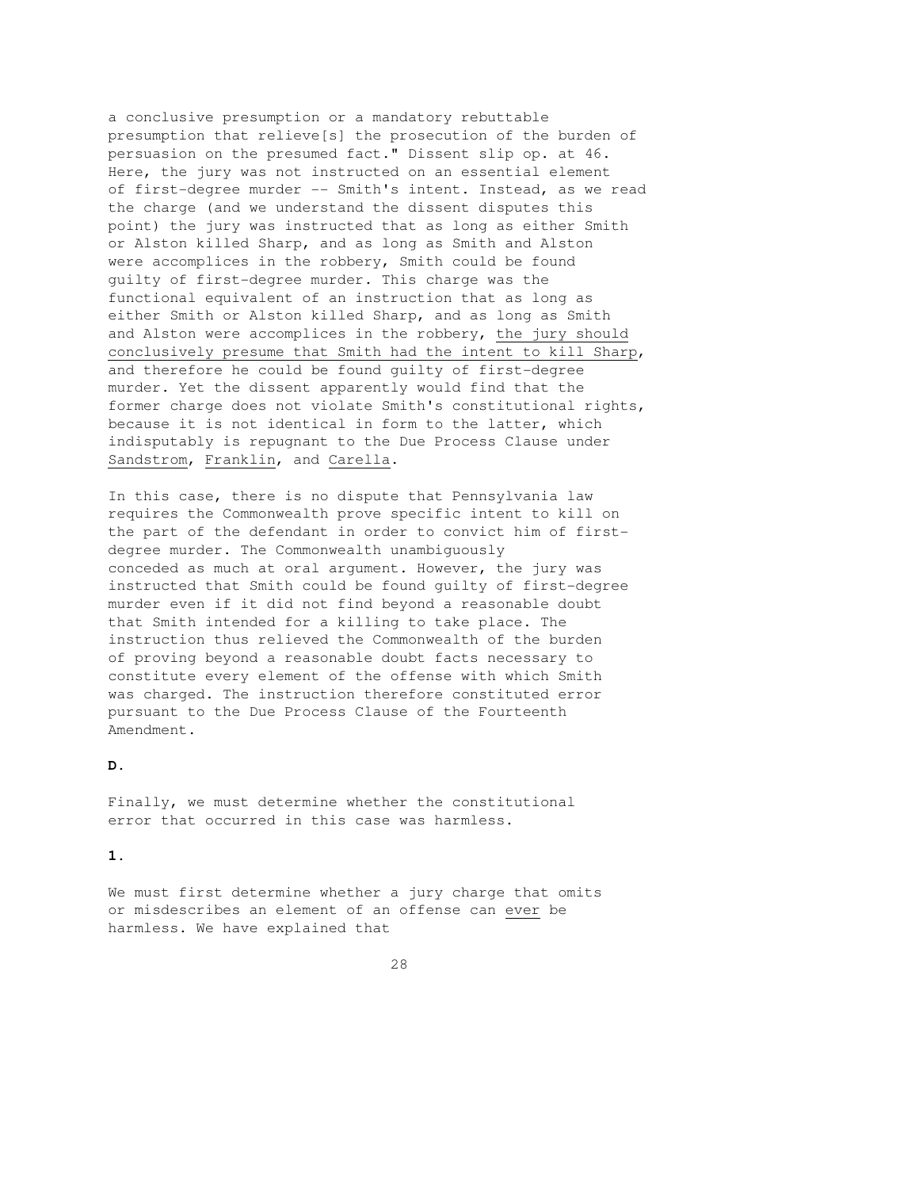a conclusive presumption or a mandatory rebuttable presumption that relieve[s] the prosecution of the burden of persuasion on the presumed fact." Dissent slip op. at 46. Here, the jury was not instructed on an essential element of first-degree murder -- Smith's intent. Instead, as we read the charge (and we understand the dissent disputes this point) the jury was instructed that as long as either Smith or Alston killed Sharp, and as long as Smith and Alston were accomplices in the robbery, Smith could be found guilty of first-degree murder. This charge was the functional equivalent of an instruction that as long as either Smith or Alston killed Sharp, and as long as Smith and Alston were accomplices in the robbery, <u>the jury should conclusively presume that Smith had the intent to kill Sharp</u>, and therefore he could be found guilty of first-degree murder. Yet the dissent apparently would find that the former charge does not violate Smith's constitutional rights, because it is not identical in form to the latter, which indisputably is repugnant to the Due Process Clause under <u>Sandstrom</u>, <u>Franklin</u>, and <u>Carella</u>.

In this case, there is no dispute that Pennsylvania law requires the Commonwealth prove specific intent to kill on the part of the defendant in order to convict him of first-degree murder. The Commonwealth unambiguously conceded as much at oral argument. However, the jury was instructed that Smith could be found guilty of first-degree murder even if it did not find beyond a reasonable doubt that Smith intended for a killing to take place. The instruction thus relieved the Commonwealth of the burden of proving beyond a reasonable doubt facts necessary to constitute every element of the offense with which Smith was charged. The instruction therefore constituted error pursuant to the Due Process Clause of the Fourteenth Amendment.

**D.**

Finally, we must determine whether the constitutional error that occurred in this case was harmless.

**1.**

We must first determine whether a jury charge that omits or misdescribes an element of an offense can <u>ever</u> be harmless. We have explained that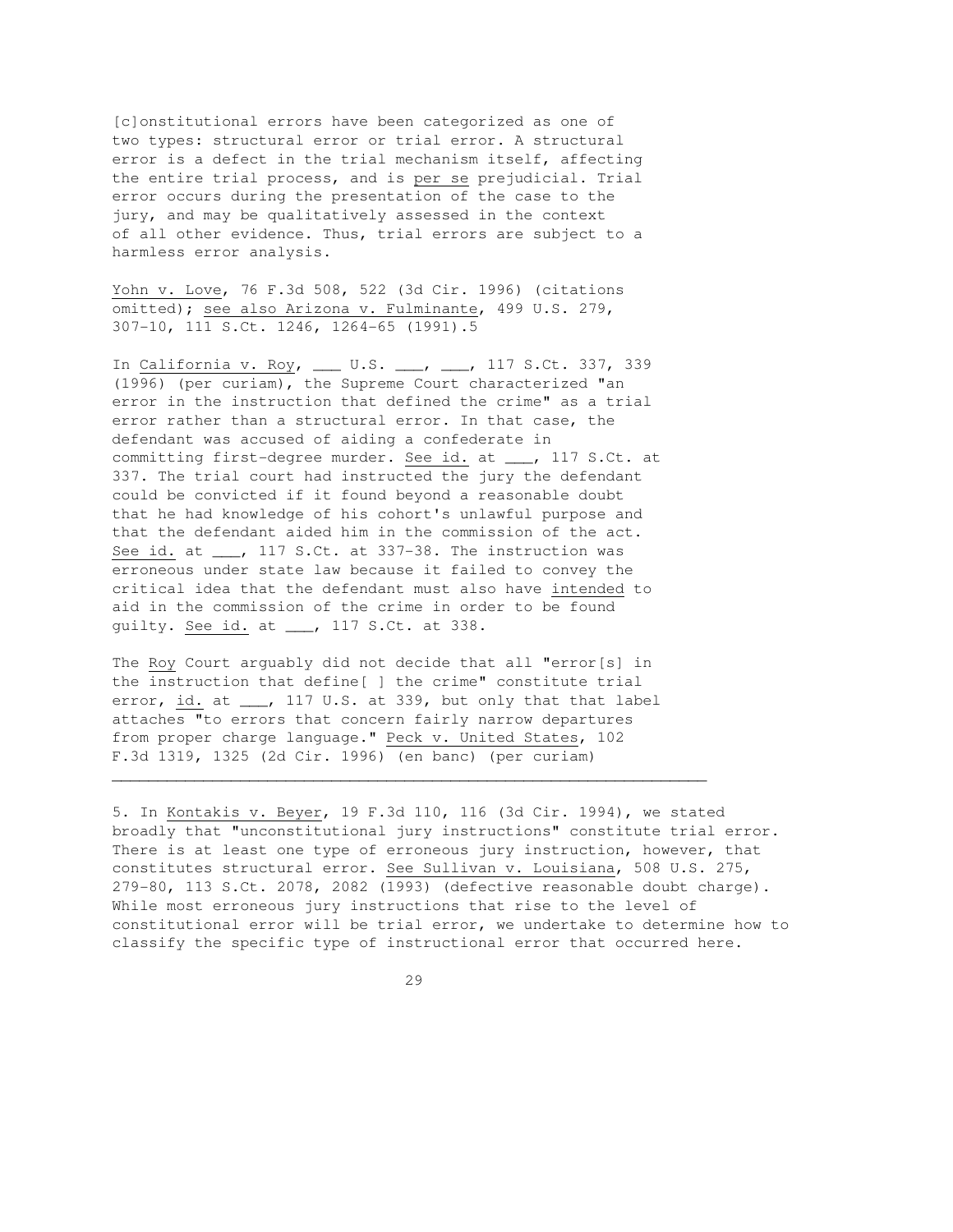[c]onstitutional errors have been categorized as one of two types: structural error or trial error. A structural error is a defect in the trial mechanism itself, affecting the entire trial process, and is per se prejudicial. Trial error occurs during the presentation of the case to the jury, and may be qualitatively assessed in the context of all other evidence. Thus, trial errors are subject to a harmless error analysis.

Yohn v. Love, 76 F.3d 508, 522 (3d Cir. 1996) (citations omitted); see also Arizona v. Fulminante, 499 U.S. 279, 307-10, 111 S.Ct. 1246, 1264-65 (1991).5

In California v. Roy, ___ U.S. ___, ___, 117 S.Ct. 337, 339 (1996) (per curiam), the Supreme Court characterized "an error in the instruction that defined the crime" as a trial error rather than a structural error. In that case, the defendant was accused of aiding a confederate in committing first-degree murder. See id. at ___, 117 S.Ct. at 337. The trial court had instructed the jury the defendant could be convicted if it found beyond a reasonable doubt that he had knowledge of his cohort's unlawful purpose and that the defendant aided him in the commission of the act. See id. at ___, 117 S.Ct. at 337-38. The instruction was erroneous under state law because it failed to convey the critical idea that the defendant must also have intended to aid in the commission of the crime in order to be found guilty. See id. at ___, 117 S.Ct. at 338.

The Roy Court arguably did not decide that all "error[s] in the instruction that define[ ] the crime" constitute trial error, id. at ___, 117 U.S. at 339, but only that that label attaches "to errors that concern fairly narrow departures from proper charge language." Peck v. United States, 102 F.3d 1319, 1325 (2d Cir. 1996) (en banc) (per curiam)

---

5. In Kontakis v. Beyer, 19 F.3d 110, 116 (3d Cir. 1994), we stated broadly that "unconstitutional jury instructions" constitute trial error. There is at least one type of erroneous jury instruction, however, that constitutes structural error. See Sullivan v. Louisiana, 508 U.S. 275, 279-80, 113 S.Ct. 2078, 2082 (1993) (defective reasonable doubt charge). While most erroneous jury instructions that rise to the level of constitutional error will be trial error, we undertake to determine how to classify the specific type of instructional error that occurred here.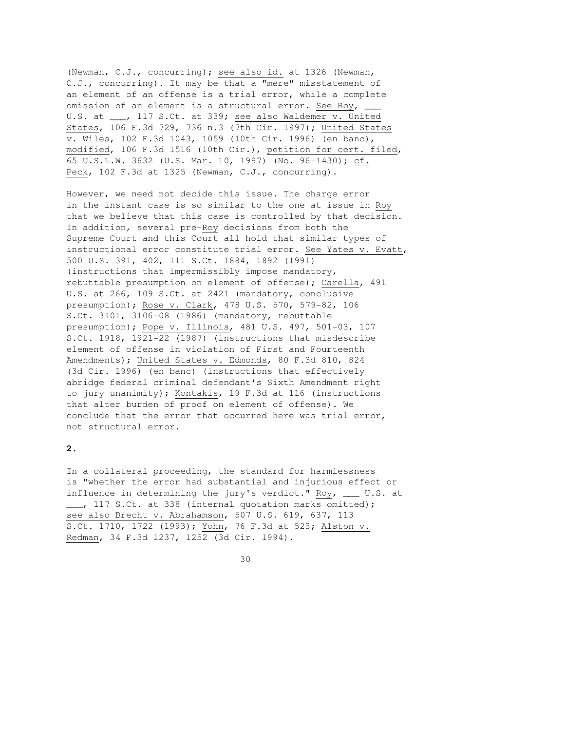(Newman, C.J., concurring); see also id. at 1326 (Newman, C.J., concurring). It may be that a "mere" misstatement of an element of an offense is a trial error, while a complete omission of an element is a structural error. See Roy, ___ U.S. at ___, 117 S.Ct. at 339; see also Waldemer v. United States, 106 F.3d 729, 736 n.3 (7th Cir. 1997); United States v. Wiles, 102 F.3d 1043, 1059 (10th Cir. 1996) (en banc), modified, 106 F.3d 1516 (10th Cir.), petition for cert. filed, 65 U.S.L.W. 3632 (U.S. Mar. 10, 1997) (No. 96-1430); cf. Peck, 102 F.3d at 1325 (Newman, C.J., concurring).

However, we need not decide this issue. The charge error in the instant case is so similar to the one at issue in Roy that we believe that this case is controlled by that decision. In addition, several pre-Roy decisions from both the Supreme Court and this Court all hold that similar types of instructional error constitute trial error. See Yates v. Evatt, 500 U.S. 391, 402, 111 S.Ct. 1884, 1892 (1991) (instructions that impermissibly impose mandatory, rebuttable presumption on element of offense); Carella, 491 U.S. at 266, 109 S.Ct. at 2421 (mandatory, conclusive presumption); Rose v. Clark, 478 U.S. 570, 579-82, 106 S.Ct. 3101, 3106-08 (1986) (mandatory, rebuttable presumption); Pope v. Illinois, 481 U.S. 497, 501-03, 107 S.Ct. 1918, 1921-22 (1987) (instructions that misdescribe element of offense in violation of First and Fourteenth Amendments); United States v. Edmonds, 80 F.3d 810, 824 (3d Cir. 1996) (en banc) (instructions that effectively abridge federal criminal defendant's Sixth Amendment right to jury unanimity); Kontakis, 19 F.3d at 116 (instructions that alter burden of proof on element of offense). We conclude that the error that occurred here was trial error, not structural error.

**2.**

In a collateral proceeding, the standard for harmlessness is "whether the error had substantial and injurious effect or influence in determining the jury's verdict." Roy, ___ U.S. at ___, 117 S.Ct. at 338 (internal quotation marks omitted); see also Brecht v. Abrahamson, 507 U.S. 619, 637, 113 S.Ct. 1710, 1722 (1993); Yohn, 76 F.3d at 523; Alston v. Redman, 34 F.3d 1237, 1252 (3d Cir. 1994).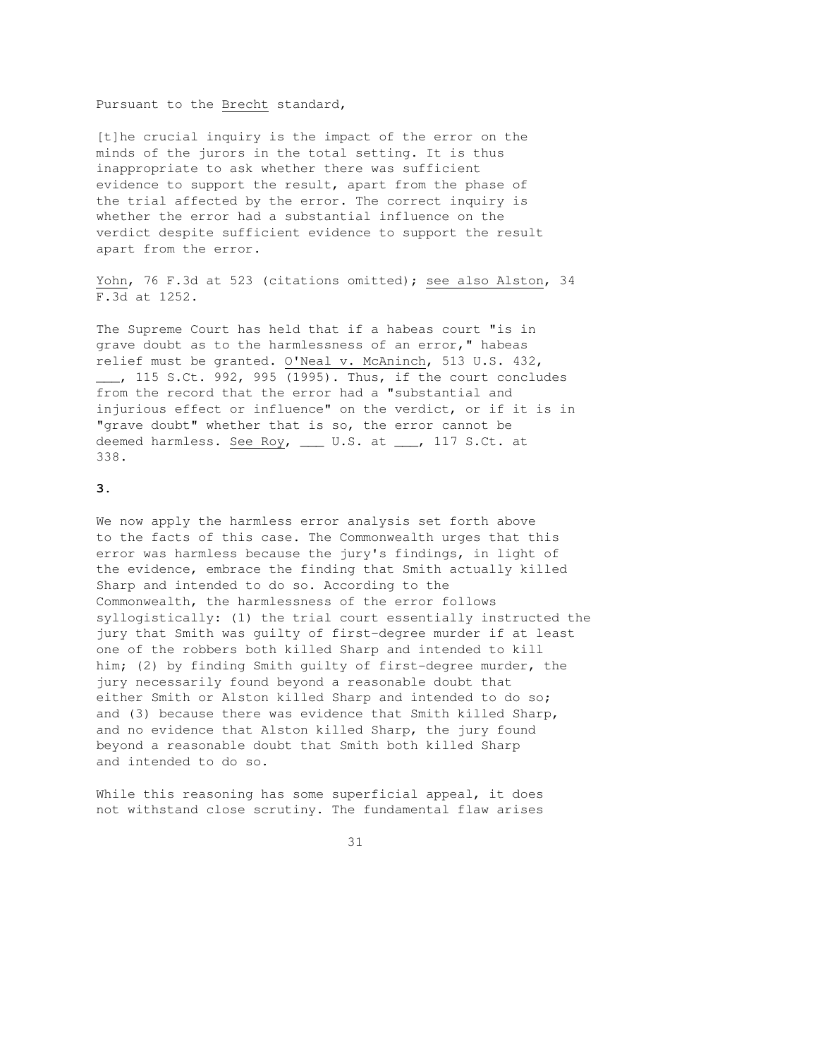Pursuant to the Brecht standard,

> [t]he crucial inquiry is the impact of the error on the minds of the jurors in the total setting. It is thus inappropriate to ask whether there was sufficient evidence to support the result, apart from the phase of the trial affected by the error. The correct inquiry is whether the error had a substantial influence on the verdict despite sufficient evidence to support the result apart from the error.

Yohn, 76 F.3d at 523 (citations omitted); see also Alston, 34 F.3d at 1252.

The Supreme Court has held that if a habeas court "is in grave doubt as to the harmlessness of an error," habeas relief must be granted. O'Neal v. McAninch, 513 U.S. 432, ___, 115 S.Ct. 992, 995 (1995). Thus, if the court concludes from the record that the error had a "substantial and injurious effect or influence" on the verdict, or if it is in "grave doubt" whether that is so, the error cannot be deemed harmless. See Roy, ___ U.S. at ___, 117 S.Ct. at 338.

**3.**

We now apply the harmless error analysis set forth above to the facts of this case. The Commonwealth urges that this error was harmless because the jury's findings, in light of the evidence, embrace the finding that Smith actually killed Sharp and intended to do so. According to the Commonwealth, the harmlessness of the error follows syllogistically: (1) the trial court essentially instructed the jury that Smith was guilty of first-degree murder if at least one of the robbers both killed Sharp and intended to kill him; (2) by finding Smith guilty of first-degree murder, the jury necessarily found beyond a reasonable doubt that either Smith or Alston killed Sharp and intended to do so; and (3) because there was evidence that Smith killed Sharp, and no evidence that Alston killed Sharp, the jury found beyond a reasonable doubt that Smith both killed Sharp and intended to do so.

While this reasoning has some superficial appeal, it does not withstand close scrutiny. The fundamental flaw arises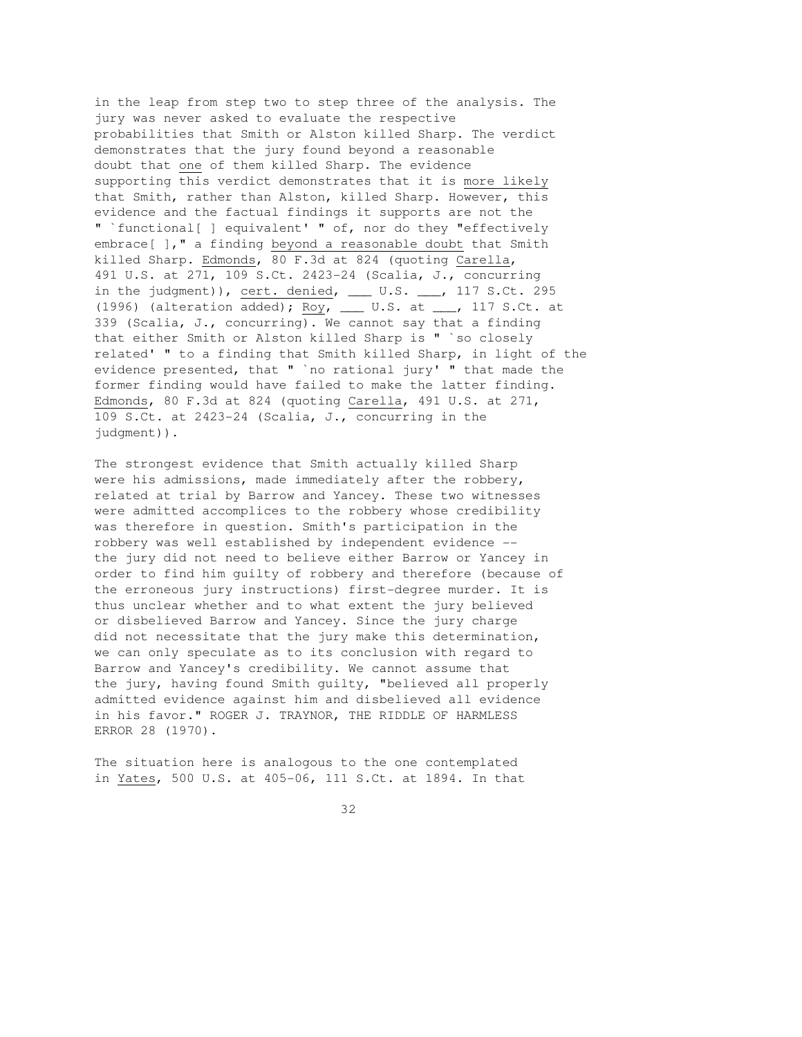in the leap from step two to step three of the analysis. The jury was never asked to evaluate the respective probabilities that Smith or Alston killed Sharp. The verdict demonstrates that the jury found beyond a reasonable doubt that one of them killed Sharp. The evidence supporting this verdict demonstrates that it is more likely that Smith, rather than Alston, killed Sharp. However, this evidence and the factual findings it supports are not the " `functional[ ] equivalent' " of, nor do they "effectively embrace[ ]," a finding beyond a reasonable doubt that Smith killed Sharp. Edmonds, 80 F.3d at 824 (quoting Carella, 491 U.S. at 271, 109 S.Ct. 2423-24 (Scalia, J., concurring in the judgment)), cert. denied, ___ U.S. ___, 117 S.Ct. 295 (1996) (alteration added); Roy, ___ U.S. at ___, 117 S.Ct. at 339 (Scalia, J., concurring). We cannot say that a finding that either Smith or Alston killed Sharp is " `so closely related' " to a finding that Smith killed Sharp, in light of the evidence presented, that " `no rational jury' " that made the former finding would have failed to make the latter finding. Edmonds, 80 F.3d at 824 (quoting Carella, 491 U.S. at 271, 109 S.Ct. at 2423-24 (Scalia, J., concurring in the judgment)).

The strongest evidence that Smith actually killed Sharp were his admissions, made immediately after the robbery, related at trial by Barrow and Yancey. These two witnesses were admitted accomplices to the robbery whose credibility was therefore in question. Smith's participation in the robbery was well established by independent evidence -- the jury did not need to believe either Barrow or Yancey in order to find him guilty of robbery and therefore (because of the erroneous jury instructions) first-degree murder. It is thus unclear whether and to what extent the jury believed or disbelieved Barrow and Yancey. Since the jury charge did not necessitate that the jury make this determination, we can only speculate as to its conclusion with regard to Barrow and Yancey's credibility. We cannot assume that the jury, having found Smith guilty, "believed all properly admitted evidence against him and disbelieved all evidence in his favor." ROGER J. TRAYNOR, THE RIDDLE OF HARMLESS ERROR 28 (1970).

The situation here is analogous to the one contemplated in Yates, 500 U.S. at 405-06, 111 S.Ct. at 1894. In that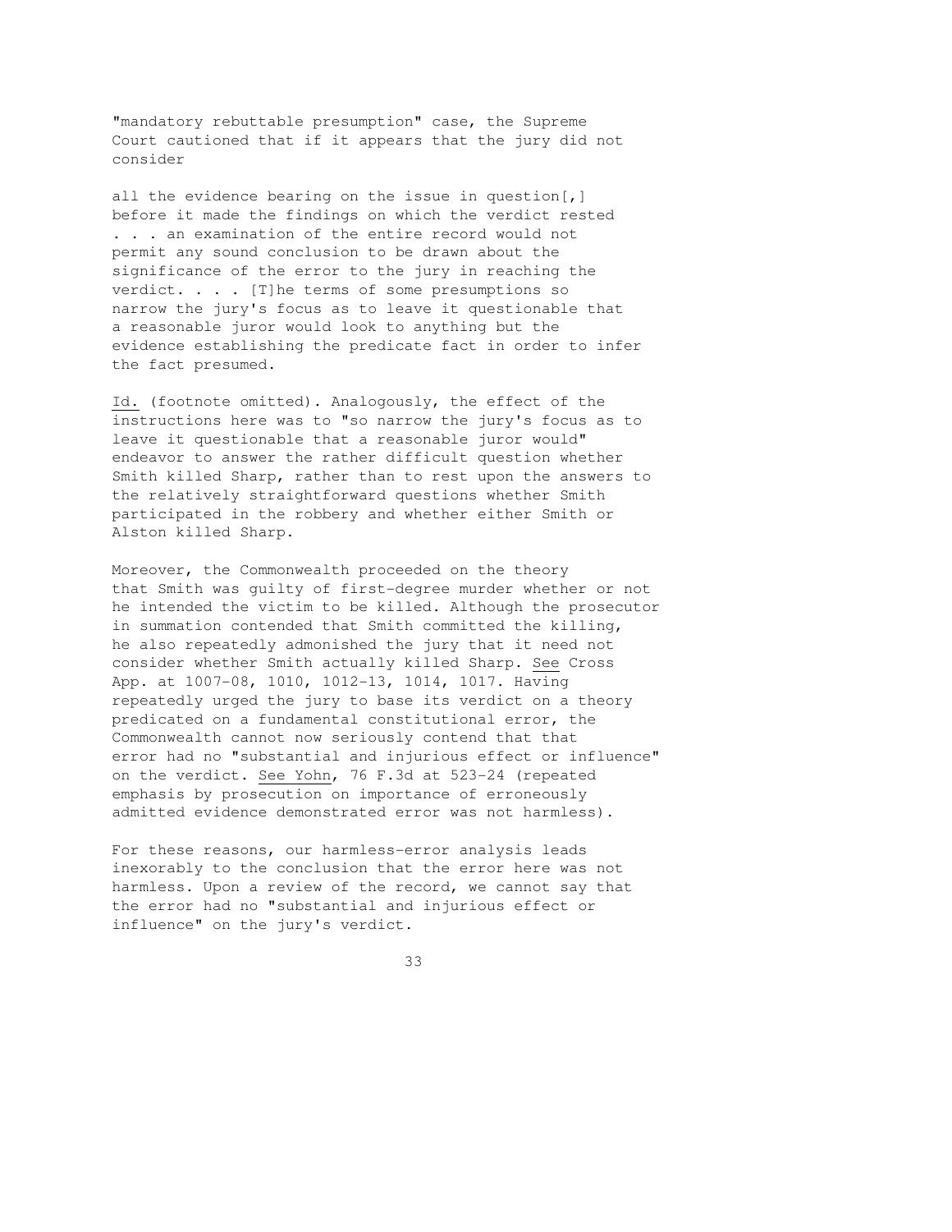"mandatory rebuttable presumption" case, the Supreme Court cautioned that if it appears that the jury did not consider

> all the evidence bearing on the issue in question[,] before it made the findings on which the verdict rested . . . an examination of the entire record would not permit any sound conclusion to be drawn about the significance of the error to the jury in reaching the verdict. . . . [T]he terms of some presumptions so narrow the jury's focus as to leave it questionable that a reasonable juror would look to anything but the evidence establishing the predicate fact in order to infer the fact presumed.

Id. (footnote omitted). Analogously, the effect of the instructions here was to "so narrow the jury's focus as to leave it questionable that a reasonable juror would" endeavor to answer the rather difficult question whether Smith killed Sharp, rather than to rest upon the answers to the relatively straightforward questions whether Smith participated in the robbery and whether either Smith or Alston killed Sharp.

Moreover, the Commonwealth proceeded on the theory that Smith was guilty of first-degree murder whether or not he intended the victim to be killed. Although the prosecutor in summation contended that Smith committed the killing, he also repeatedly admonished the jury that it need not consider whether Smith actually killed Sharp. See Cross App. at 1007-08, 1010, 1012-13, 1014, 1017. Having repeatedly urged the jury to base its verdict on a theory predicated on a fundamental constitutional error, the Commonwealth cannot now seriously contend that that error had no "substantial and injurious effect or influence" on the verdict. See Yohn, 76 F.3d at 523-24 (repeated emphasis by prosecution on importance of erroneously admitted evidence demonstrated error was not harmless).

For these reasons, our harmless-error analysis leads inexorably to the conclusion that the error here was not harmless. Upon a review of the record, we cannot say that the error had no "substantial and injurious effect or influence" on the jury's verdict.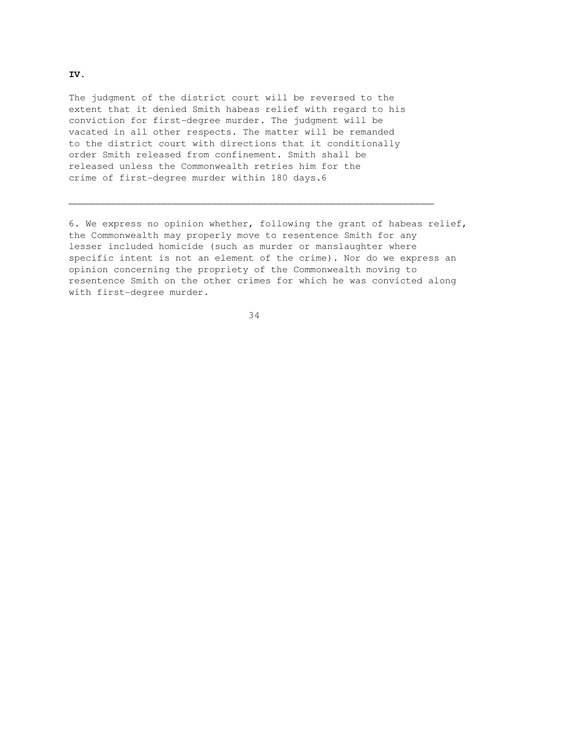**IV.**

The judgment of the district court will be reversed to the extent that it denied Smith habeas relief with regard to his conviction for first-degree murder. The judgment will be vacated in all other respects. The matter will be remanded to the district court with directions that it conditionally order Smith released from confinement. Smith shall be released unless the Commonwealth retries him for the crime of first-degree murder within 180 days.[6]

---

6. We express no opinion whether, following the grant of habeas relief, the Commonwealth may properly move to resentence Smith for any lesser included homicide (such as murder or manslaughter where specific intent is not an element of the crime). Nor do we express an opinion concerning the propriety of the Commonwealth moving to resentence Smith on the other crimes for which he was convicted along with first-degree murder.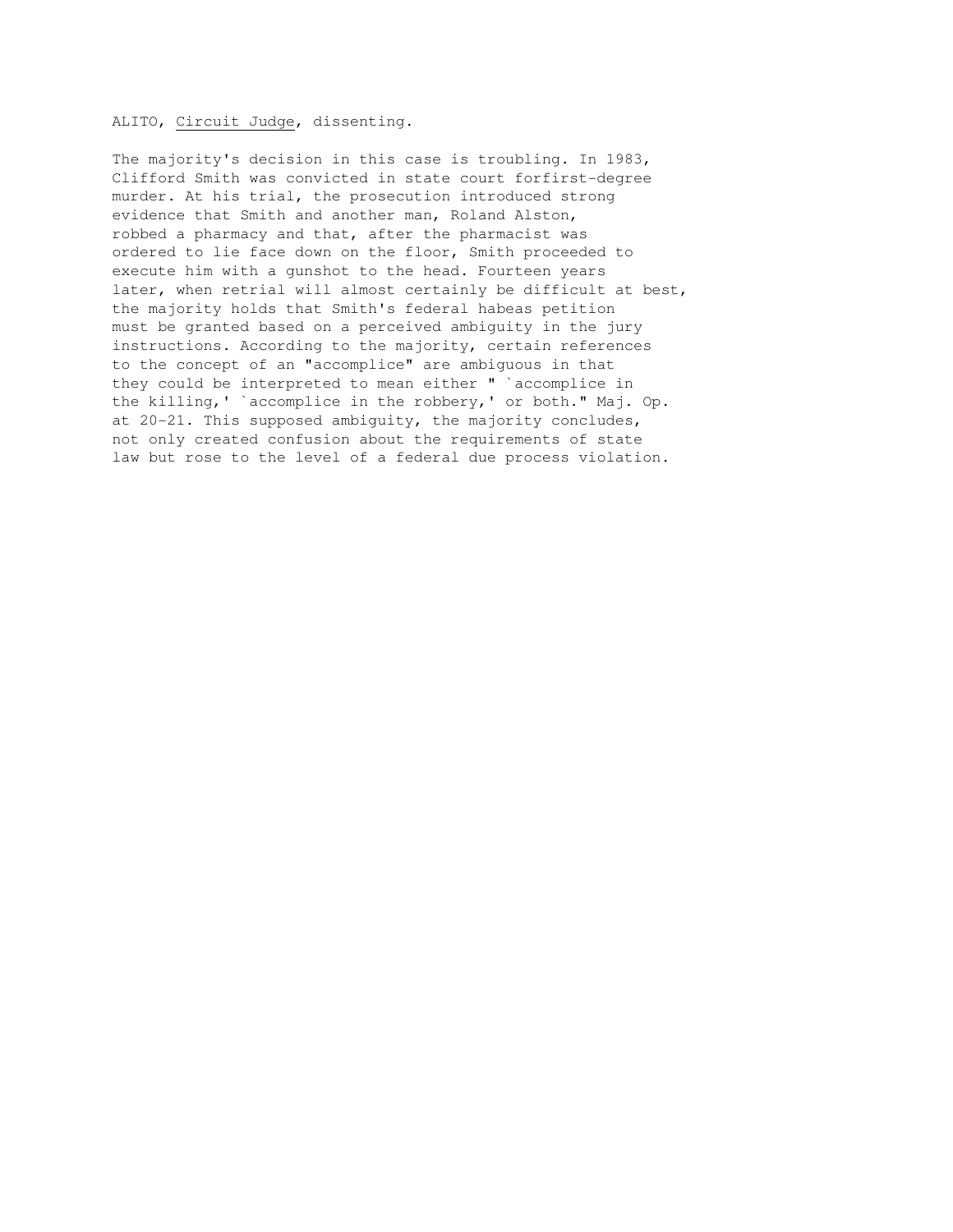ALITO, Circuit Judge, dissenting.

The majority's decision in this case is troubling. In 1983, Clifford Smith was convicted in state court forfirst-degree murder. At his trial, the prosecution introduced strong evidence that Smith and another man, Roland Alston, robbed a pharmacy and that, after the pharmacist was ordered to lie face down on the floor, Smith proceeded to execute him with a gunshot to the head. Fourteen years later, when retrial will almost certainly be difficult at best, the majority holds that Smith's federal habeas petition must be granted based on a perceived ambiguity in the jury instructions. According to the majority, certain references to the concept of an "accomplice" are ambiguous in that they could be interpreted to mean either " `accomplice in the killing,' `accomplice in the robbery,' or both." Maj. Op. at 20-21. This supposed ambiguity, the majority concludes, not only created confusion about the requirements of state law but rose to the level of a federal due process violation.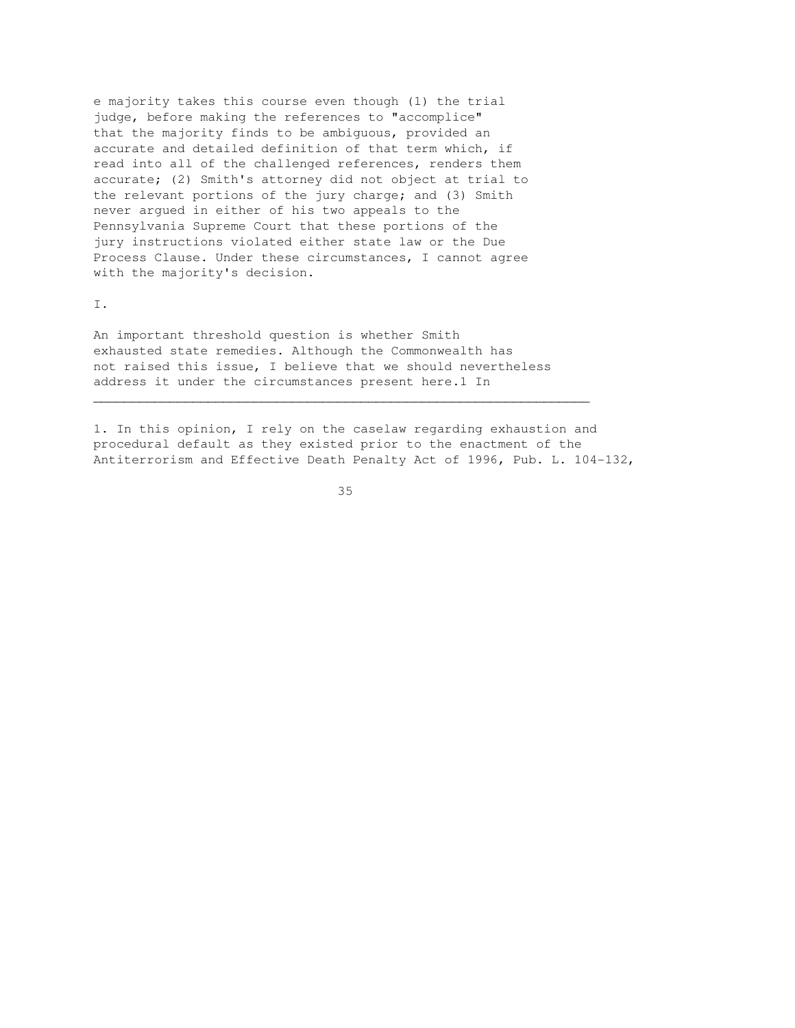e majority takes this course even though (1) the trial judge, before making the references to "accomplice" that the majority finds to be ambiguous, provided an accurate and detailed definition of that term which, if read into all of the challenged references, renders them accurate; (2) Smith's attorney did not object at trial to the relevant portions of the jury charge; and (3) Smith never argued in either of his two appeals to the Pennsylvania Supreme Court that these portions of the jury instructions violated either state law or the Due Process Clause. Under these circumstances, I cannot agree with the majority's decision.

I.

An important threshold question is whether Smith exhausted state remedies. Although the Commonwealth has not raised this issue, I believe that we should nevertheless address it under the circumstances present here.[1] In

---

1. In this opinion, I rely on the caselaw regarding exhaustion and procedural default as they existed prior to the enactment of the Antiterrorism and Effective Death Penalty Act of 1996, Pub. L. 104-132,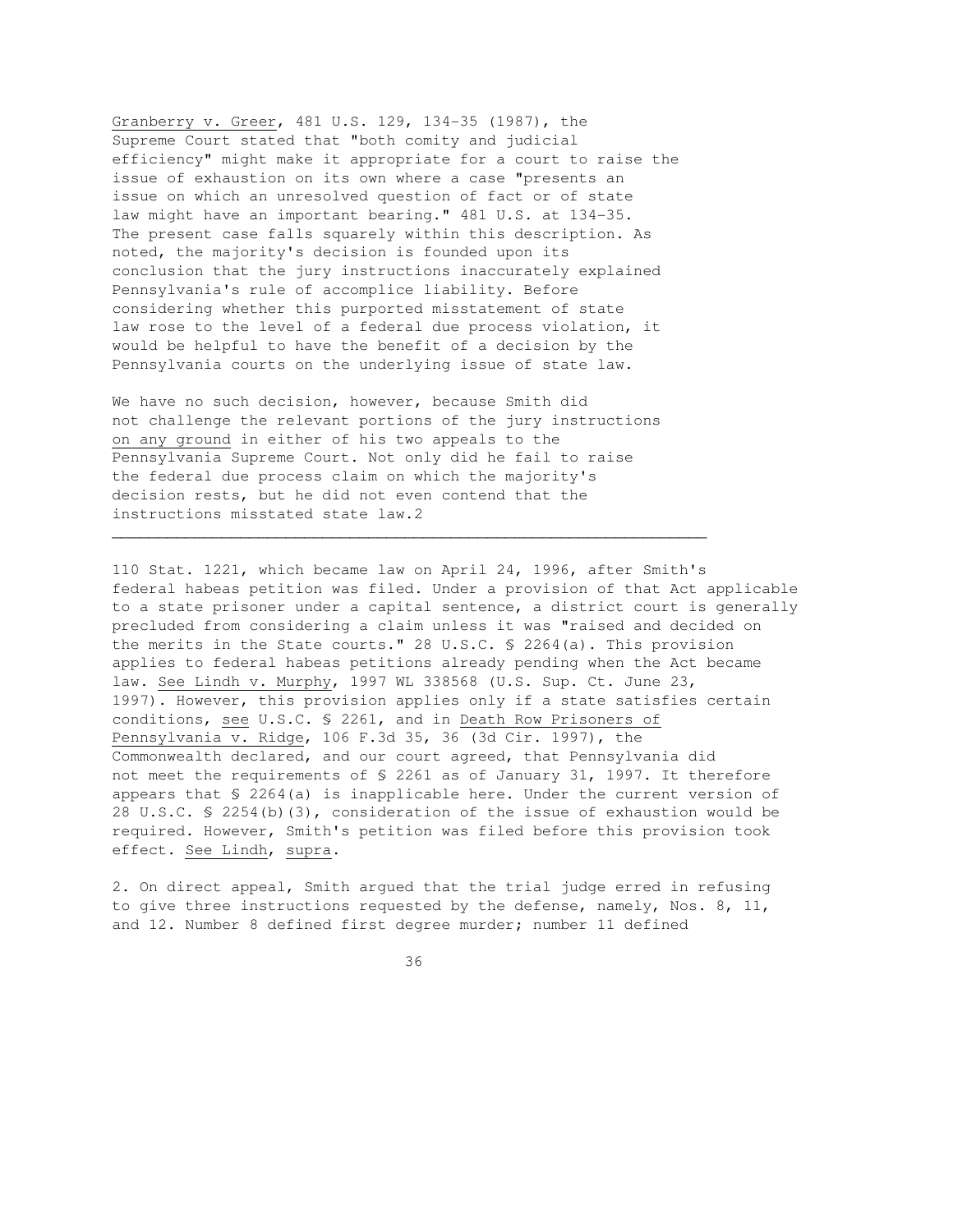Granberry v. Greer, 481 U.S. 129, 134-35 (1987), the Supreme Court stated that "both comity and judicial efficiency" might make it appropriate for a court to raise the issue of exhaustion on its own where a case "presents an issue on which an unresolved question of fact or of state law might have an important bearing." 481 U.S. at 134-35. The present case falls squarely within this description. As noted, the majority's decision is founded upon its conclusion that the jury instructions inaccurately explained Pennsylvania's rule of accomplice liability. Before considering whether this purported misstatement of state law rose to the level of a federal due process violation, it would be helpful to have the benefit of a decision by the Pennsylvania courts on the underlying issue of state law.

We have no such decision, however, because Smith did not challenge the relevant portions of the jury instructions on any ground in either of his two appeals to the Pennsylvania Supreme Court. Not only did he fail to raise the federal due process claim on which the majority's decision rests, but he did not even contend that the instructions misstated state law.2

---

110 Stat. 1221, which became law on April 24, 1996, after Smith's federal habeas petition was filed. Under a provision of that Act applicable to a state prisoner under a capital sentence, a district court is generally precluded from considering a claim unless it was "raised and decided on the merits in the State courts." 28 U.S.C. § 2264(a). This provision applies to federal habeas petitions already pending when the Act became law. See Lindh v. Murphy, 1997 WL 338568 (U.S. Sup. Ct. June 23, 1997). However, this provision applies only if a state satisfies certain conditions, see U.S.C. § 2261, and in Death Row Prisoners of Pennsylvania v. Ridge, 106 F.3d 35, 36 (3d Cir. 1997), the Commonwealth declared, and our court agreed, that Pennsylvania did not meet the requirements of § 2261 as of January 31, 1997. It therefore appears that § 2264(a) is inapplicable here. Under the current version of 28 U.S.C. § 2254(b)(3), consideration of the issue of exhaustion would be required. However, Smith's petition was filed before this provision took effect. See Lindh, supra.

2. On direct appeal, Smith argued that the trial judge erred in refusing to give three instructions requested by the defense, namely, Nos. 8, 11, and 12. Number 8 defined first degree murder; number 11 defined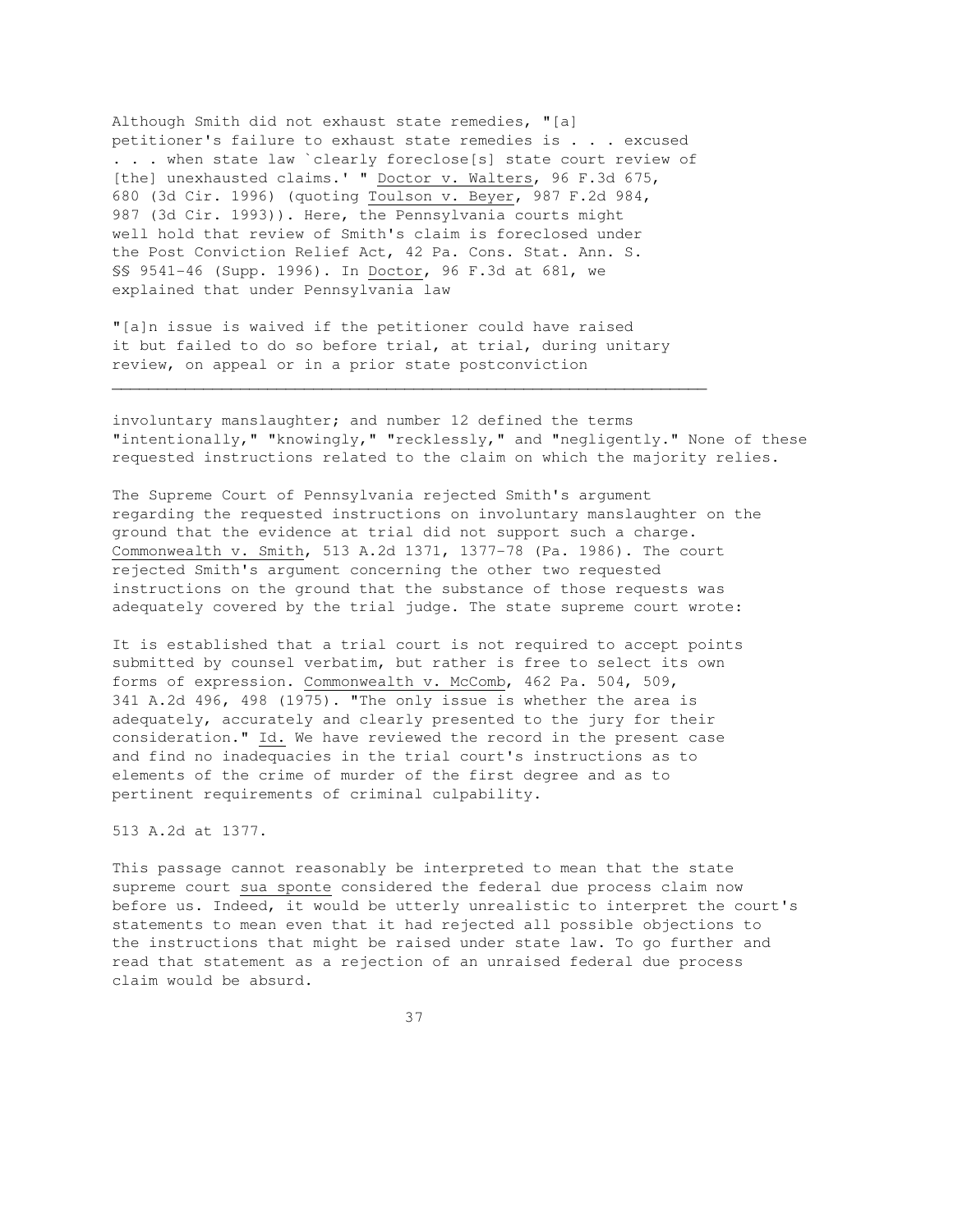Although Smith did not exhaust state remedies, "[a] petitioner's failure to exhaust state remedies is . . . excused . . . when state law `clearly foreclose[s] state court review of [the] unexhausted claims.' " Doctor v. Walters, 96 F.3d 675, 680 (3d Cir. 1996) (quoting Toulson v. Beyer, 987 F.2d 984, 987 (3d Cir. 1993)). Here, the Pennsylvania courts might well hold that review of Smith's claim is foreclosed under the Post Conviction Relief Act, 42 Pa. Cons. Stat. Ann. S. §§ 9541-46 (Supp. 1996). In Doctor, 96 F.3d at 681, we explained that under Pennsylvania law

"[a]n issue is waived if the petitioner could have raised it but failed to do so before trial, at trial, during unitary review, on appeal or in a prior state postconviction

---

involuntary manslaughter; and number 12 defined the terms "intentionally," "knowingly," "recklessly," and "negligently." None of these requested instructions related to the claim on which the majority relies.

The Supreme Court of Pennsylvania rejected Smith's argument regarding the requested instructions on involuntary manslaughter on the ground that the evidence at trial did not support such a charge. Commonwealth v. Smith, 513 A.2d 1371, 1377-78 (Pa. 1986). The court rejected Smith's argument concerning the other two requested instructions on the ground that the substance of those requests was adequately covered by the trial judge. The state supreme court wrote:

It is established that a trial court is not required to accept points submitted by counsel verbatim, but rather is free to select its own forms of expression. Commonwealth v. McComb, 462 Pa. 504, 509, 341 A.2d 496, 498 (1975). "The only issue is whether the area is adequately, accurately and clearly presented to the jury for their consideration." Id. We have reviewed the record in the present case and find no inadequacies in the trial court's instructions as to elements of the crime of murder of the first degree and as to pertinent requirements of criminal culpability.

513 A.2d at 1377.

This passage cannot reasonably be interpreted to mean that the state supreme court sua sponte considered the federal due process claim now before us. Indeed, it would be utterly unrealistic to interpret the court's statements to mean even that it had rejected all possible objections to the instructions that might be raised under state law. To go further and read that statement as a rejection of an unraised federal due process claim would be absurd.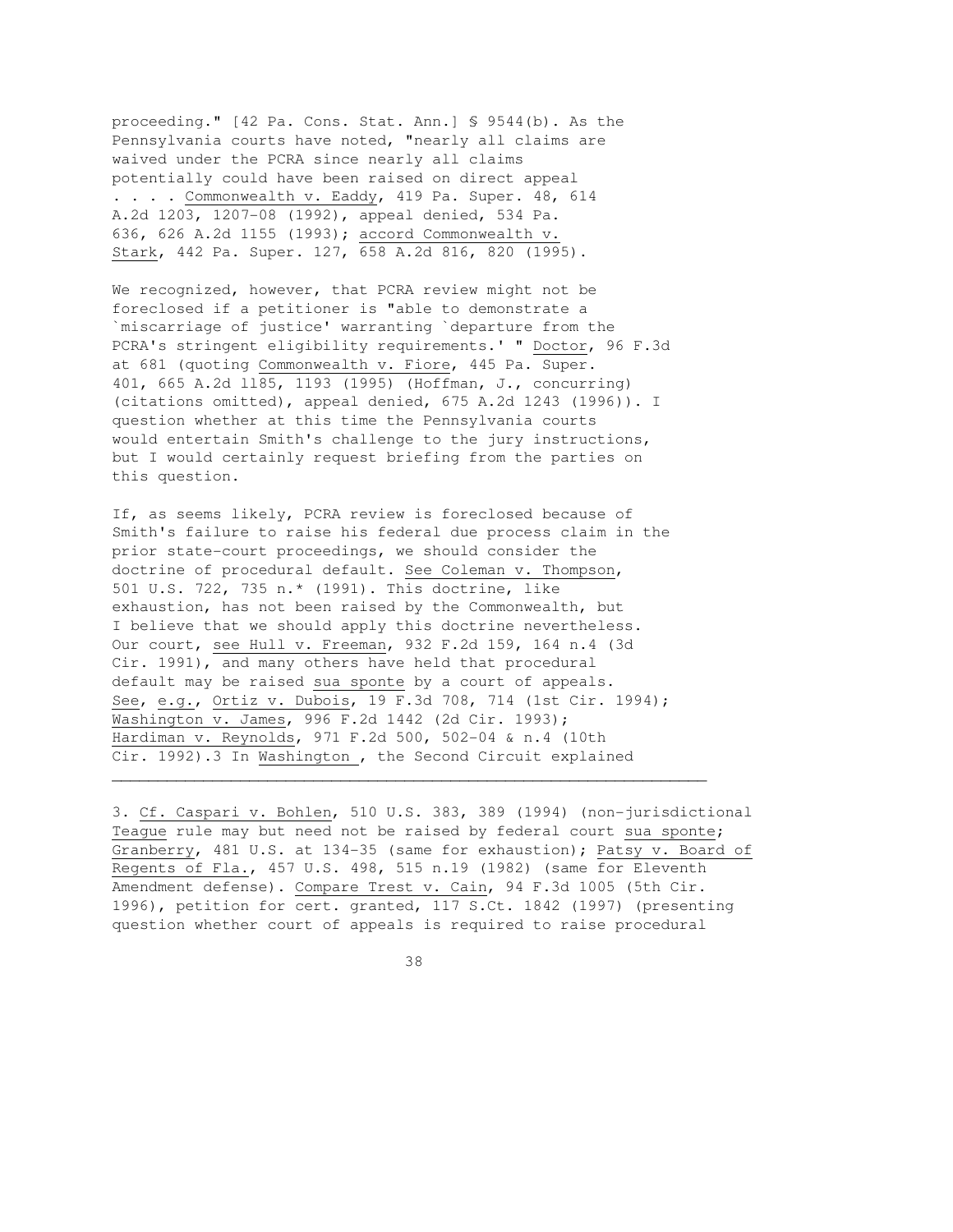proceeding." [42 Pa. Cons. Stat. Ann.] § 9544(b). As the Pennsylvania courts have noted, "nearly all claims are waived under the PCRA since nearly all claims potentially could have been raised on direct appeal . . . . Commonwealth v. Eaddy, 419 Pa. Super. 48, 614 A.2d 1203, 1207-08 (1992), appeal denied, 534 Pa. 636, 626 A.2d 1155 (1993); accord Commonwealth v. Stark, 442 Pa. Super. 127, 658 A.2d 816, 820 (1995).

We recognized, however, that PCRA review might not be foreclosed if a petitioner is "able to demonstrate a `miscarriage of justice' warranting `departure from the PCRA's stringent eligibility requirements.' " Doctor, 96 F.3d at 681 (quoting Commonwealth v. Fiore, 445 Pa. Super. 401, 665 A.2d 1185, 1193 (1995) (Hoffman, J., concurring) (citations omitted), appeal denied, 675 A.2d 1243 (1996)). I question whether at this time the Pennsylvania courts would entertain Smith's challenge to the jury instructions, but I would certainly request briefing from the parties on this question.

If, as seems likely, PCRA review is foreclosed because of Smith's failure to raise his federal due process claim in the prior state-court proceedings, we should consider the doctrine of procedural default. See Coleman v. Thompson, 501 U.S. 722, 735 n.* (1991). This doctrine, like exhaustion, has not been raised by the Commonwealth, but I believe that we should apply this doctrine nevertheless. Our court, see Hull v. Freeman, 932 F.2d 159, 164 n.4 (3d Cir. 1991), and many others have held that procedural default may be raised sua sponte by a court of appeals. See, e.g., Ortiz v. Dubois, 19 F.3d 708, 714 (1st Cir. 1994); Washington v. James, 996 F.2d 1442 (2d Cir. 1993); Hardiman v. Reynolds, 971 F.2d 500, 502-04 & n.4 (10th Cir. 1992).3 In Washington , the Second Circuit explained

---

3. Cf. Caspari v. Bohlen, 510 U.S. 383, 389 (1994) (non-jurisdictional Teague rule may but need not be raised by federal court sua sponte; Granberry, 481 U.S. at 134-35 (same for exhaustion); Patsy v. Board of Regents of Fla., 457 U.S. 498, 515 n.19 (1982) (same for Eleventh Amendment defense). Compare Trest v. Cain, 94 F.3d 1005 (5th Cir. 1996), petition for cert. granted, 117 S.Ct. 1842 (1997) (presenting question whether court of appeals is required to raise procedural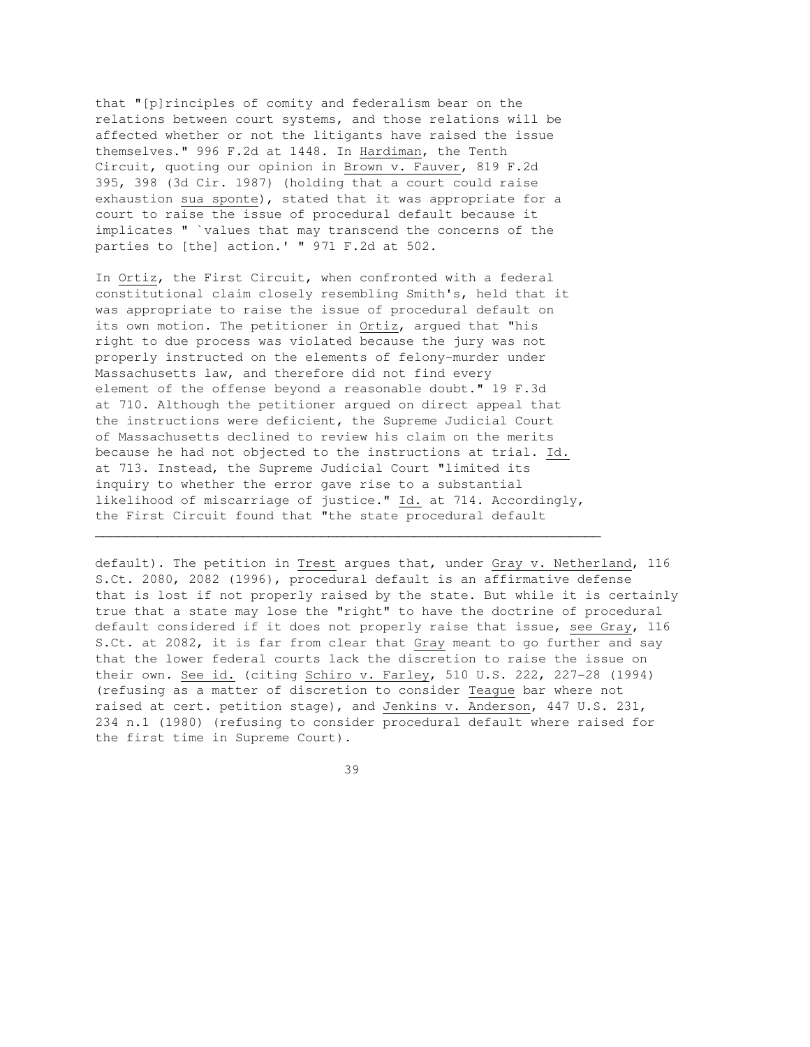that "[p]rinciples of comity and federalism bear on the relations between court systems, and those relations will be affected whether or not the litigants have raised the issue themselves." 996 F.2d at 1448. In Hardiman, the Tenth Circuit, quoting our opinion in Brown v. Fauver, 819 F.2d 395, 398 (3d Cir. 1987) (holding that a court could raise exhaustion sua sponte), stated that it was appropriate for a court to raise the issue of procedural default because it implicates " `values that may transcend the concerns of the parties to [the] action.' " 971 F.2d at 502.

In Ortiz, the First Circuit, when confronted with a federal constitutional claim closely resembling Smith's, held that it was appropriate to raise the issue of procedural default on its own motion. The petitioner in Ortiz, argued that "his right to due process was violated because the jury was not properly instructed on the elements of felony-murder under Massachusetts law, and therefore did not find every element of the offense beyond a reasonable doubt." 19 F.3d at 710. Although the petitioner argued on direct appeal that the instructions were deficient, the Supreme Judicial Court of Massachusetts declined to review his claim on the merits because he had not objected to the instructions at trial. Id. at 713. Instead, the Supreme Judicial Court "limited its inquiry to whether the error gave rise to a substantial likelihood of miscarriage of justice." Id. at 714. Accordingly, the First Circuit found that "the state procedural default

---

default). The petition in Trest argues that, under Gray v. Netherland, 116 S.Ct. 2080, 2082 (1996), procedural default is an affirmative defense that is lost if not properly raised by the state. But while it is certainly true that a state may lose the "right" to have the doctrine of procedural default considered if it does not properly raise that issue, see Gray, 116 S.Ct. at 2082, it is far from clear that Gray meant to go further and say that the lower federal courts lack the discretion to raise the issue on their own. See id. (citing Schiro v. Farley, 510 U.S. 222, 227-28 (1994) (refusing as a matter of discretion to consider Teague bar where not raised at cert. petition stage), and Jenkins v. Anderson, 447 U.S. 231, 234 n.1 (1980) (refusing to consider procedural default where raised for the first time in Supreme Court).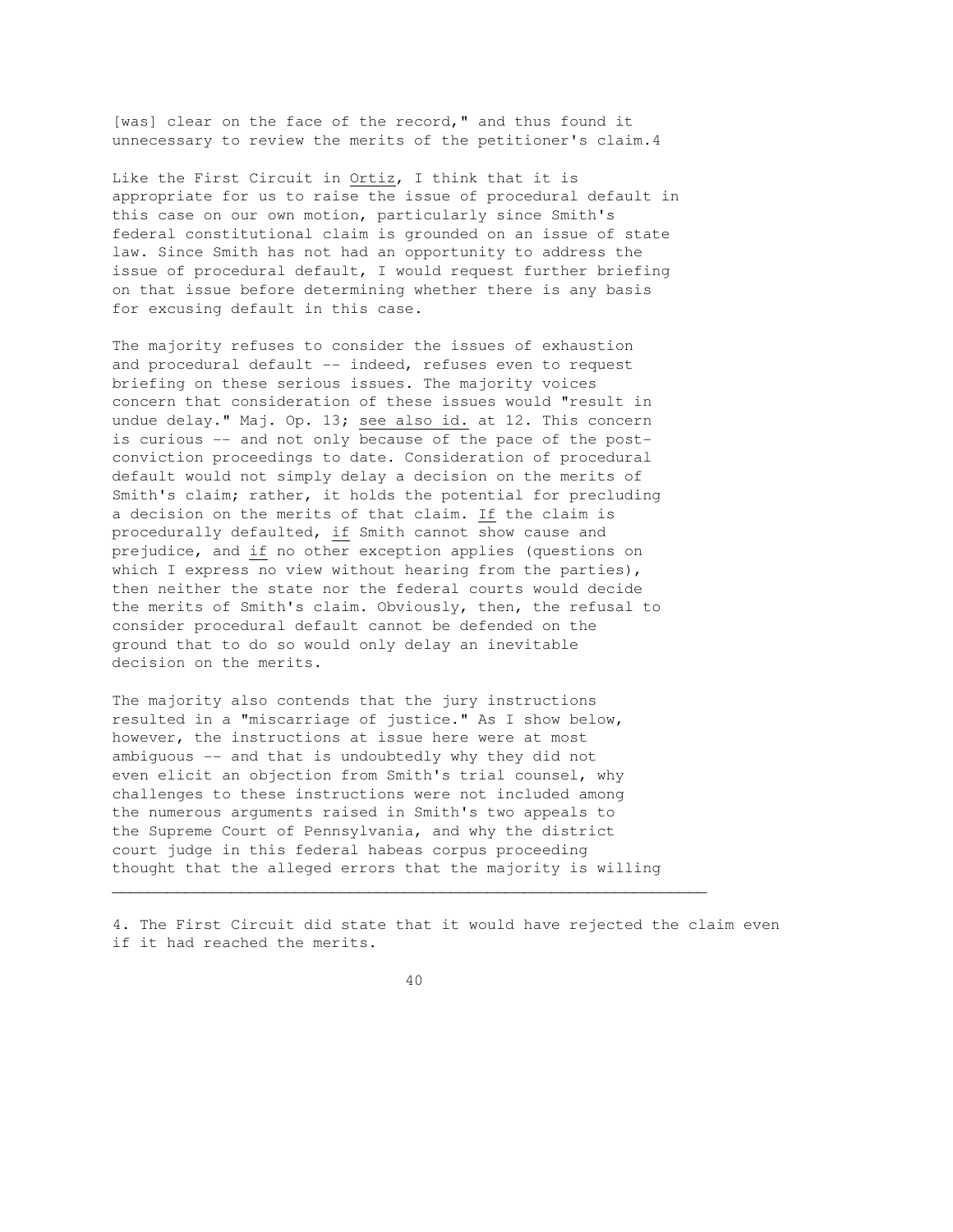[was] clear on the face of the record," and thus found it unnecessary to review the merits of the petitioner's claim.[4]

Like the First Circuit in Ortiz, I think that it is appropriate for us to raise the issue of procedural default in this case on our own motion, particularly since Smith's federal constitutional claim is grounded on an issue of state law. Since Smith has not had an opportunity to address the issue of procedural default, I would request further briefing on that issue before determining whether there is any basis for excusing default in this case.

The majority refuses to consider the issues of exhaustion and procedural default -- indeed, refuses even to request briefing on these serious issues. The majority voices concern that consideration of these issues would "result in undue delay." Maj. Op. 13; see also id. at 12. This concern is curious -- and not only because of the pace of the post-conviction proceedings to date. Consideration of procedural default would not simply delay a decision on the merits of Smith's claim; rather, it holds the potential for precluding a decision on the merits of that claim. If the claim is procedurally defaulted, if Smith cannot show cause and prejudice, and if no other exception applies (questions on which I express no view without hearing from the parties), then neither the state nor the federal courts would decide the merits of Smith's claim. Obviously, then, the refusal to consider procedural default cannot be defended on the ground that to do so would only delay an inevitable decision on the merits.

The majority also contends that the jury instructions resulted in a "miscarriage of justice." As I show below, however, the instructions at issue here were at most ambiguous -- and that is undoubtedly why they did not even elicit an objection from Smith's trial counsel, why challenges to these instructions were not included among the numerous arguments raised in Smith's two appeals to the Supreme Court of Pennsylvania, and why the district court judge in this federal habeas corpus proceeding thought that the alleged errors that the majority is willing

---

4. The First Circuit did state that it would have rejected the claim even if it had reached the merits.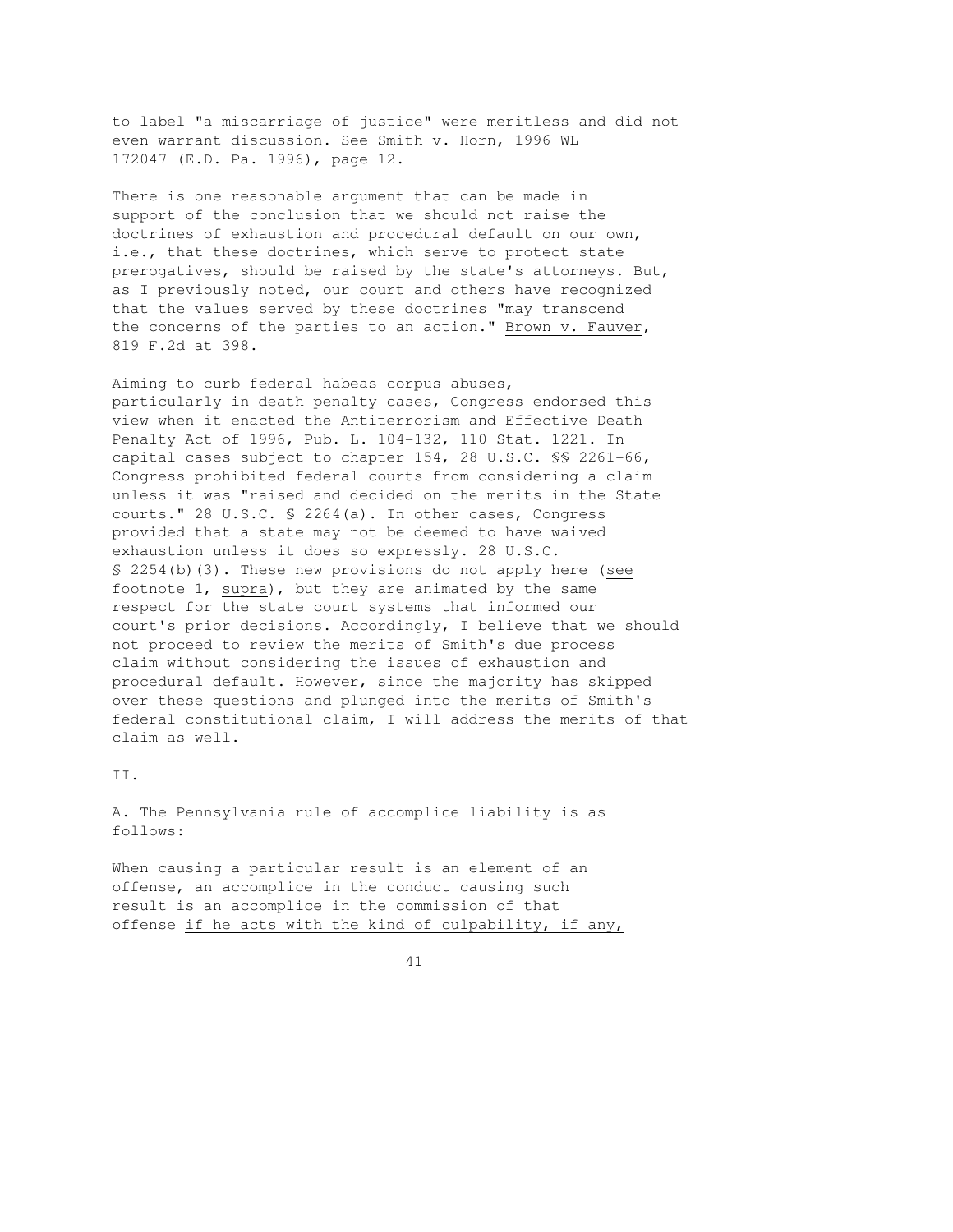to label "a miscarriage of justice" were meritless and did not even warrant discussion. See Smith v. Horn, 1996 WL 172047 (E.D. Pa. 1996), page 12.

There is one reasonable argument that can be made in support of the conclusion that we should not raise the doctrines of exhaustion and procedural default on our own, i.e., that these doctrines, which serve to protect state prerogatives, should be raised by the state's attorneys. But, as I previously noted, our court and others have recognized that the values served by these doctrines "may transcend the concerns of the parties to an action." Brown v. Fauver, 819 F.2d at 398.

Aiming to curb federal habeas corpus abuses, particularly in death penalty cases, Congress endorsed this view when it enacted the Antiterrorism and Effective Death Penalty Act of 1996, Pub. L. 104-132, 110 Stat. 1221. In capital cases subject to chapter 154, 28 U.S.C. §§ 2261-66, Congress prohibited federal courts from considering a claim unless it was "raised and decided on the merits in the State courts." 28 U.S.C. § 2264(a). In other cases, Congress provided that a state may not be deemed to have waived exhaustion unless it does so expressly. 28 U.S.C. § 2254(b)(3). These new provisions do not apply here (see footnote 1, supra), but they are animated by the same respect for the state court systems that informed our court's prior decisions. Accordingly, I believe that we should not proceed to review the merits of Smith's due process claim without considering the issues of exhaustion and procedural default. However, since the majority has skipped over these questions and plunged into the merits of Smith's federal constitutional claim, I will address the merits of that claim as well.

II.

A. The Pennsylvania rule of accomplice liability is as follows:

When causing a particular result is an element of an offense, an accomplice in the conduct causing such result is an accomplice in the commission of that offense if he acts with the kind of culpability, if any,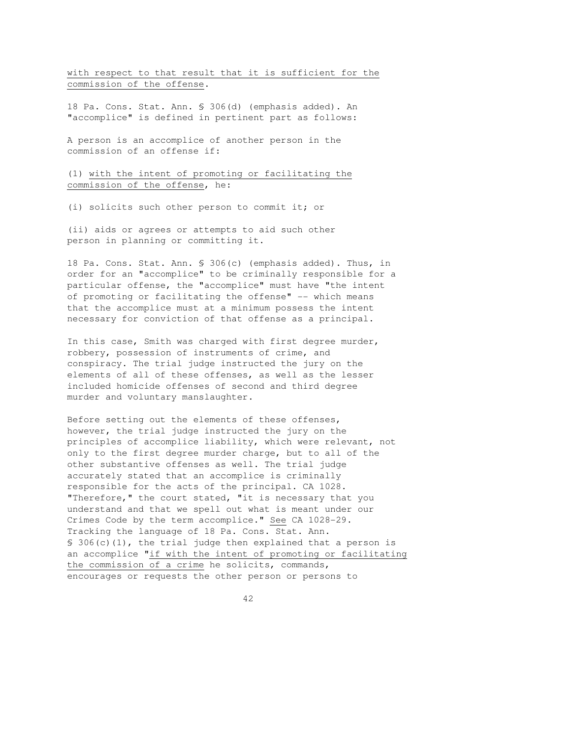<u>with respect to that result that it is sufficient for the commission of the offense</u>.

18 Pa. Cons. Stat. Ann. § 306(d) (emphasis added). An "accomplice" is defined in pertinent part as follows:

A person is an accomplice of another person in the commission of an offense if:

(1) <u>with the intent of promoting or facilitating the commission of the offense</u>, he:

(i) solicits such other person to commit it; or

(ii) aids or agrees or attempts to aid such other person in planning or committing it.

18 Pa. Cons. Stat. Ann. § 306(c) (emphasis added). Thus, in order for an "accomplice" to be criminally responsible for a particular offense, the "accomplice" must have "the intent of promoting or facilitating the offense" -- which means that the accomplice must at a minimum possess the intent necessary for conviction of that offense as a principal.

In this case, Smith was charged with first degree murder, robbery, possession of instruments of crime, and conspiracy. The trial judge instructed the jury on the elements of all of these offenses, as well as the lesser included homicide offenses of second and third degree murder and voluntary manslaughter.

Before setting out the elements of these offenses, however, the trial judge instructed the jury on the principles of accomplice liability, which were relevant, not only to the first degree murder charge, but to all of the other substantive offenses as well. The trial judge accurately stated that an accomplice is criminally responsible for the acts of the principal. CA 1028. "Therefore," the court stated, "it is necessary that you understand and that we spell out what is meant under our Crimes Code by the term accomplice." <u>See</u> CA 1028-29. Tracking the language of 18 Pa. Cons. Stat. Ann. § 306(c)(1), the trial judge then explained that a person is an accomplice "<u>if with the intent of promoting or facilitating the commission of a crime</u> he solicits, commands, encourages or requests the other person or persons to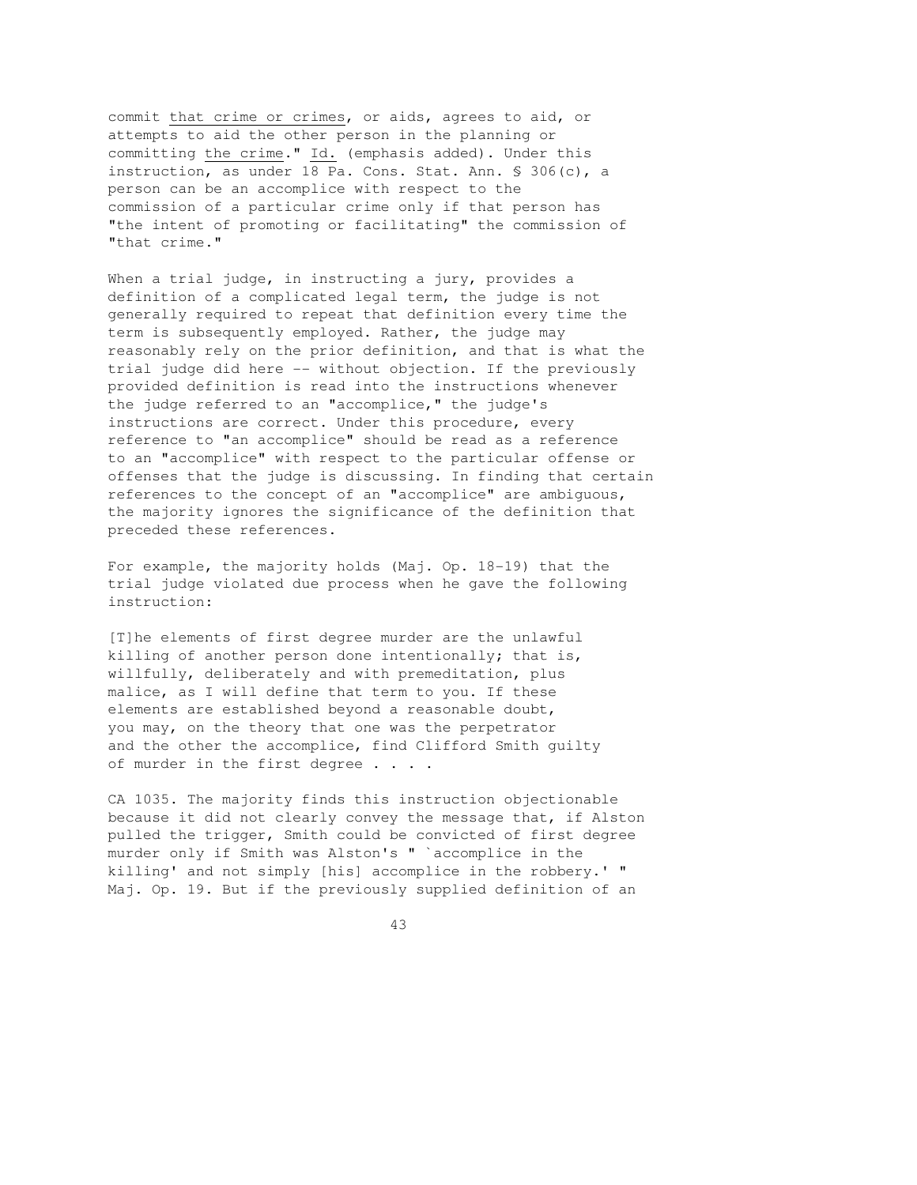commit <u>that crime or crimes</u>, or aids, agrees to aid, or attempts to aid the other person in the planning or committing <u>the crime</u>." <u>Id.</u> (emphasis added). Under this instruction, as under 18 Pa. Cons. Stat. Ann. § 306(c), a person can be an accomplice with respect to the commission of a particular crime only if that person has "the intent of promoting or facilitating" the commission of "that crime."

When a trial judge, in instructing a jury, provides a definition of a complicated legal term, the judge is not generally required to repeat that definition every time the term is subsequently employed. Rather, the judge may reasonably rely on the prior definition, and that is what the trial judge did here -- without objection. If the previously provided definition is read into the instructions whenever the judge referred to an "accomplice," the judge's instructions are correct. Under this procedure, every reference to "an accomplice" should be read as a reference to an "accomplice" with respect to the particular offense or offenses that the judge is discussing. In finding that certain references to the concept of an "accomplice" are ambiguous, the majority ignores the significance of the definition that preceded these references.

For example, the majority holds (Maj. Op. 18-19) that the trial judge violated due process when he gave the following instruction:

> [T]he elements of first degree murder are the unlawful killing of another person done intentionally; that is, willfully, deliberately and with premeditation, plus malice, as I will define that term to you. If these elements are established beyond a reasonable doubt, you may, on the theory that one was the perpetrator and the other the accomplice, find Clifford Smith guilty of murder in the first degree . . . .

CA 1035. The majority finds this instruction objectionable because it did not clearly convey the message that, if Alston pulled the trigger, Smith could be convicted of first degree murder only if Smith was Alston's " `accomplice in the killing' and not simply [his] accomplice in the robbery.' " Maj. Op. 19. But if the previously supplied definition of an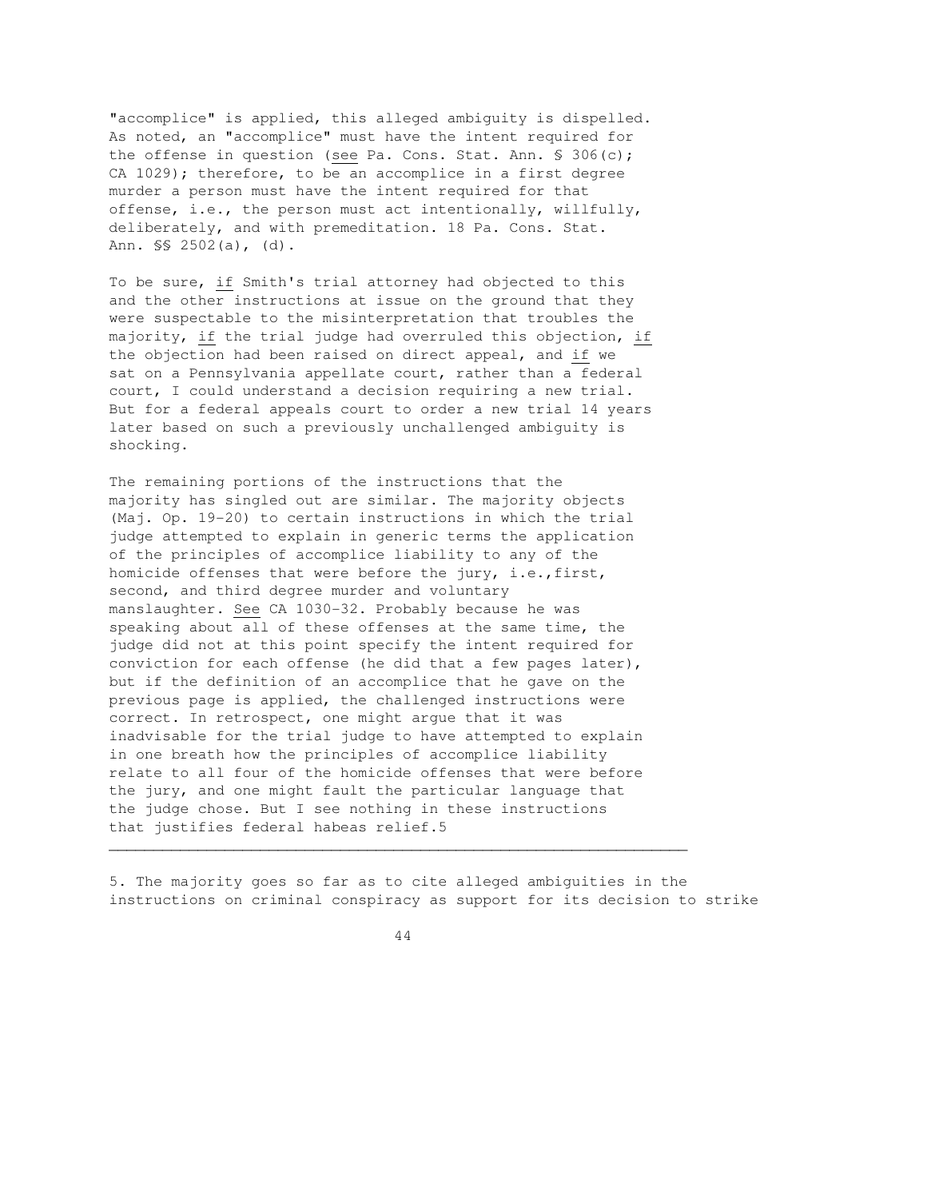"accomplice" is applied, this alleged ambiguity is dispelled. As noted, an "accomplice" must have the intent required for the offense in question (see Pa. Cons. Stat. Ann. § 306(c); CA 1029); therefore, to be an accomplice in a first degree murder a person must have the intent required for that offense, i.e., the person must act intentionally, willfully, deliberately, and with premeditation. 18 Pa. Cons. Stat. Ann. §§ 2502(a), (d).

To be sure, if Smith's trial attorney had objected to this and the other instructions at issue on the ground that they were suspectable to the misinterpretation that troubles the majority, if the trial judge had overruled this objection, if the objection had been raised on direct appeal, and if we sat on a Pennsylvania appellate court, rather than a federal court, I could understand a decision requiring a new trial. But for a federal appeals court to order a new trial 14 years later based on such a previously unchallenged ambiguity is shocking.

The remaining portions of the instructions that the majority has singled out are similar. The majority objects (Maj. Op. 19-20) to certain instructions in which the trial judge attempted to explain in generic terms the application of the principles of accomplice liability to any of the homicide offenses that were before the jury, i.e.,first, second, and third degree murder and voluntary manslaughter. See CA 1030-32. Probably because he was speaking about all of these offenses at the same time, the judge did not at this point specify the intent required for conviction for each offense (he did that a few pages later), but if the definition of an accomplice that he gave on the previous page is applied, the challenged instructions were correct. In retrospect, one might argue that it was inadvisable for the trial judge to have attempted to explain in one breath how the principles of accomplice liability relate to all four of the homicide offenses that were before the jury, and one might fault the particular language that the judge chose. But I see nothing in these instructions that justifies federal habeas relief.5

---

5. The majority goes so far as to cite alleged ambiguities in the instructions on criminal conspiracy as support for its decision to strike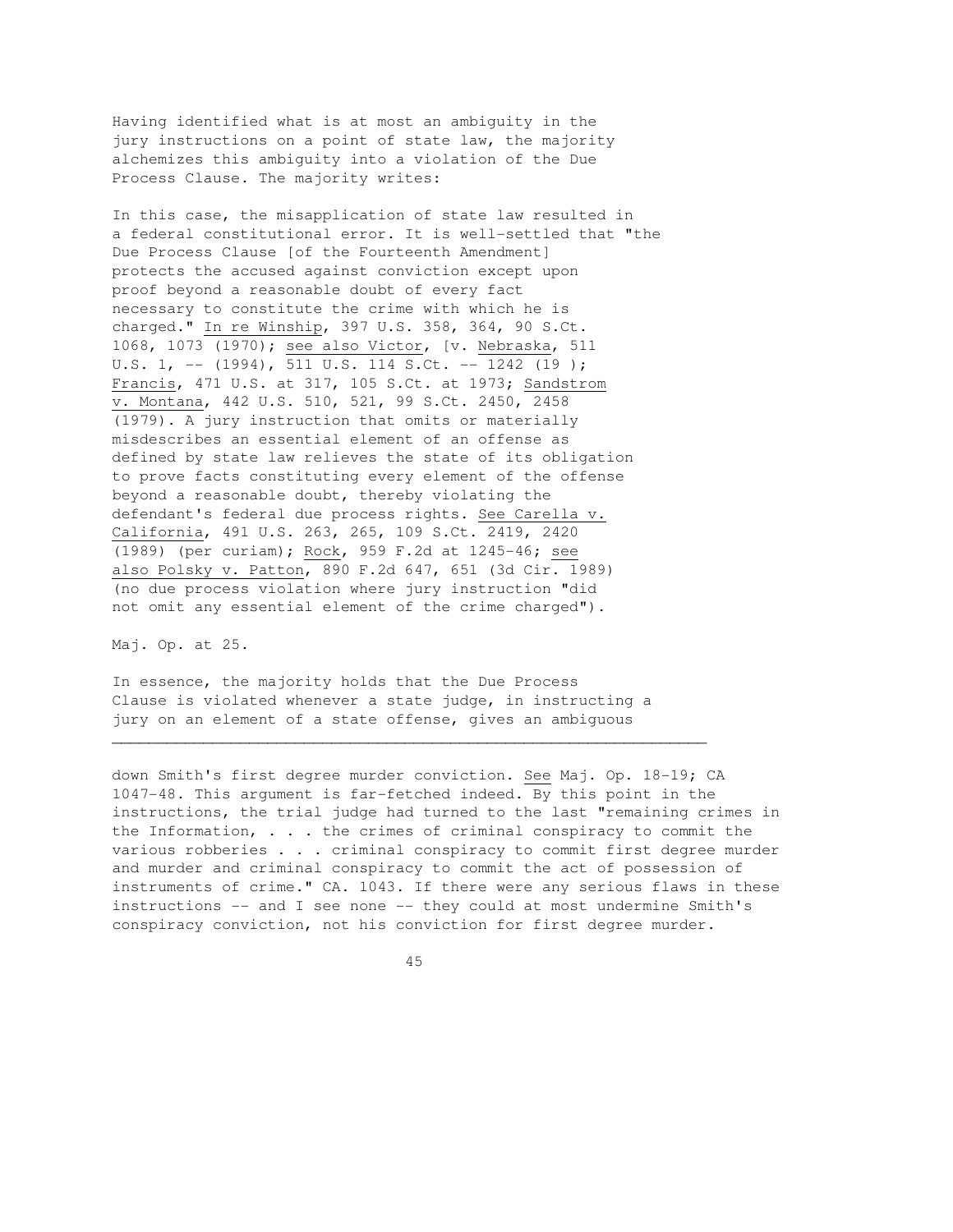Having identified what is at most an ambiguity in the jury instructions on a point of state law, the majority alchemizes this ambiguity into a violation of the Due Process Clause. The majority writes:

> In this case, the misapplication of state law resulted in a federal constitutional error. It is well-settled that "the Due Process Clause [of the Fourteenth Amendment] protects the accused against conviction except upon proof beyond a reasonable doubt of every fact necessary to constitute the crime with which he is charged." In re Winship, 397 U.S. 358, 364, 90 S.Ct. 1068, 1073 (1970); see also Victor, [v. Nebraska, 511 U.S. 1, -- (1994), 511 U.S. 114 S.Ct. -- 1242 (19 ); Francis, 471 U.S. at 317, 105 S.Ct. at 1973; Sandstrom v. Montana, 442 U.S. 510, 521, 99 S.Ct. 2450, 2458 (1979). A jury instruction that omits or materially misdescribes an essential element of an offense as defined by state law relieves the state of its obligation to prove facts constituting every element of the offense beyond a reasonable doubt, thereby violating the defendant's federal due process rights. See Carella v. California, 491 U.S. 263, 265, 109 S.Ct. 2419, 2420 (1989) (per curiam); Rock, 959 F.2d at 1245-46; see also Polsky v. Patton, 890 F.2d 647, 651 (3d Cir. 1989) (no due process violation where jury instruction "did not omit any essential element of the crime charged").

Maj. Op. at 25.

In essence, the majority holds that the Due Process Clause is violated whenever a state judge, in instructing a jury on an element of a state offense, gives an ambiguous

---

down Smith's first degree murder conviction. See Maj. Op. 18-19; CA 1047-48. This argument is far-fetched indeed. By this point in the instructions, the trial judge had turned to the last "remaining crimes in the Information, . . . the crimes of criminal conspiracy to commit the various robberies . . . criminal conspiracy to commit first degree murder and murder and criminal conspiracy to commit the act of possession of instruments of crime." CA. 1043. If there were any serious flaws in these instructions -- and I see none -- they could at most undermine Smith's conspiracy conviction, not his conviction for first degree murder.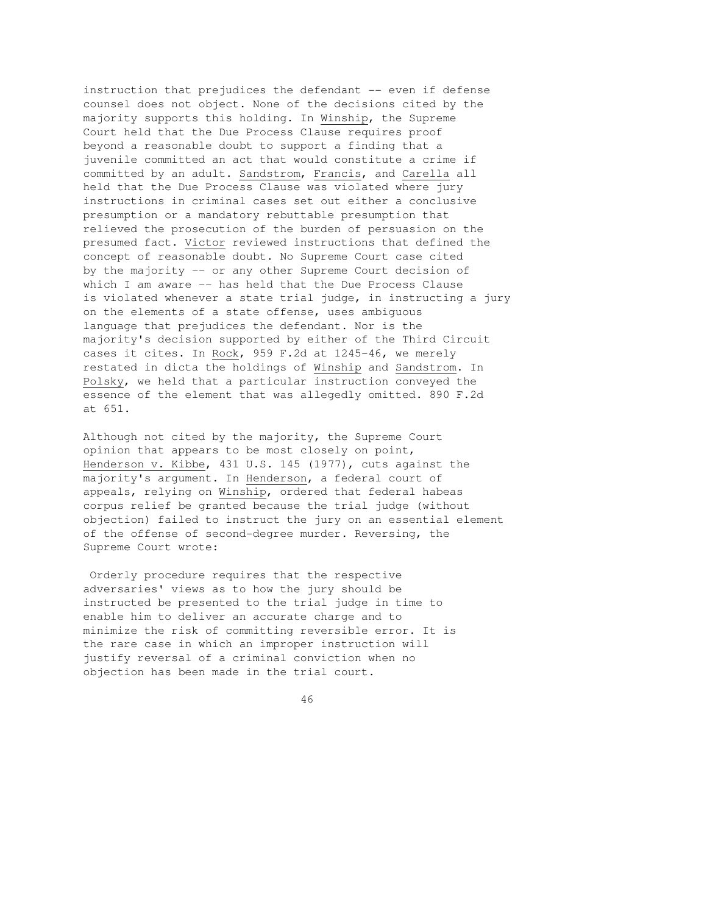instruction that prejudices the defendant -- even if defense counsel does not object. None of the decisions cited by the majority supports this holding. In Winship, the Supreme Court held that the Due Process Clause requires proof beyond a reasonable doubt to support a finding that a juvenile committed an act that would constitute a crime if committed by an adult. Sandstrom, Francis, and Carella all held that the Due Process Clause was violated where jury instructions in criminal cases set out either a conclusive presumption or a mandatory rebuttable presumption that relieved the prosecution of the burden of persuasion on the presumed fact. Victor reviewed instructions that defined the concept of reasonable doubt. No Supreme Court case cited by the majority -- or any other Supreme Court decision of which I am aware -- has held that the Due Process Clause is violated whenever a state trial judge, in instructing a jury on the elements of a state offense, uses ambiguous language that prejudices the defendant. Nor is the majority's decision supported by either of the Third Circuit cases it cites. In Rock, 959 F.2d at 1245-46, we merely restated in dicta the holdings of Winship and Sandstrom. In Polsky, we held that a particular instruction conveyed the essence of the element that was allegedly omitted. 890 F.2d at 651.

Although not cited by the majority, the Supreme Court opinion that appears to be most closely on point, Henderson v. Kibbe, 431 U.S. 145 (1977), cuts against the majority's argument. In Henderson, a federal court of appeals, relying on Winship, ordered that federal habeas corpus relief be granted because the trial judge (without objection) failed to instruct the jury on an essential element of the offense of second-degree murder. Reversing, the Supreme Court wrote:

> Orderly procedure requires that the respective adversaries' views as to how the jury should be instructed be presented to the trial judge in time to enable him to deliver an accurate charge and to minimize the risk of committing reversible error. It is the rare case in which an improper instruction will justify reversal of a criminal conviction when no objection has been made in the trial court.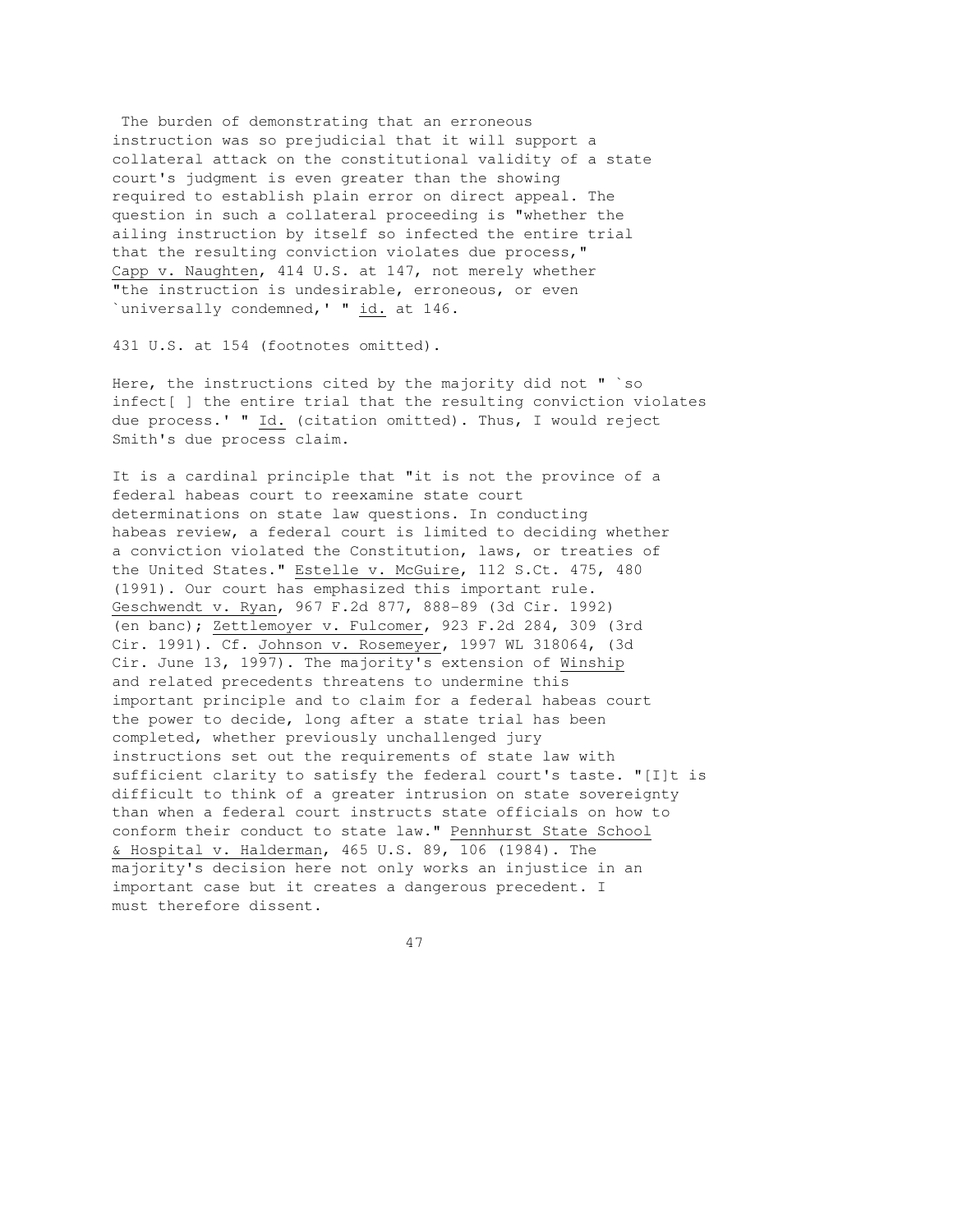The burden of demonstrating that an erroneous instruction was so prejudicial that it will support a collateral attack on the constitutional validity of a state court's judgment is even greater than the showing required to establish plain error on direct appeal. The question in such a collateral proceeding is "whether the ailing instruction by itself so infected the entire trial that the resulting conviction violates due process," Capp v. Naughten, 414 U.S. at 147, not merely whether "the instruction is undesirable, erroneous, or even `universally condemned,' " id. at 146.

431 U.S. at 154 (footnotes omitted).

Here, the instructions cited by the majority did not " `so infect[ ] the entire trial that the resulting conviction violates due process.' " Id. (citation omitted). Thus, I would reject Smith's due process claim.

It is a cardinal principle that "it is not the province of a federal habeas court to reexamine state court determinations on state law questions. In conducting habeas review, a federal court is limited to deciding whether a conviction violated the Constitution, laws, or treaties of the United States." Estelle v. McGuire, 112 S.Ct. 475, 480 (1991). Our court has emphasized this important rule. Geschwendt v. Ryan, 967 F.2d 877, 888-89 (3d Cir. 1992) (en banc); Zettlemoyer v. Fulcomer, 923 F.2d 284, 309 (3rd Cir. 1991). Cf. Johnson v. Rosemeyer, 1997 WL 318064, (3d Cir. June 13, 1997). The majority's extension of Winship and related precedents threatens to undermine this important principle and to claim for a federal habeas court the power to decide, long after a state trial has been completed, whether previously unchallenged jury instructions set out the requirements of state law with sufficient clarity to satisfy the federal court's taste. "[I]t is difficult to think of a greater intrusion on state sovereignty than when a federal court instructs state officials on how to conform their conduct to state law." Pennhurst State School & Hospital v. Halderman, 465 U.S. 89, 106 (1984). The majority's decision here not only works an injustice in an important case but it creates a dangerous precedent. I must therefore dissent.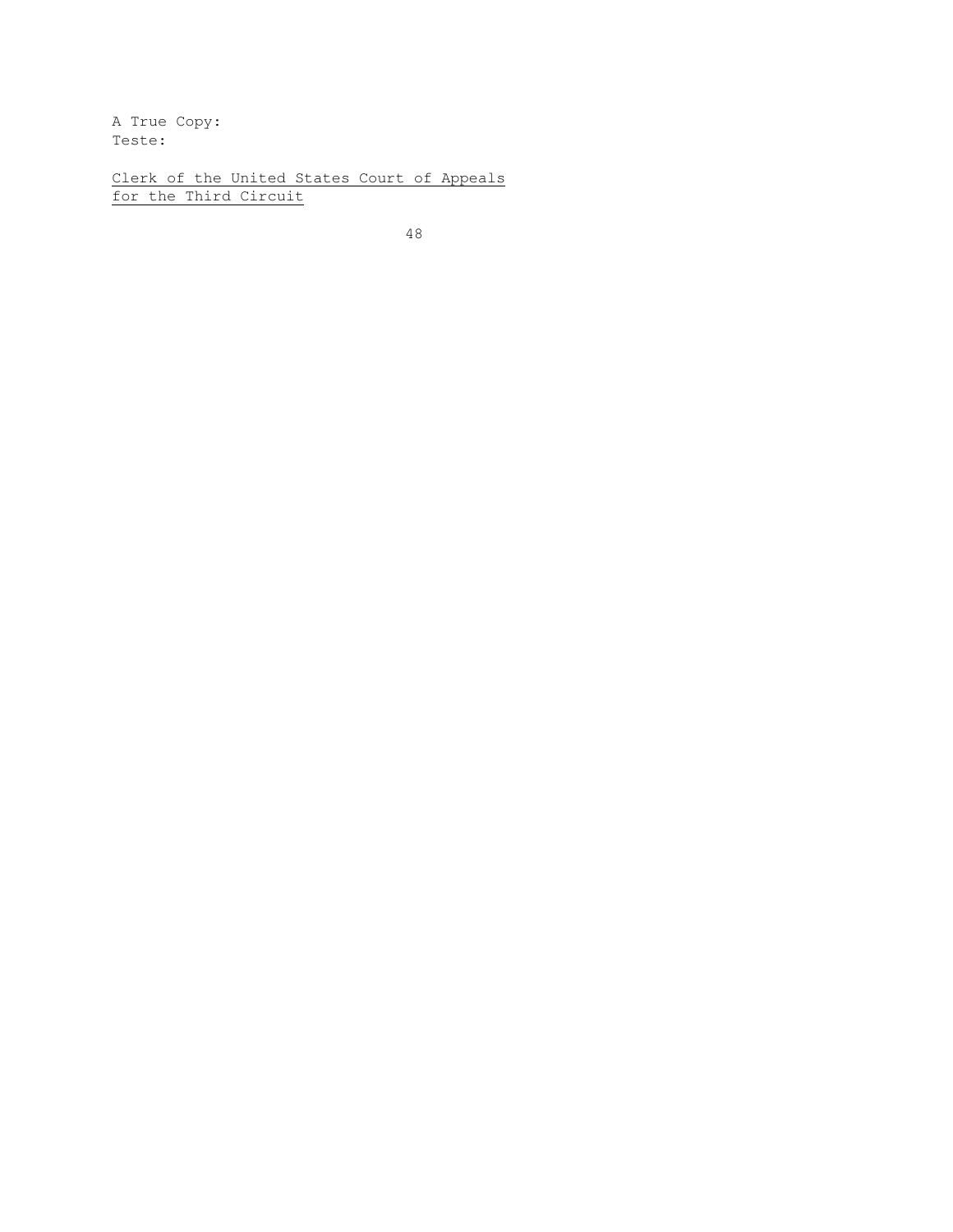A True Copy:
Teste:

Clerk of the United States Court of Appeals
for the Third Circuit